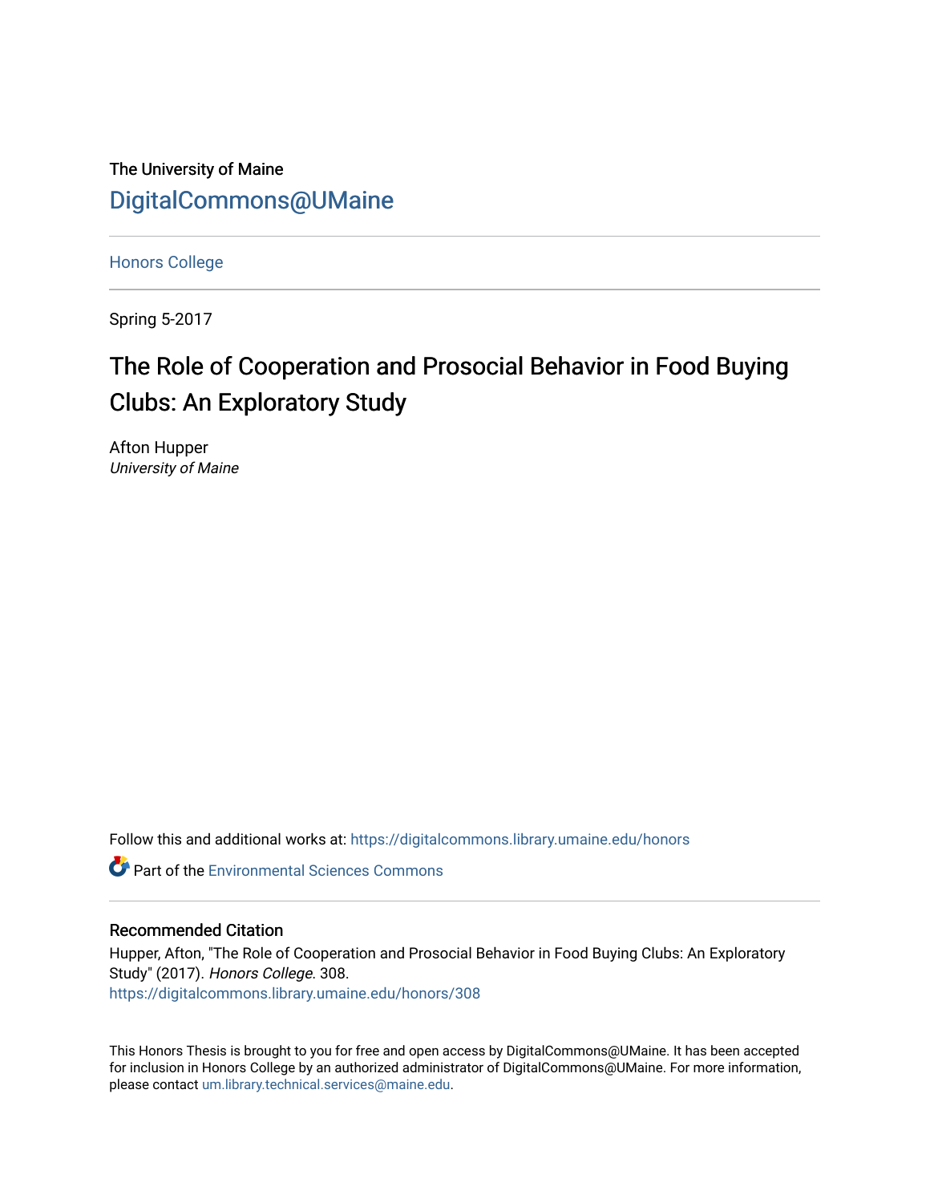The University of Maine

DigitalCommons@UMaine

Honors College

Spring 5-2017

# The Role of Cooperation and Prosocial Behavior in Food Buying Clubs: An Exploratory Study

Afton Hupper
*University of Maine*

Follow this and additional works at: https://digitalcommons.library.umaine.edu/honors

Part of the Environmental Sciences Commons

## Recommended Citation

Hupper, Afton, "The Role of Cooperation and Prosocial Behavior in Food Buying Clubs: An Exploratory Study" (2017). *Honors College*. 308.
https://digitalcommons.library.umaine.edu/honors/308

This Honors Thesis is brought to you for free and open access by DigitalCommons@UMaine. It has been accepted for inclusion in Honors College by an authorized administrator of DigitalCommons@UMaine. For more information, please contact um.library.technical.services@maine.edu.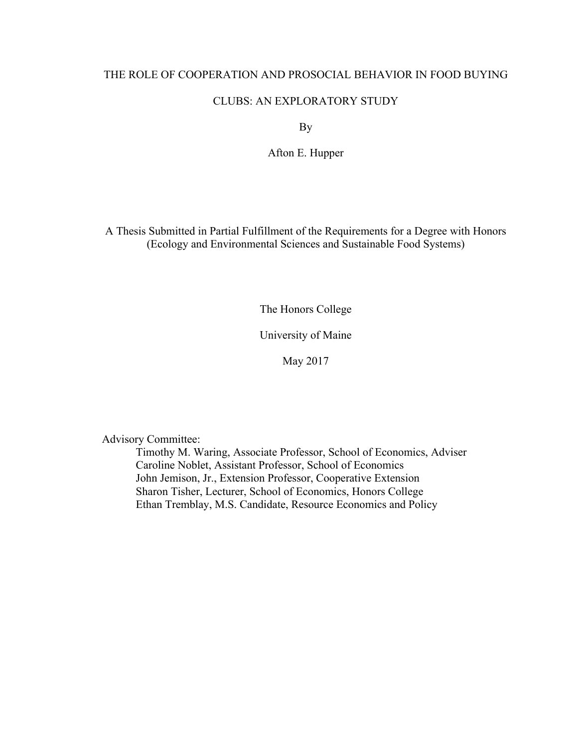# THE ROLE OF COOPERATION AND PROSOCIAL BEHAVIOR IN FOOD BUYING CLUBS: AN EXPLORATORY STUDY

By

Afton E. Hupper

A Thesis Submitted in Partial Fulfillment of the Requirements for a Degree with Honors
(Ecology and Environmental Sciences and Sustainable Food Systems)

The Honors College

University of Maine

May 2017

Advisory Committee:

- Timothy M. Waring, Associate Professor, School of Economics, Adviser
- Caroline Noblet, Assistant Professor, School of Economics
- John Jemison, Jr., Extension Professor, Cooperative Extension
- Sharon Tisher, Lecturer, School of Economics, Honors College
- Ethan Tremblay, M.S. Candidate, Resource Economics and Policy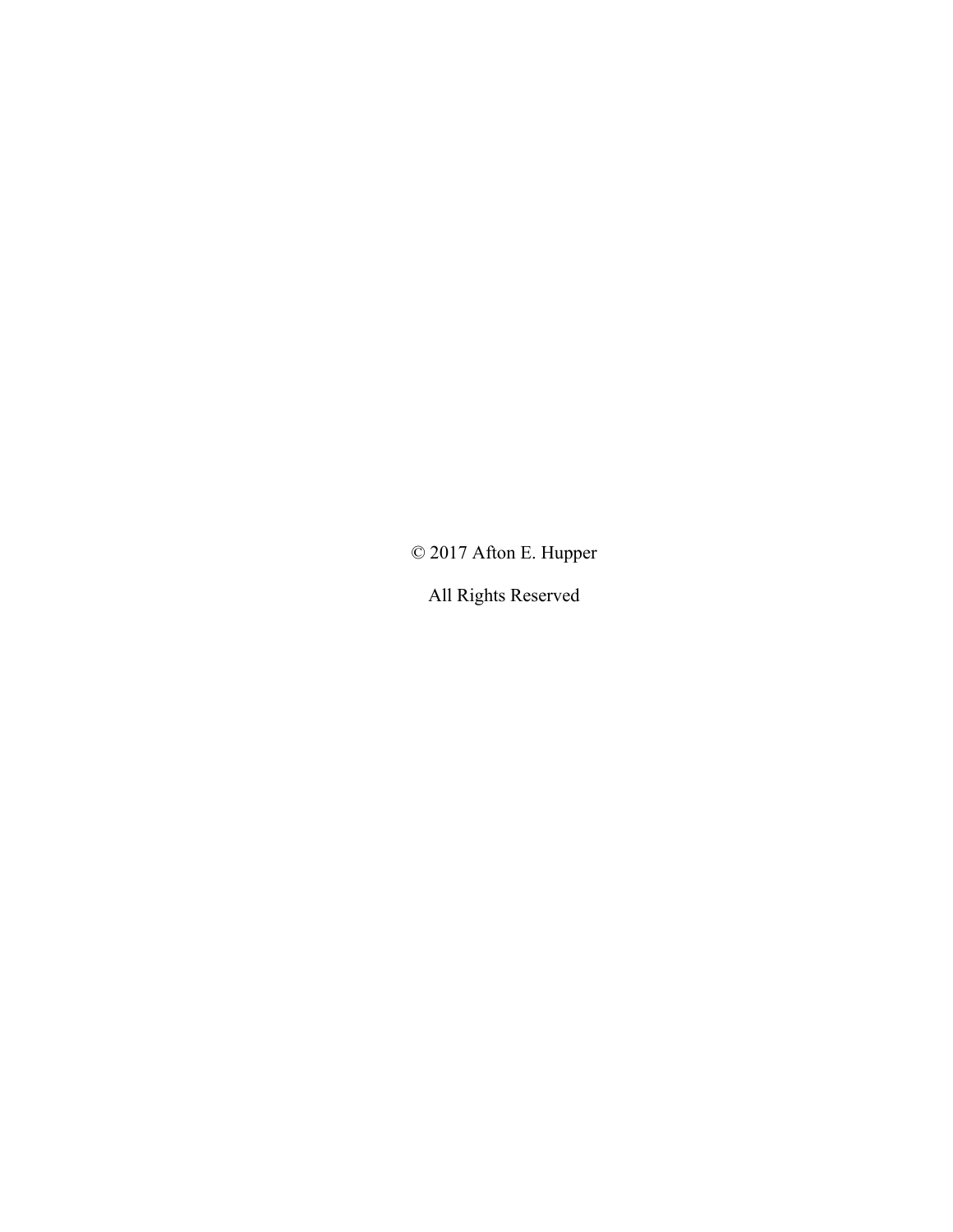© 2017 Afton E. Hupper

All Rights Reserved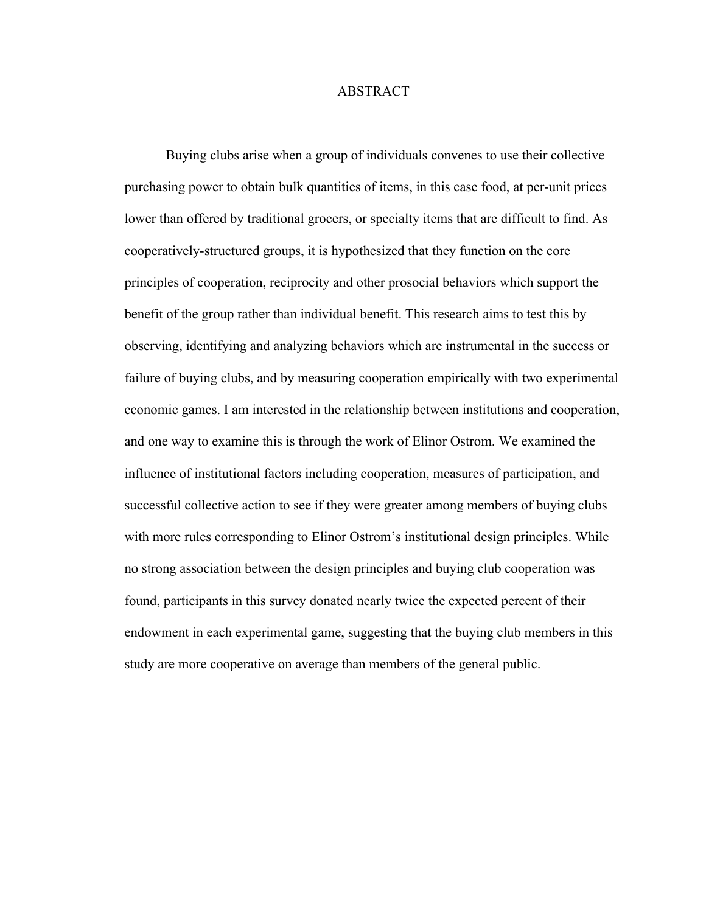# ABSTRACT

Buying clubs arise when a group of individuals convenes to use their collective purchasing power to obtain bulk quantities of items, in this case food, at per-unit prices lower than offered by traditional grocers, or specialty items that are difficult to find. As cooperatively-structured groups, it is hypothesized that they function on the core principles of cooperation, reciprocity and other prosocial behaviors which support the benefit of the group rather than individual benefit. This research aims to test this by observing, identifying and analyzing behaviors which are instrumental in the success or failure of buying clubs, and by measuring cooperation empirically with two experimental economic games. I am interested in the relationship between institutions and cooperation, and one way to examine this is through the work of Elinor Ostrom. We examined the influence of institutional factors including cooperation, measures of participation, and successful collective action to see if they were greater among members of buying clubs with more rules corresponding to Elinor Ostrom's institutional design principles. While no strong association between the design principles and buying club cooperation was found, participants in this survey donated nearly twice the expected percent of their endowment in each experimental game, suggesting that the buying club members in this study are more cooperative on average than members of the general public.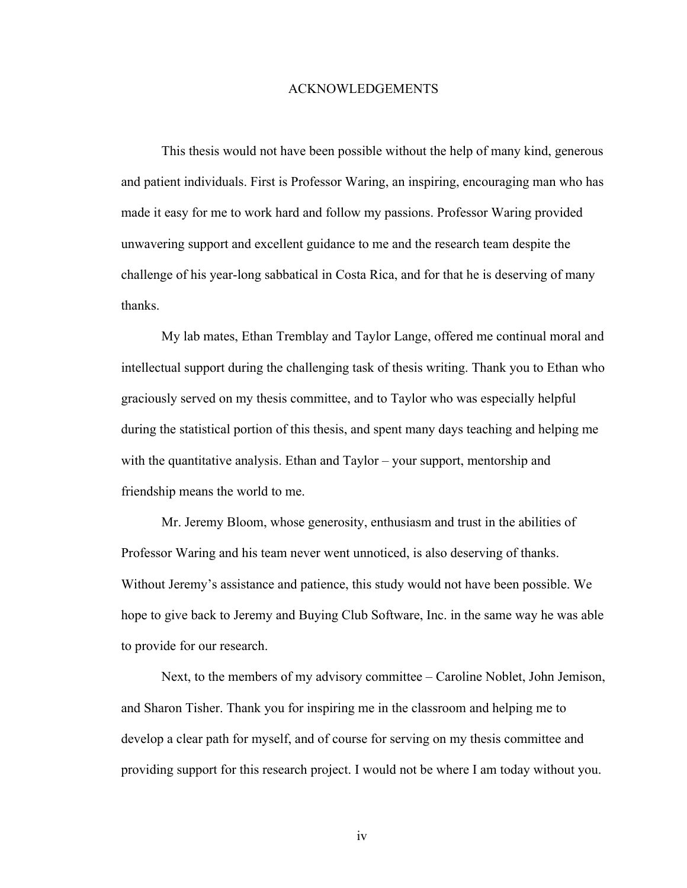# ACKNOWLEDGEMENTS

This thesis would not have been possible without the help of many kind, generous and patient individuals. First is Professor Waring, an inspiring, encouraging man who has made it easy for me to work hard and follow my passions. Professor Waring provided unwavering support and excellent guidance to me and the research team despite the challenge of his year-long sabbatical in Costa Rica, and for that he is deserving of many thanks.

My lab mates, Ethan Tremblay and Taylor Lange, offered me continual moral and intellectual support during the challenging task of thesis writing. Thank you to Ethan who graciously served on my thesis committee, and to Taylor who was especially helpful during the statistical portion of this thesis, and spent many days teaching and helping me with the quantitative analysis. Ethan and Taylor – your support, mentorship and friendship means the world to me.

Mr. Jeremy Bloom, whose generosity, enthusiasm and trust in the abilities of Professor Waring and his team never went unnoticed, is also deserving of thanks. Without Jeremy's assistance and patience, this study would not have been possible. We hope to give back to Jeremy and Buying Club Software, Inc. in the same way he was able to provide for our research.

Next, to the members of my advisory committee – Caroline Noblet, John Jemison, and Sharon Tisher. Thank you for inspiring me in the classroom and helping me to develop a clear path for myself, and of course for serving on my thesis committee and providing support for this research project. I would not be where I am today without you.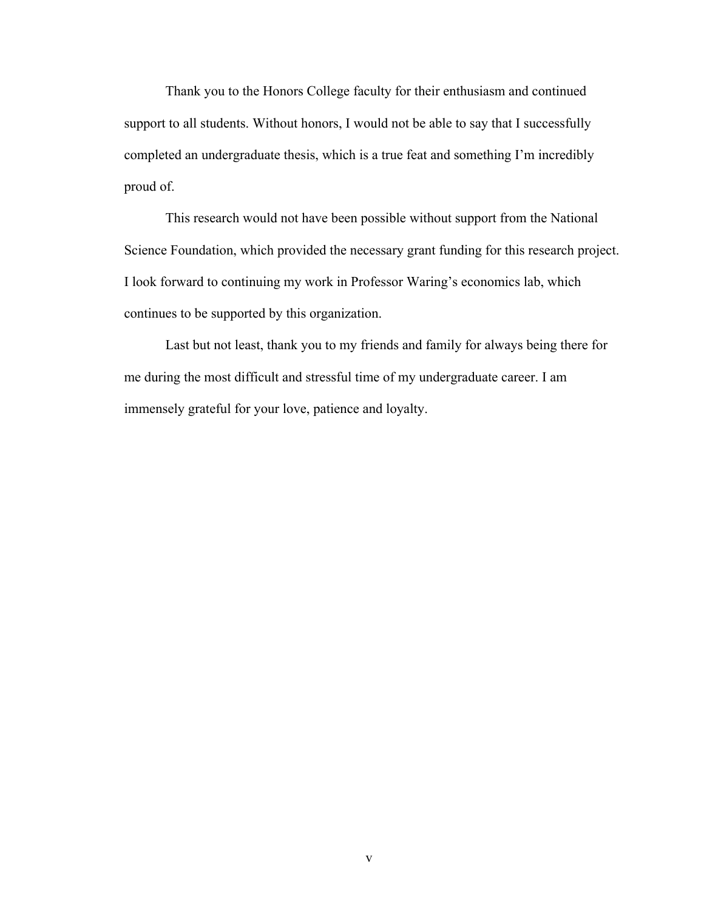Thank you to the Honors College faculty for their enthusiasm and continued support to all students. Without honors, I would not be able to say that I successfully completed an undergraduate thesis, which is a true feat and something I'm incredibly proud of.

This research would not have been possible without support from the National Science Foundation, which provided the necessary grant funding for this research project. I look forward to continuing my work in Professor Waring's economics lab, which continues to be supported by this organization.

Last but not least, thank you to my friends and family for always being there for me during the most difficult and stressful time of my undergraduate career. I am immensely grateful for your love, patience and loyalty.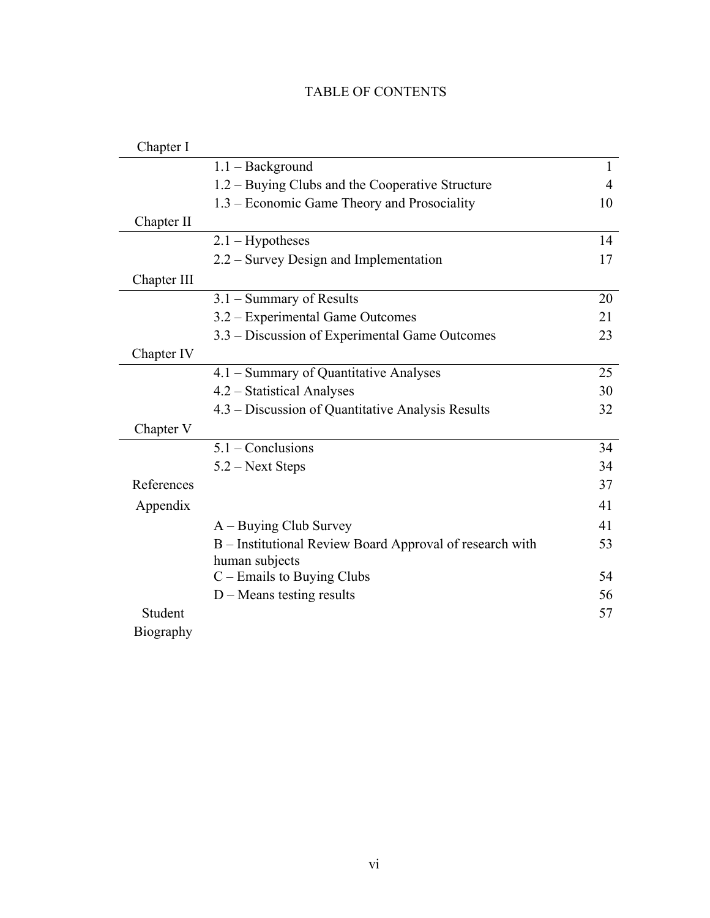# TABLE OF CONTENTS

| | | |
|---|---|---|
| Chapter I | | |
| | 1.1 – Background | 1 |
| | 1.2 – Buying Clubs and the Cooperative Structure | 4 |
| | 1.3 – Economic Game Theory and Prosociality | 10 |
| Chapter II | | |
| | 2.1 – Hypotheses | 14 |
| | 2.2 – Survey Design and Implementation | 17 |
| Chapter III | | |
| | 3.1 – Summary of Results | 20 |
| | 3.2 – Experimental Game Outcomes | 21 |
| | 3.3 – Discussion of Experimental Game Outcomes | 23 |
| Chapter IV | | |
| | 4.1 – Summary of Quantitative Analyses | 25 |
| | 4.2 – Statistical Analyses | 30 |
| | 4.3 – Discussion of Quantitative Analysis Results | 32 |
| Chapter V | | |
| | 5.1 – Conclusions | 34 |
| | 5.2 – Next Steps | 34 |
| References | | 37 |
| Appendix | | 41 |
| | A – Buying Club Survey | 41 |
| | B – Institutional Review Board Approval of research with human subjects | 53 |
| | C – Emails to Buying Clubs | 54 |
| | D – Means testing results | 56 |
| Student Biography | | 57 |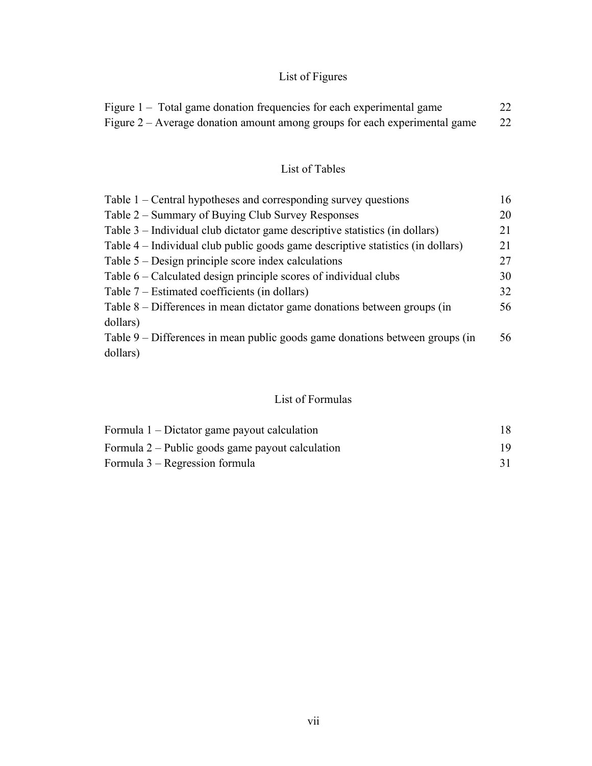## List of Figures

| | |
|---|---|
| Figure 1 – Total game donation frequencies for each experimental game | 22 |
| Figure 2 – Average donation amount among groups for each experimental game | 22 |

## List of Tables

| | |
|---|---|
| Table 1 – Central hypotheses and corresponding survey questions | 16 |
| Table 2 – Summary of Buying Club Survey Responses | 20 |
| Table 3 – Individual club dictator game descriptive statistics (in dollars) | 21 |
| Table 4 – Individual club public goods game descriptive statistics (in dollars) | 21 |
| Table 5 – Design principle score index calculations | 27 |
| Table 6 – Calculated design principle scores of individual clubs | 30 |
| Table 7 – Estimated coefficients (in dollars) | 32 |
| Table 8 – Differences in mean dictator game donations between groups (in dollars) | 56 |
| Table 9 – Differences in mean public goods game donations between groups (in dollars) | 56 |

## List of Formulas

| | |
|---|---|
| Formula 1 – Dictator game payout calculation | 18 |
| Formula 2 – Public goods game payout calculation | 19 |
| Formula 3 – Regression formula | 31 |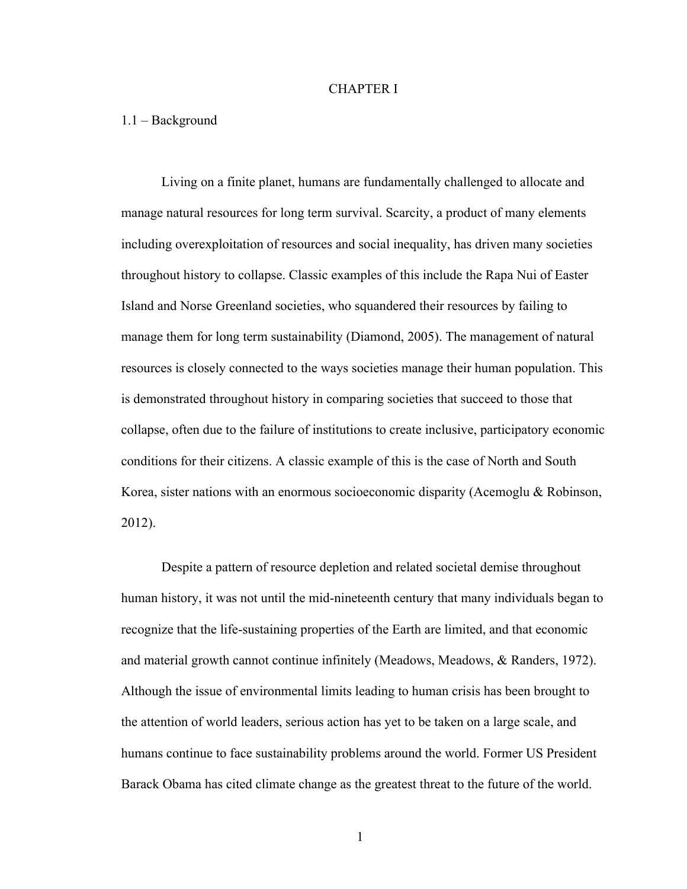# CHAPTER I

## 1.1 – Background

Living on a finite planet, humans are fundamentally challenged to allocate and manage natural resources for long term survival. Scarcity, a product of many elements including overexploitation of resources and social inequality, has driven many societies throughout history to collapse. Classic examples of this include the Rapa Nui of Easter Island and Norse Greenland societies, who squandered their resources by failing to manage them for long term sustainability (Diamond, 2005). The management of natural resources is closely connected to the ways societies manage their human population. This is demonstrated throughout history in comparing societies that succeed to those that collapse, often due to the failure of institutions to create inclusive, participatory economic conditions for their citizens. A classic example of this is the case of North and South Korea, sister nations with an enormous socioeconomic disparity (Acemoglu & Robinson, 2012).

Despite a pattern of resource depletion and related societal demise throughout human history, it was not until the mid-nineteenth century that many individuals began to recognize that the life-sustaining properties of the Earth are limited, and that economic and material growth cannot continue infinitely (Meadows, Meadows, & Randers, 1972). Although the issue of environmental limits leading to human crisis has been brought to the attention of world leaders, serious action has yet to be taken on a large scale, and humans continue to face sustainability problems around the world. Former US President Barack Obama has cited climate change as the greatest threat to the future of the world.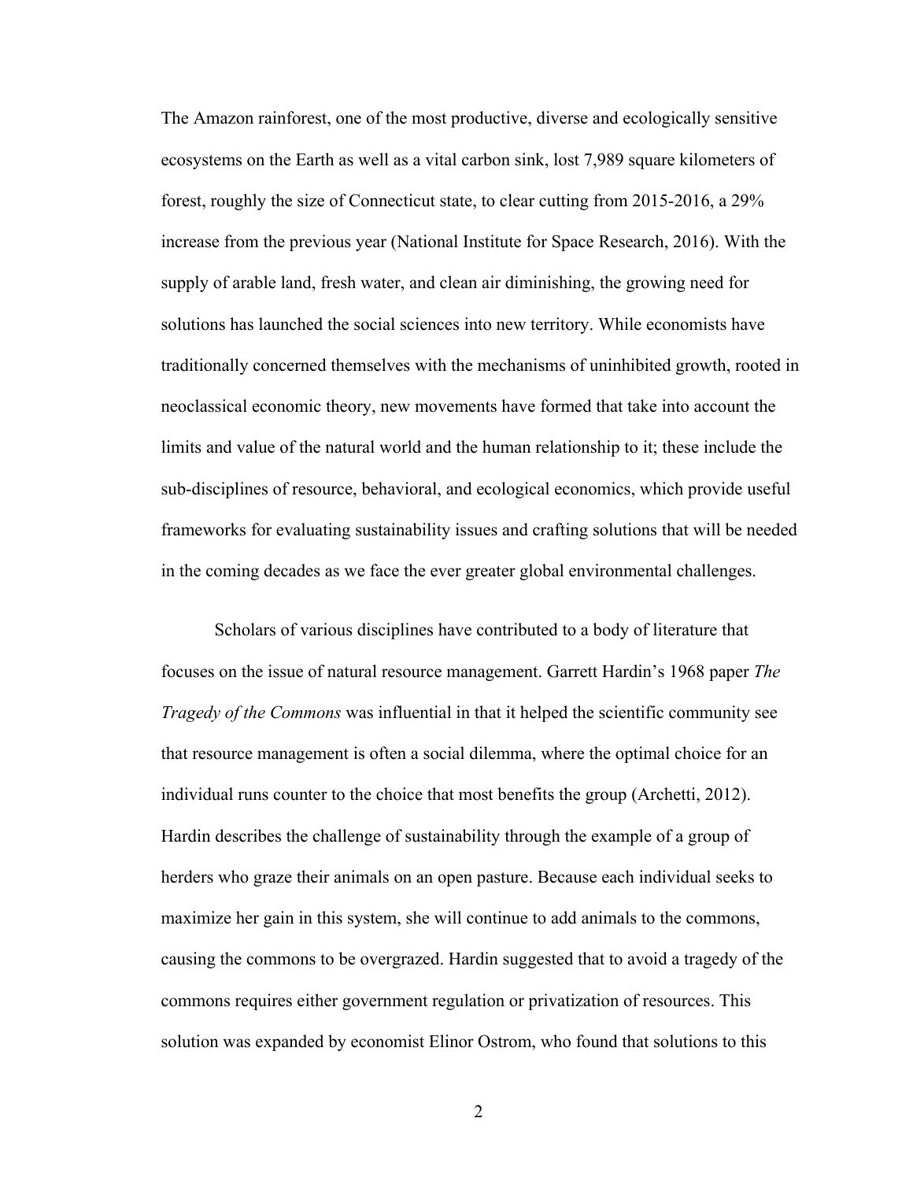The Amazon rainforest, one of the most productive, diverse and ecologically sensitive ecosystems on the Earth as well as a vital carbon sink, lost 7,989 square kilometers of forest, roughly the size of Connecticut state, to clear cutting from 2015-2016, a 29% increase from the previous year (National Institute for Space Research, 2016). With the supply of arable land, fresh water, and clean air diminishing, the growing need for solutions has launched the social sciences into new territory. While economists have traditionally concerned themselves with the mechanisms of uninhibited growth, rooted in neoclassical economic theory, new movements have formed that take into account the limits and value of the natural world and the human relationship to it; these include the sub-disciplines of resource, behavioral, and ecological economics, which provide useful frameworks for evaluating sustainability issues and crafting solutions that will be needed in the coming decades as we face the ever greater global environmental challenges.

Scholars of various disciplines have contributed to a body of literature that focuses on the issue of natural resource management. Garrett Hardin's 1968 paper *The Tragedy of the Commons* was influential in that it helped the scientific community see that resource management is often a social dilemma, where the optimal choice for an individual runs counter to the choice that most benefits the group (Archetti, 2012). Hardin describes the challenge of sustainability through the example of a group of herders who graze their animals on an open pasture. Because each individual seeks to maximize her gain in this system, she will continue to add animals to the commons, causing the commons to be overgrazed. Hardin suggested that to avoid a tragedy of the commons requires either government regulation or privatization of resources. This solution was expanded by economist Elinor Ostrom, who found that solutions to this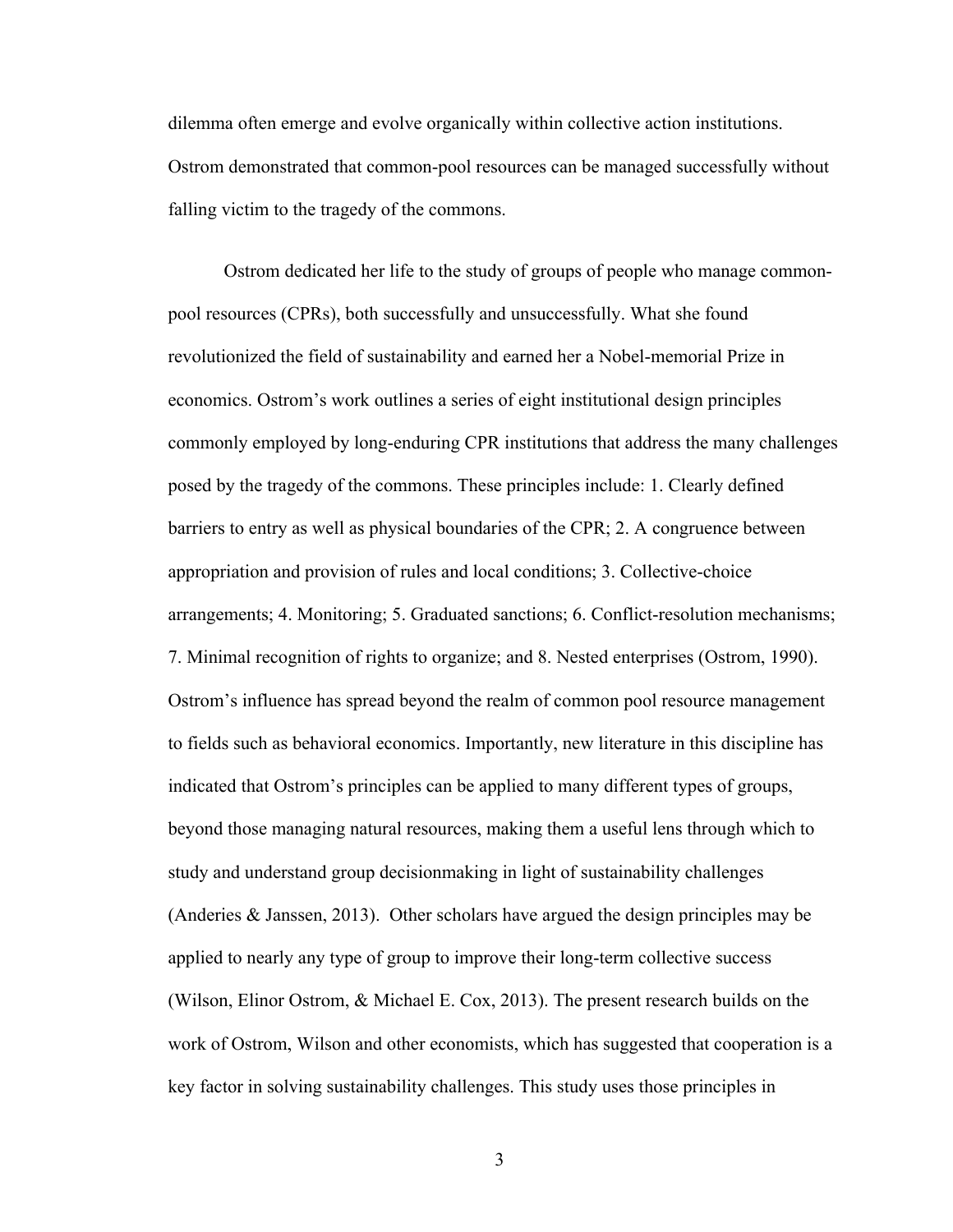dilemma often emerge and evolve organically within collective action institutions. Ostrom demonstrated that common-pool resources can be managed successfully without falling victim to the tragedy of the commons.

Ostrom dedicated her life to the study of groups of people who manage common-pool resources (CPRs), both successfully and unsuccessfully. What she found revolutionized the field of sustainability and earned her a Nobel-memorial Prize in economics. Ostrom's work outlines a series of eight institutional design principles commonly employed by long-enduring CPR institutions that address the many challenges posed by the tragedy of the commons. These principles include: 1. Clearly defined barriers to entry as well as physical boundaries of the CPR; 2. A congruence between appropriation and provision of rules and local conditions; 3. Collective-choice arrangements; 4. Monitoring; 5. Graduated sanctions; 6. Conflict-resolution mechanisms; 7. Minimal recognition of rights to organize; and 8. Nested enterprises (Ostrom, 1990). Ostrom's influence has spread beyond the realm of common pool resource management to fields such as behavioral economics. Importantly, new literature in this discipline has indicated that Ostrom's principles can be applied to many different types of groups, beyond those managing natural resources, making them a useful lens through which to study and understand group decisionmaking in light of sustainability challenges (Anderies & Janssen, 2013). Other scholars have argued the design principles may be applied to nearly any type of group to improve their long-term collective success (Wilson, Elinor Ostrom, & Michael E. Cox, 2013). The present research builds on the work of Ostrom, Wilson and other economists, which has suggested that cooperation is a key factor in solving sustainability challenges. This study uses those principles in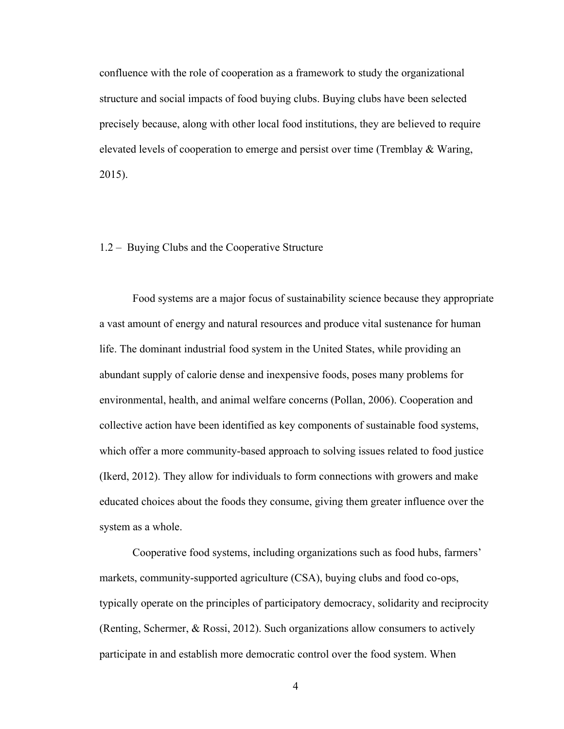confluence with the role of cooperation as a framework to study the organizational structure and social impacts of food buying clubs. Buying clubs have been selected precisely because, along with other local food institutions, they are believed to require elevated levels of cooperation to emerge and persist over time (Tremblay & Waring, 2015).

## 1.2 – Buying Clubs and the Cooperative Structure

Food systems are a major focus of sustainability science because they appropriate a vast amount of energy and natural resources and produce vital sustenance for human life. The dominant industrial food system in the United States, while providing an abundant supply of calorie dense and inexpensive foods, poses many problems for environmental, health, and animal welfare concerns (Pollan, 2006). Cooperation and collective action have been identified as key components of sustainable food systems, which offer a more community-based approach to solving issues related to food justice (Ikerd, 2012). They allow for individuals to form connections with growers and make educated choices about the foods they consume, giving them greater influence over the system as a whole.

Cooperative food systems, including organizations such as food hubs, farmers' markets, community-supported agriculture (CSA), buying clubs and food co-ops, typically operate on the principles of participatory democracy, solidarity and reciprocity (Renting, Schermer, & Rossi, 2012). Such organizations allow consumers to actively participate in and establish more democratic control over the food system. When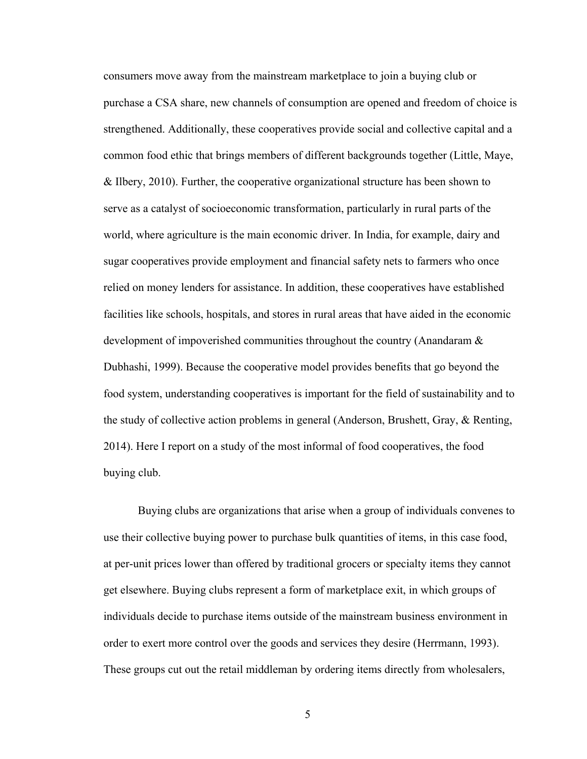consumers move away from the mainstream marketplace to join a buying club or purchase a CSA share, new channels of consumption are opened and freedom of choice is strengthened. Additionally, these cooperatives provide social and collective capital and a common food ethic that brings members of different backgrounds together (Little, Maye, & Ilbery, 2010). Further, the cooperative organizational structure has been shown to serve as a catalyst of socioeconomic transformation, particularly in rural parts of the world, where agriculture is the main economic driver. In India, for example, dairy and sugar cooperatives provide employment and financial safety nets to farmers who once relied on money lenders for assistance. In addition, these cooperatives have established facilities like schools, hospitals, and stores in rural areas that have aided in the economic development of impoverished communities throughout the country (Anandaram & Dubhashi, 1999). Because the cooperative model provides benefits that go beyond the food system, understanding cooperatives is important for the field of sustainability and to the study of collective action problems in general (Anderson, Brushett, Gray, & Renting, 2014). Here I report on a study of the most informal of food cooperatives, the food buying club.

Buying clubs are organizations that arise when a group of individuals convenes to use their collective buying power to purchase bulk quantities of items, in this case food, at per-unit prices lower than offered by traditional grocers or specialty items they cannot get elsewhere. Buying clubs represent a form of marketplace exit, in which groups of individuals decide to purchase items outside of the mainstream business environment in order to exert more control over the goods and services they desire (Herrmann, 1993). These groups cut out the retail middleman by ordering items directly from wholesalers,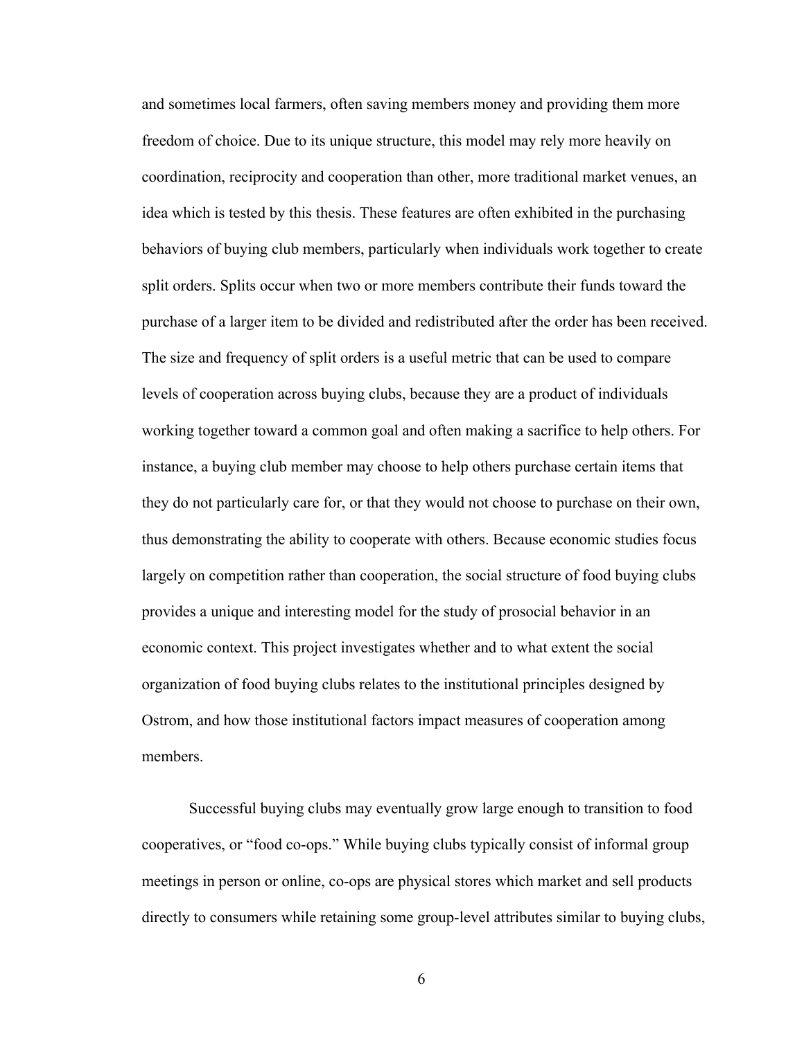and sometimes local farmers, often saving members money and providing them more freedom of choice. Due to its unique structure, this model may rely more heavily on coordination, reciprocity and cooperation than other, more traditional market venues, an idea which is tested by this thesis. These features are often exhibited in the purchasing behaviors of buying club members, particularly when individuals work together to create split orders. Splits occur when two or more members contribute their funds toward the purchase of a larger item to be divided and redistributed after the order has been received. The size and frequency of split orders is a useful metric that can be used to compare levels of cooperation across buying clubs, because they are a product of individuals working together toward a common goal and often making a sacrifice to help others. For instance, a buying club member may choose to help others purchase certain items that they do not particularly care for, or that they would not choose to purchase on their own, thus demonstrating the ability to cooperate with others. Because economic studies focus largely on competition rather than cooperation, the social structure of food buying clubs provides a unique and interesting model for the study of prosocial behavior in an economic context. This project investigates whether and to what extent the social organization of food buying clubs relates to the institutional principles designed by Ostrom, and how those institutional factors impact measures of cooperation among members.

Successful buying clubs may eventually grow large enough to transition to food cooperatives, or "food co-ops." While buying clubs typically consist of informal group meetings in person or online, co-ops are physical stores which market and sell products directly to consumers while retaining some group-level attributes similar to buying clubs,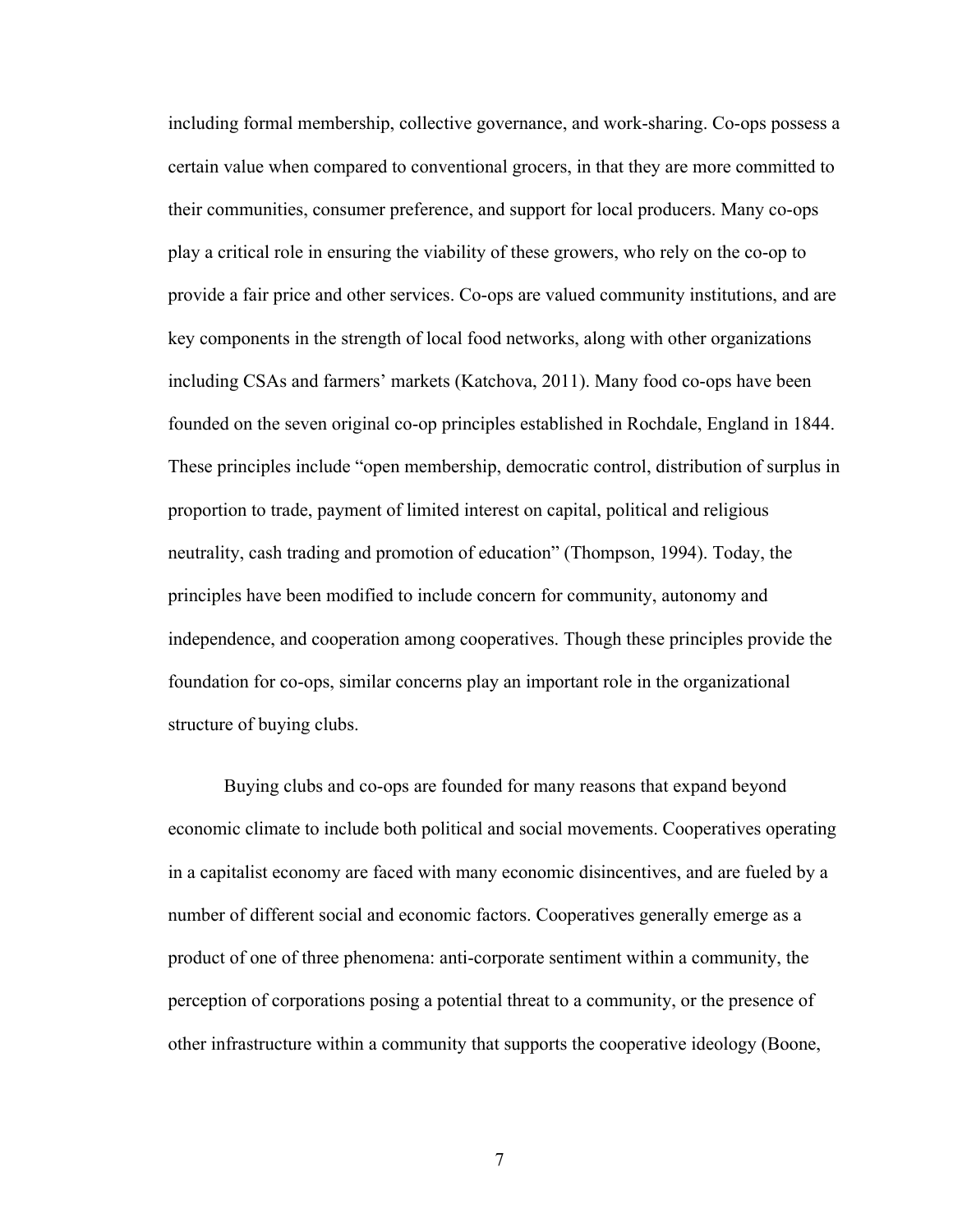including formal membership, collective governance, and work-sharing. Co-ops possess a certain value when compared to conventional grocers, in that they are more committed to their communities, consumer preference, and support for local producers. Many co-ops play a critical role in ensuring the viability of these growers, who rely on the co-op to provide a fair price and other services. Co-ops are valued community institutions, and are key components in the strength of local food networks, along with other organizations including CSAs and farmers' markets (Katchova, 2011). Many food co-ops have been founded on the seven original co-op principles established in Rochdale, England in 1844. These principles include "open membership, democratic control, distribution of surplus in proportion to trade, payment of limited interest on capital, political and religious neutrality, cash trading and promotion of education" (Thompson, 1994). Today, the principles have been modified to include concern for community, autonomy and independence, and cooperation among cooperatives. Though these principles provide the foundation for co-ops, similar concerns play an important role in the organizational structure of buying clubs.

Buying clubs and co-ops are founded for many reasons that expand beyond economic climate to include both political and social movements. Cooperatives operating in a capitalist economy are faced with many economic disincentives, and are fueled by a number of different social and economic factors. Cooperatives generally emerge as a product of one of three phenomena: anti-corporate sentiment within a community, the perception of corporations posing a potential threat to a community, or the presence of other infrastructure within a community that supports the cooperative ideology (Boone,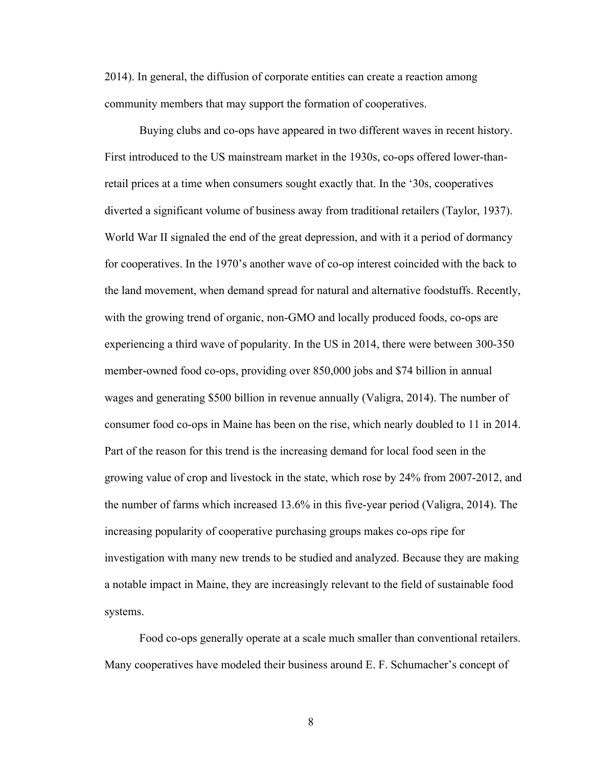2014). In general, the diffusion of corporate entities can create a reaction among community members that may support the formation of cooperatives.

Buying clubs and co-ops have appeared in two different waves in recent history. First introduced to the US mainstream market in the 1930s, co-ops offered lower-than-retail prices at a time when consumers sought exactly that. In the '30s, cooperatives diverted a significant volume of business away from traditional retailers (Taylor, 1937). World War II signaled the end of the great depression, and with it a period of dormancy for cooperatives. In the 1970's another wave of co-op interest coincided with the back to the land movement, when demand spread for natural and alternative foodstuffs. Recently, with the growing trend of organic, non-GMO and locally produced foods, co-ops are experiencing a third wave of popularity. In the US in 2014, there were between 300-350 member-owned food co-ops, providing over 850,000 jobs and $74 billion in annual wages and generating $500 billion in revenue annually (Valigra, 2014). The number of consumer food co-ops in Maine has been on the rise, which nearly doubled to 11 in 2014. Part of the reason for this trend is the increasing demand for local food seen in the growing value of crop and livestock in the state, which rose by 24% from 2007-2012, and the number of farms which increased 13.6% in this five-year period (Valigra, 2014). The increasing popularity of cooperative purchasing groups makes co-ops ripe for investigation with many new trends to be studied and analyzed. Because they are making a notable impact in Maine, they are increasingly relevant to the field of sustainable food systems.

Food co-ops generally operate at a scale much smaller than conventional retailers. Many cooperatives have modeled their business around E. F. Schumacher's concept of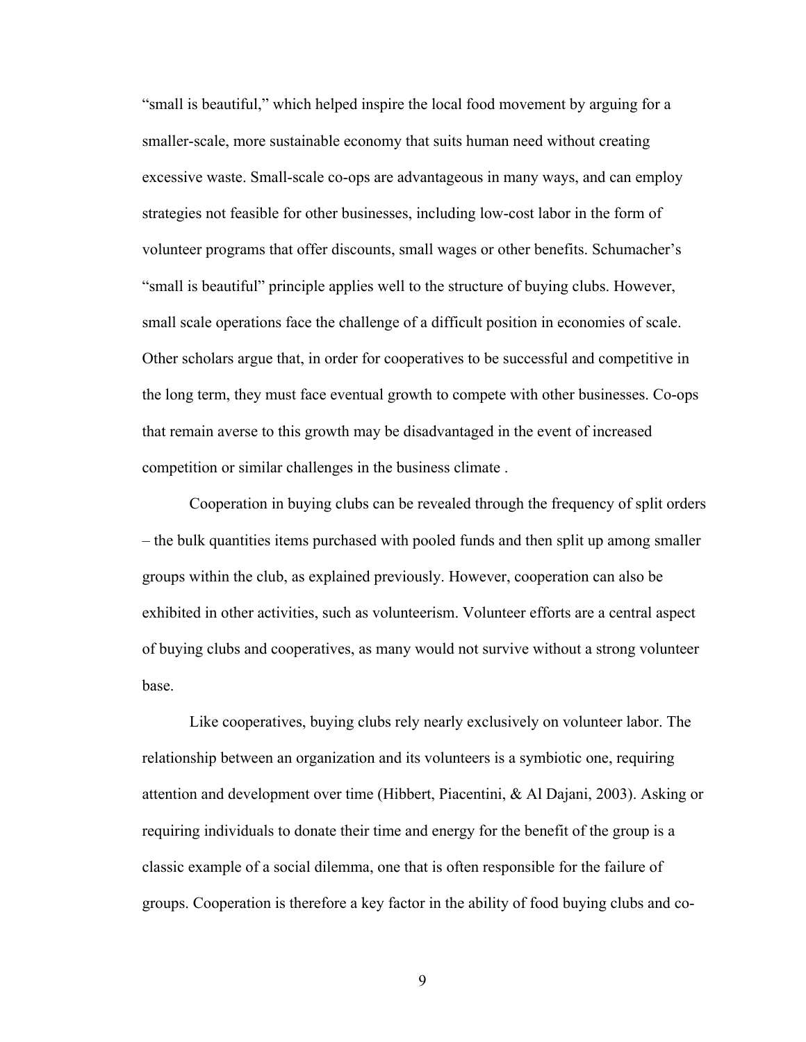"small is beautiful," which helped inspire the local food movement by arguing for a smaller-scale, more sustainable economy that suits human need without creating excessive waste. Small-scale co-ops are advantageous in many ways, and can employ strategies not feasible for other businesses, including low-cost labor in the form of volunteer programs that offer discounts, small wages or other benefits. Schumacher's "small is beautiful" principle applies well to the structure of buying clubs. However, small scale operations face the challenge of a difficult position in economies of scale. Other scholars argue that, in order for cooperatives to be successful and competitive in the long term, they must face eventual growth to compete with other businesses. Co-ops that remain averse to this growth may be disadvantaged in the event of increased competition or similar challenges in the business climate .

Cooperation in buying clubs can be revealed through the frequency of split orders – the bulk quantities items purchased with pooled funds and then split up among smaller groups within the club, as explained previously. However, cooperation can also be exhibited in other activities, such as volunteerism. Volunteer efforts are a central aspect of buying clubs and cooperatives, as many would not survive without a strong volunteer base.

Like cooperatives, buying clubs rely nearly exclusively on volunteer labor. The relationship between an organization and its volunteers is a symbiotic one, requiring attention and development over time (Hibbert, Piacentini, & Al Dajani, 2003). Asking or requiring individuals to donate their time and energy for the benefit of the group is a classic example of a social dilemma, one that is often responsible for the failure of groups. Cooperation is therefore a key factor in the ability of food buying clubs and co-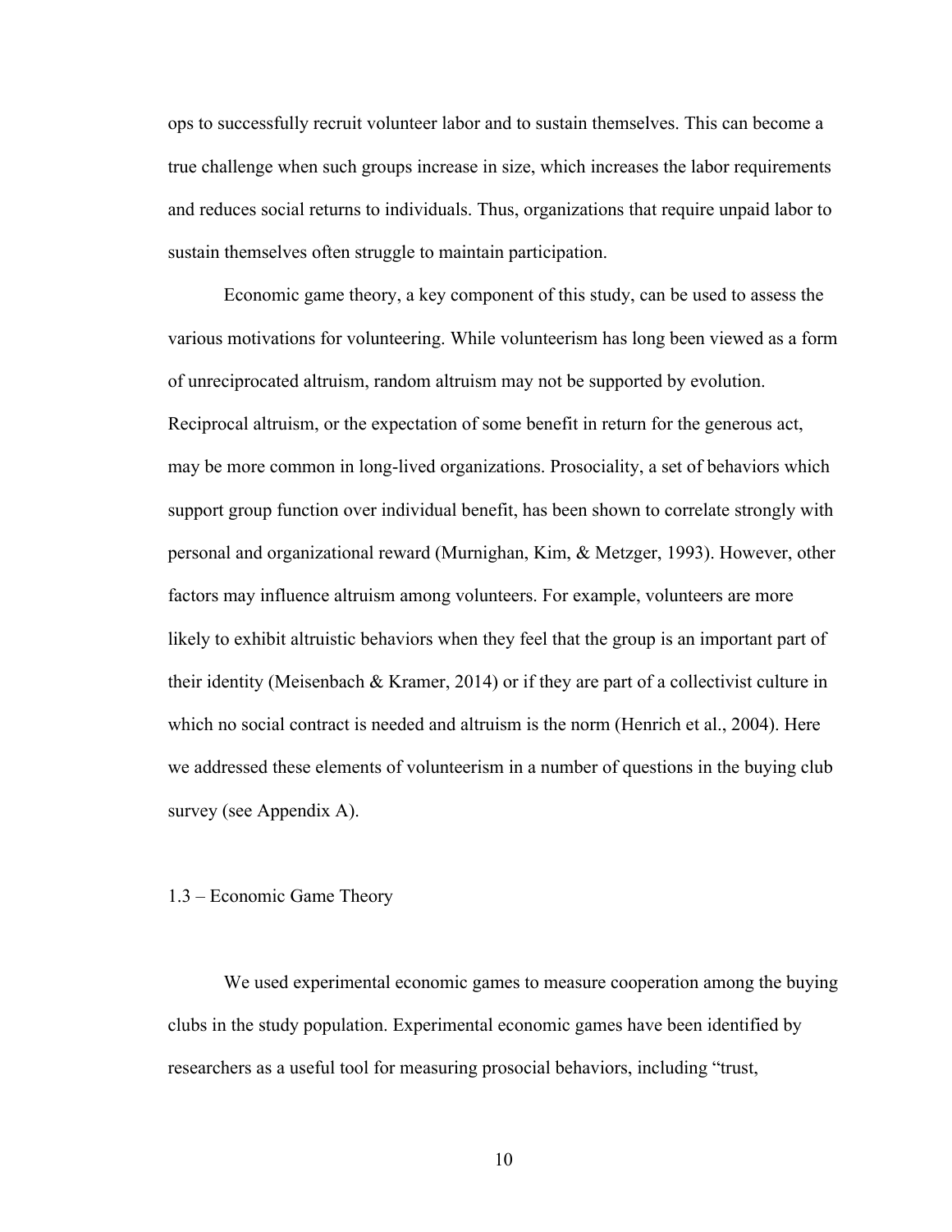ops to successfully recruit volunteer labor and to sustain themselves. This can become a true challenge when such groups increase in size, which increases the labor requirements and reduces social returns to individuals. Thus, organizations that require unpaid labor to sustain themselves often struggle to maintain participation.

Economic game theory, a key component of this study, can be used to assess the various motivations for volunteering. While volunteerism has long been viewed as a form of unreciprocated altruism, random altruism may not be supported by evolution. Reciprocal altruism, or the expectation of some benefit in return for the generous act, may be more common in long-lived organizations. Prosociality, a set of behaviors which support group function over individual benefit, has been shown to correlate strongly with personal and organizational reward (Murnighan, Kim, & Metzger, 1993). However, other factors may influence altruism among volunteers. For example, volunteers are more likely to exhibit altruistic behaviors when they feel that the group is an important part of their identity (Meisenbach & Kramer, 2014) or if they are part of a collectivist culture in which no social contract is needed and altruism is the norm (Henrich et al., 2004). Here we addressed these elements of volunteerism in a number of questions in the buying club survey (see Appendix A).

### 1.3 – Economic Game Theory

We used experimental economic games to measure cooperation among the buying clubs in the study population. Experimental economic games have been identified by researchers as a useful tool for measuring prosocial behaviors, including "trust,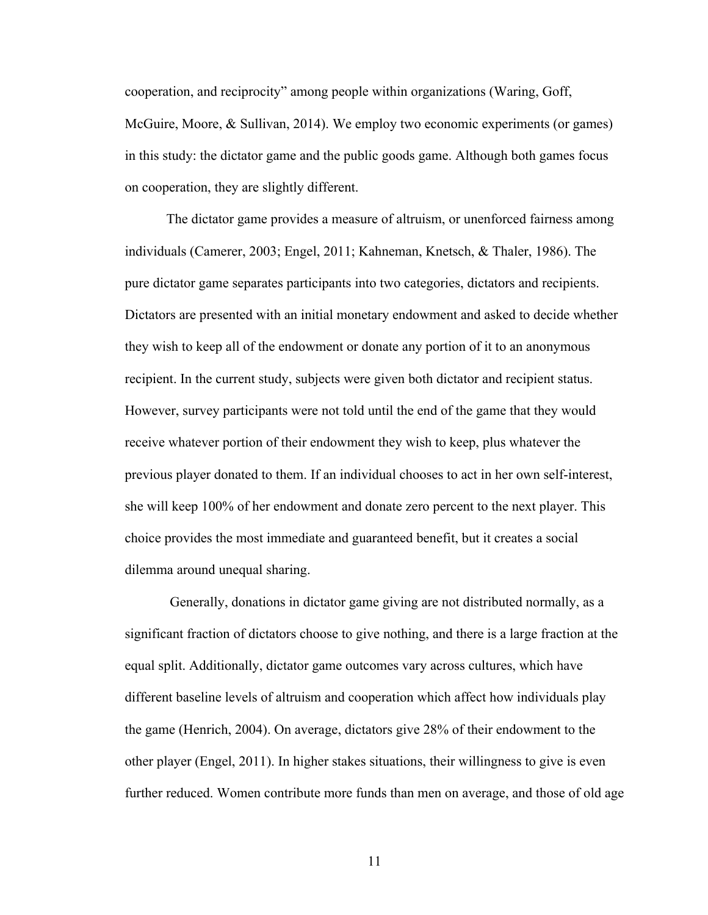cooperation, and reciprocity" among people within organizations (Waring, Goff, McGuire, Moore, & Sullivan, 2014). We employ two economic experiments (or games) in this study: the dictator game and the public goods game. Although both games focus on cooperation, they are slightly different.

The dictator game provides a measure of altruism, or unenforced fairness among individuals (Camerer, 2003; Engel, 2011; Kahneman, Knetsch, & Thaler, 1986). The pure dictator game separates participants into two categories, dictators and recipients. Dictators are presented with an initial monetary endowment and asked to decide whether they wish to keep all of the endowment or donate any portion of it to an anonymous recipient. In the current study, subjects were given both dictator and recipient status. However, survey participants were not told until the end of the game that they would receive whatever portion of their endowment they wish to keep, plus whatever the previous player donated to them. If an individual chooses to act in her own self-interest, she will keep 100% of her endowment and donate zero percent to the next player. This choice provides the most immediate and guaranteed benefit, but it creates a social dilemma around unequal sharing.

Generally, donations in dictator game giving are not distributed normally, as a significant fraction of dictators choose to give nothing, and there is a large fraction at the equal split. Additionally, dictator game outcomes vary across cultures, which have different baseline levels of altruism and cooperation which affect how individuals play the game (Henrich, 2004). On average, dictators give 28% of their endowment to the other player (Engel, 2011). In higher stakes situations, their willingness to give is even further reduced. Women contribute more funds than men on average, and those of old age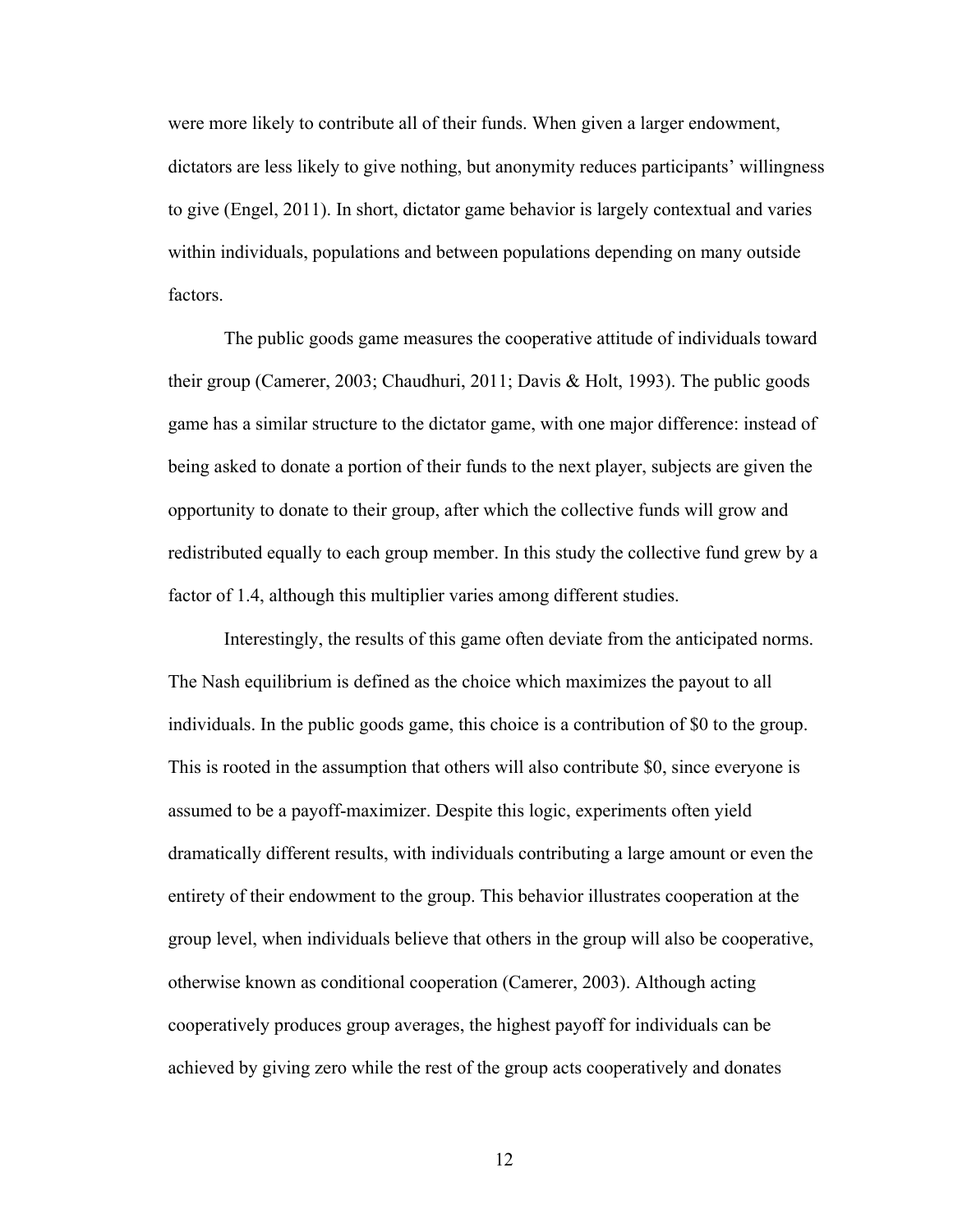were more likely to contribute all of their funds. When given a larger endowment, dictators are less likely to give nothing, but anonymity reduces participants' willingness to give (Engel, 2011). In short, dictator game behavior is largely contextual and varies within individuals, populations and between populations depending on many outside factors.

The public goods game measures the cooperative attitude of individuals toward their group (Camerer, 2003; Chaudhuri, 2011; Davis & Holt, 1993). The public goods game has a similar structure to the dictator game, with one major difference: instead of being asked to donate a portion of their funds to the next player, subjects are given the opportunity to donate to their group, after which the collective funds will grow and redistributed equally to each group member. In this study the collective fund grew by a factor of 1.4, although this multiplier varies among different studies.

Interestingly, the results of this game often deviate from the anticipated norms. The Nash equilibrium is defined as the choice which maximizes the payout to all individuals. In the public goods game, this choice is a contribution of $0 to the group. This is rooted in the assumption that others will also contribute $0, since everyone is assumed to be a payoff-maximizer. Despite this logic, experiments often yield dramatically different results, with individuals contributing a large amount or even the entirety of their endowment to the group. This behavior illustrates cooperation at the group level, when individuals believe that others in the group will also be cooperative, otherwise known as conditional cooperation (Camerer, 2003). Although acting cooperatively produces group averages, the highest payoff for individuals can be achieved by giving zero while the rest of the group acts cooperatively and donates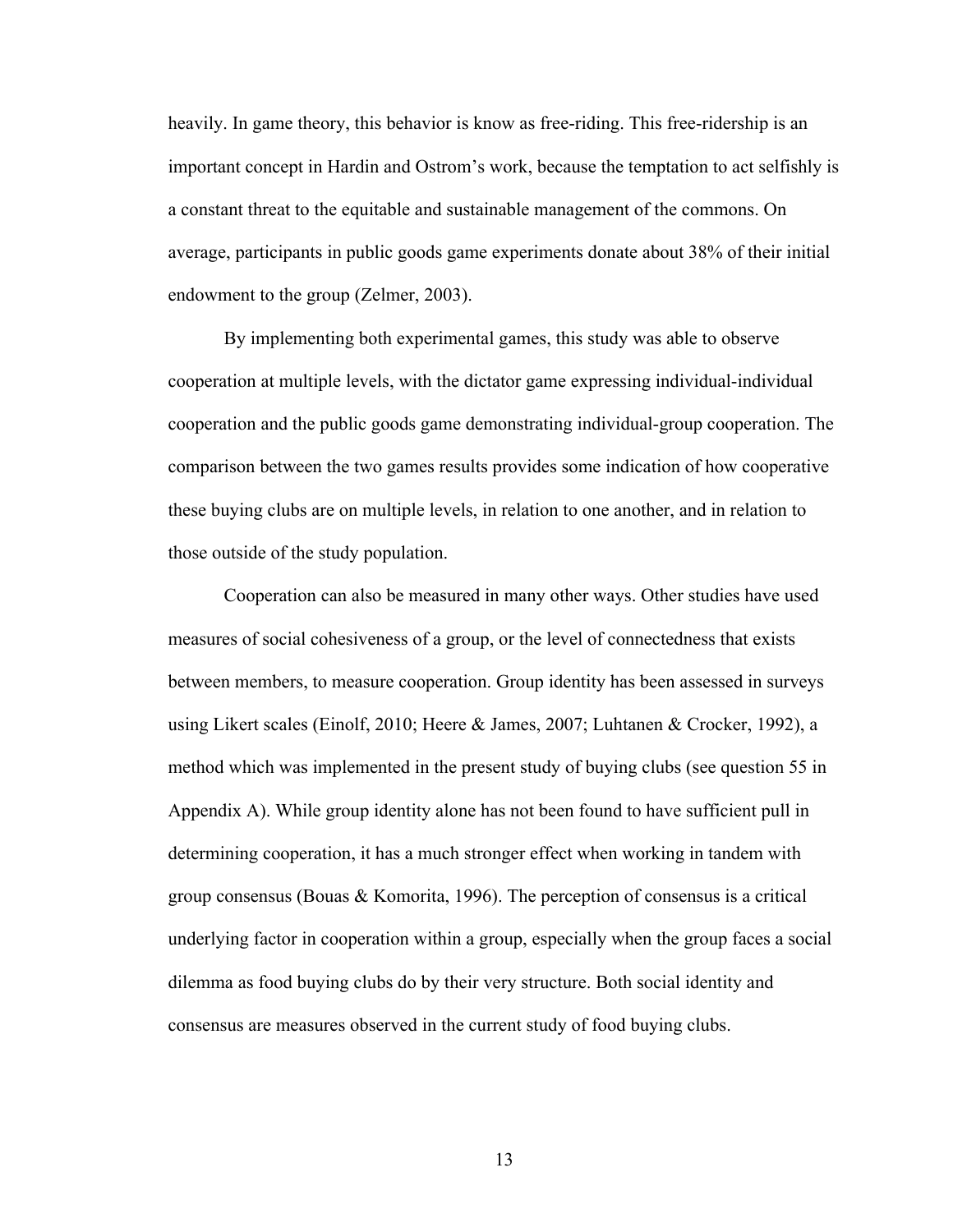heavily. In game theory, this behavior is know as free-riding. This free-ridership is an important concept in Hardin and Ostrom's work, because the temptation to act selfishly is a constant threat to the equitable and sustainable management of the commons. On average, participants in public goods game experiments donate about 38% of their initial endowment to the group (Zelmer, 2003).

By implementing both experimental games, this study was able to observe cooperation at multiple levels, with the dictator game expressing individual-individual cooperation and the public goods game demonstrating individual-group cooperation. The comparison between the two games results provides some indication of how cooperative these buying clubs are on multiple levels, in relation to one another, and in relation to those outside of the study population.

Cooperation can also be measured in many other ways. Other studies have used measures of social cohesiveness of a group, or the level of connectedness that exists between members, to measure cooperation. Group identity has been assessed in surveys using Likert scales (Einolf, 2010; Heere & James, 2007; Luhtanen & Crocker, 1992), a method which was implemented in the present study of buying clubs (see question 55 in Appendix A). While group identity alone has not been found to have sufficient pull in determining cooperation, it has a much stronger effect when working in tandem with group consensus (Bouas & Komorita, 1996). The perception of consensus is a critical underlying factor in cooperation within a group, especially when the group faces a social dilemma as food buying clubs do by their very structure. Both social identity and consensus are measures observed in the current study of food buying clubs.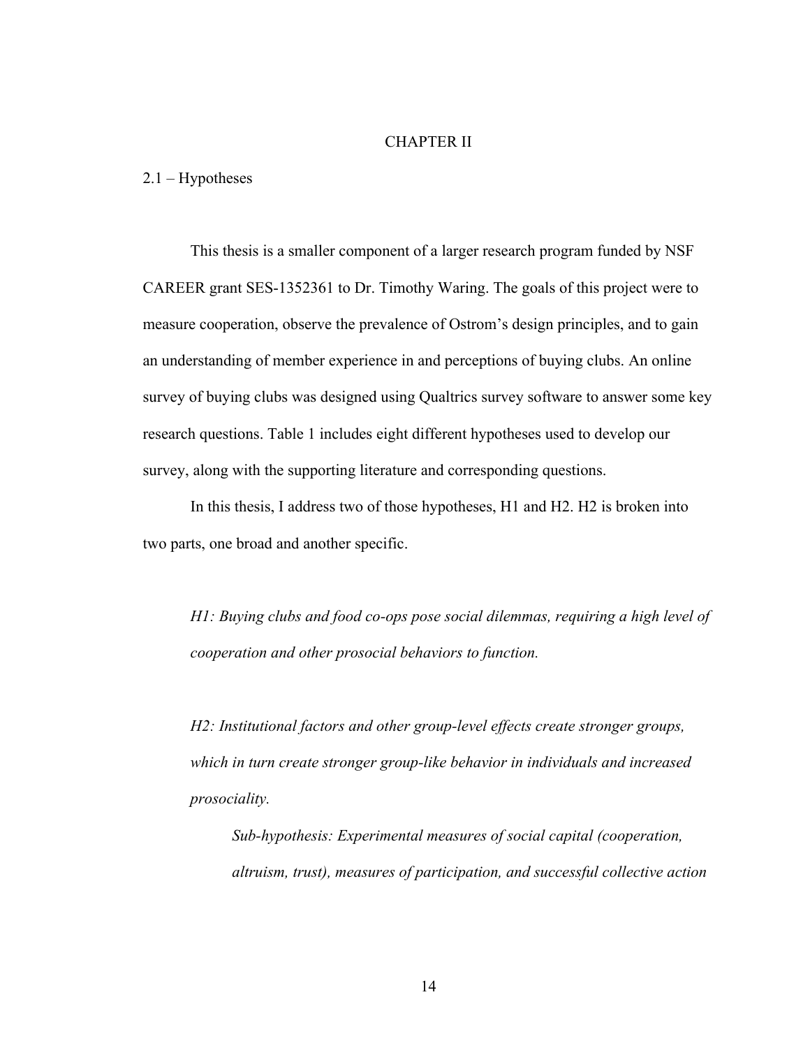# CHAPTER II

## 2.1 – Hypotheses

This thesis is a smaller component of a larger research program funded by NSF CAREER grant SES-1352361 to Dr. Timothy Waring. The goals of this project were to measure cooperation, observe the prevalence of Ostrom's design principles, and to gain an understanding of member experience in and perceptions of buying clubs. An online survey of buying clubs was designed using Qualtrics survey software to answer some key research questions. Table 1 includes eight different hypotheses used to develop our survey, along with the supporting literature and corresponding questions.

In this thesis, I address two of those hypotheses, H1 and H2. H2 is broken into two parts, one broad and another specific.

*H1: Buying clubs and food co-ops pose social dilemmas, requiring a high level of cooperation and other prosocial behaviors to function.*

*H2: Institutional factors and other group-level effects create stronger groups, which in turn create stronger group-like behavior in individuals and increased prosociality.*

> *Sub-hypothesis: Experimental measures of social capital (cooperation, altruism, trust), measures of participation, and successful collective action*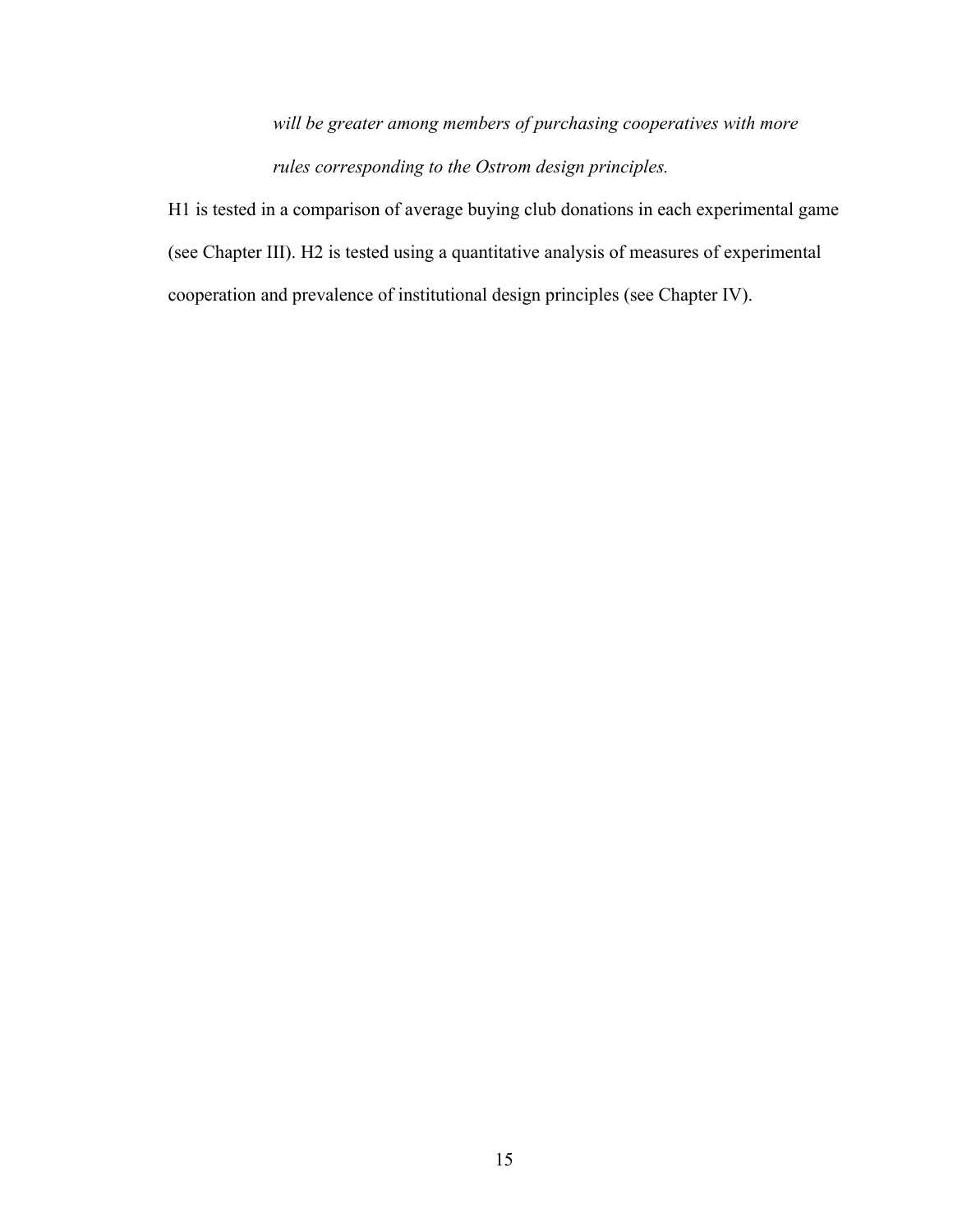*will be greater among members of purchasing cooperatives with more rules corresponding to the Ostrom design principles.*

H1 is tested in a comparison of average buying club donations in each experimental game (see Chapter III). H2 is tested using a quantitative analysis of measures of experimental cooperation and prevalence of institutional design principles (see Chapter IV).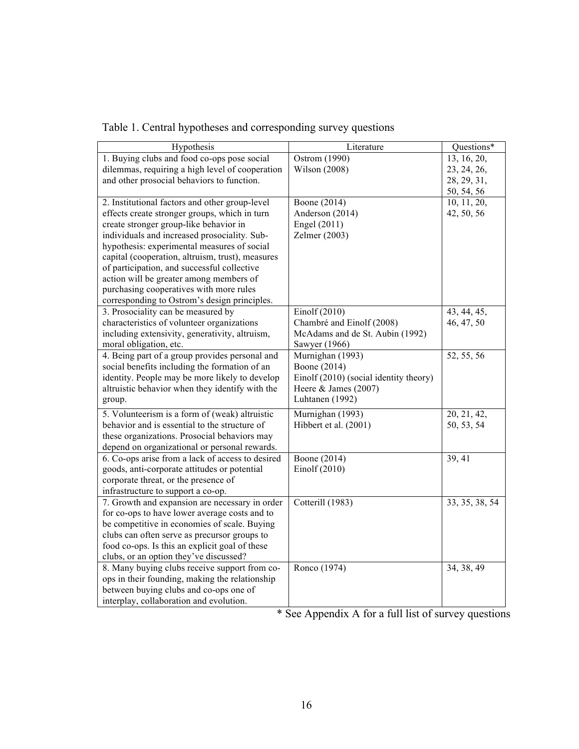Table 1. Central hypotheses and corresponding survey questions

| Hypothesis | Literature | Questions* |
|---|---|---|
| 1. Buying clubs and food co-ops pose social dilemmas, requiring a high level of cooperation and other prosocial behaviors to function. | Ostrom (1990)<br>Wilson (2008) | 13, 16, 20, 23, 24, 26, 28, 29, 31, 50, 54, 56 |
| 2. Institutional factors and other group-level effects create stronger groups, which in turn create stronger group-like behavior in individuals and increased prosociality. Sub-hypothesis: experimental measures of social capital (cooperation, altruism, trust), measures of participation, and successful collective action will be greater among members of purchasing cooperatives with more rules corresponding to Ostrom's design principles. | Boone (2014)<br>Anderson (2014)<br>Engel (2011)<br>Zelmer (2003) | 10, 11, 20, 42, 50, 56 |
| 3. Prosociality can be measured by characteristics of volunteer organizations including extensivity, generativity, altruism, moral obligation, etc. | Einolf (2010)<br>Chambré and Einolf (2008)<br>McAdams and de St. Aubin (1992)<br>Sawyer (1966) | 43, 44, 45, 46, 47, 50 |
| 4. Being part of a group provides personal and social benefits including the formation of an identity. People may be more likely to develop altruistic behavior when they identify with the group. | Murnighan (1993)<br>Boone (2014)<br>Einolf (2010) (social identity theory)<br>Heere & James (2007)<br>Luhtanen (1992) | 52, 55, 56 |
| 5. Volunteerism is a form of (weak) altruistic behavior and is essential to the structure of these organizations. Prosocial behaviors may depend on organizational or personal rewards. | Murnighan (1993)<br>Hibbert et al. (2001) | 20, 21, 42, 50, 53, 54 |
| 6. Co-ops arise from a lack of access to desired goods, anti-corporate attitudes or potential corporate threat, or the presence of infrastructure to support a co-op. | Boone (2014)<br>Einolf (2010) | 39, 41 |
| 7. Growth and expansion are necessary in order for co-ops to have lower average costs and to be competitive in economies of scale. Buying clubs can often serve as precursor groups to food co-ops. Is this an explicit goal of these clubs, or an option they've discussed? | Cotterill (1983) | 33, 35, 38, 54 |
| 8. Many buying clubs receive support from co-ops in their founding, making the relationship between buying clubs and co-ops one of interplay, collaboration and evolution. | Ronco (1974) | 34, 38, 49 |

* See Appendix A for a full list of survey questions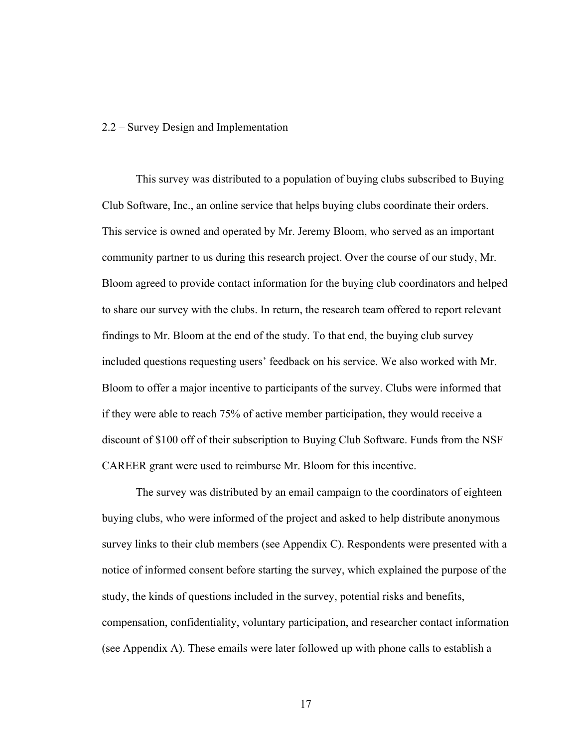## 2.2 – Survey Design and Implementation

This survey was distributed to a population of buying clubs subscribed to Buying Club Software, Inc., an online service that helps buying clubs coordinate their orders. This service is owned and operated by Mr. Jeremy Bloom, who served as an important community partner to us during this research project. Over the course of our study, Mr. Bloom agreed to provide contact information for the buying club coordinators and helped to share our survey with the clubs. In return, the research team offered to report relevant findings to Mr. Bloom at the end of the study. To that end, the buying club survey included questions requesting users' feedback on his service. We also worked with Mr. Bloom to offer a major incentive to participants of the survey. Clubs were informed that if they were able to reach 75% of active member participation, they would receive a discount of $100 off of their subscription to Buying Club Software. Funds from the NSF CAREER grant were used to reimburse Mr. Bloom for this incentive.

The survey was distributed by an email campaign to the coordinators of eighteen buying clubs, who were informed of the project and asked to help distribute anonymous survey links to their club members (see Appendix C). Respondents were presented with a notice of informed consent before starting the survey, which explained the purpose of the study, the kinds of questions included in the survey, potential risks and benefits, compensation, confidentiality, voluntary participation, and researcher contact information (see Appendix A). These emails were later followed up with phone calls to establish a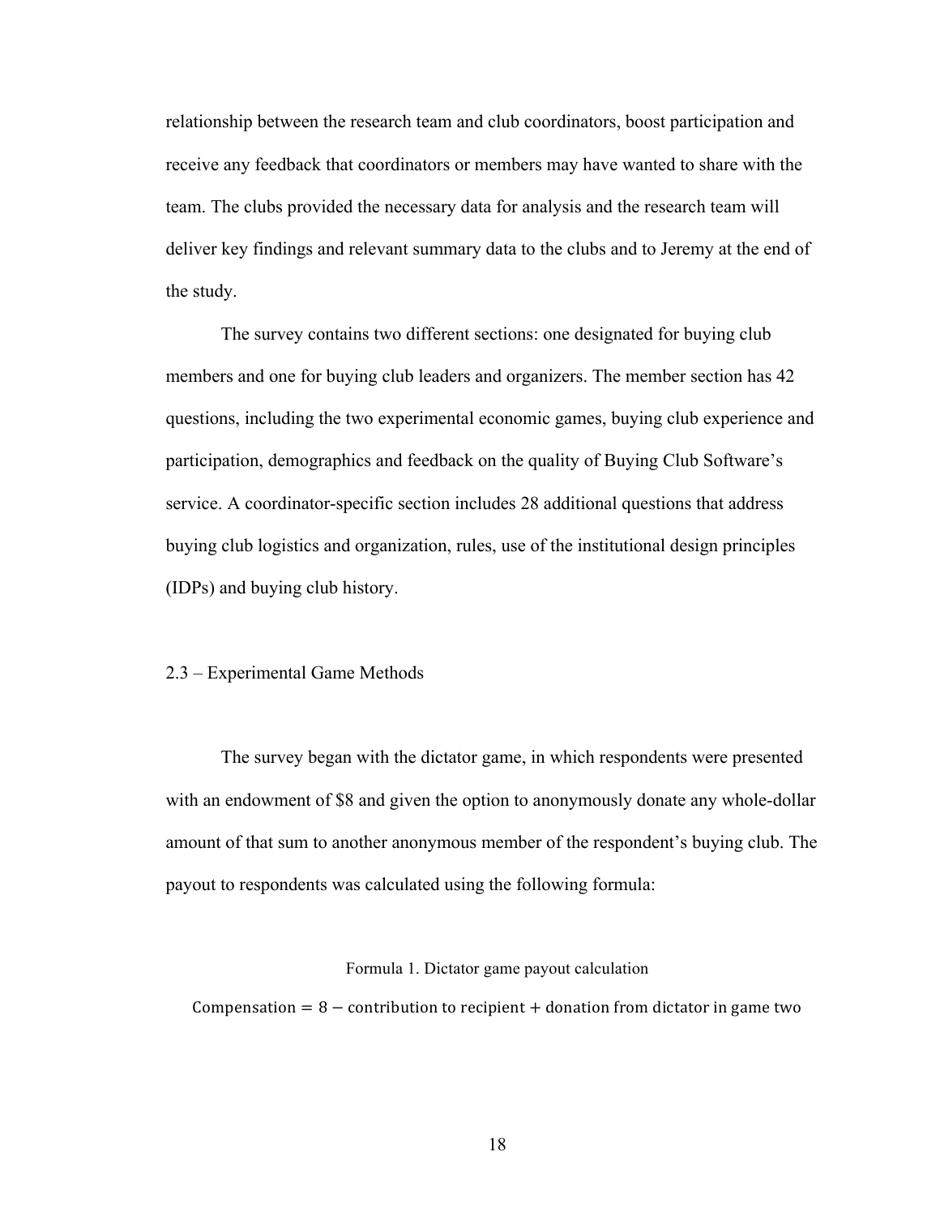relationship between the research team and club coordinators, boost participation and receive any feedback that coordinators or members may have wanted to share with the team. The clubs provided the necessary data for analysis and the research team will deliver key findings and relevant summary data to the clubs and to Jeremy at the end of the study.

The survey contains two different sections: one designated for buying club members and one for buying club leaders and organizers. The member section has 42 questions, including the two experimental economic games, buying club experience and participation, demographics and feedback on the quality of Buying Club Software's service. A coordinator-specific section includes 28 additional questions that address buying club logistics and organization, rules, use of the institutional design principles (IDPs) and buying club history.

### 2.3 – Experimental Game Methods

The survey began with the dictator game, in which respondents were presented with an endowment of $8 and given the option to anonymously donate any whole-dollar amount of that sum to another anonymous member of the respondent's buying club. The payout to respondents was calculated using the following formula:

Formula 1. Dictator game payout calculation

$$\text{Compensation} = 8 - \text{contribution to recipient} + \text{donation from dictator in game two}$$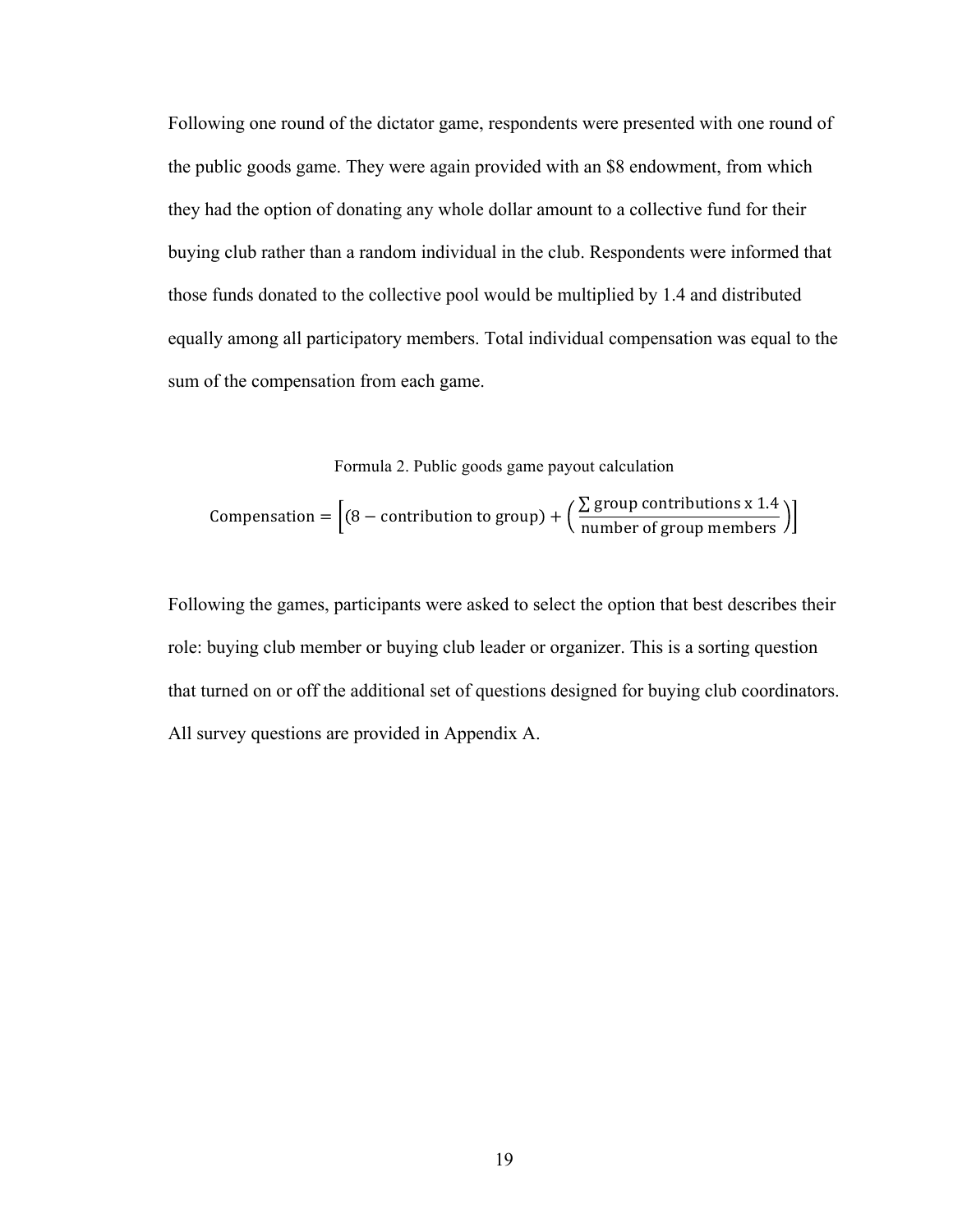Following one round of the dictator game, respondents were presented with one round of the public goods game. They were again provided with an $8 endowment, from which they had the option of donating any whole dollar amount to a collective fund for their buying club rather than a random individual in the club. Respondents were informed that those funds donated to the collective pool would be multiplied by 1.4 and distributed equally among all participatory members. Total individual compensation was equal to the sum of the compensation from each game.

Formula 2. Public goods game payout calculation

$$\text{Compensation} = \left[(8 - \text{contribution to group}) + \left(\frac{\sum \text{group contributions x } 1.4}{\text{number of group members}}\right)\right]$$

Following the games, participants were asked to select the option that best describes their role: buying club member or buying club leader or organizer. This is a sorting question that turned on or off the additional set of questions designed for buying club coordinators. All survey questions are provided in Appendix A.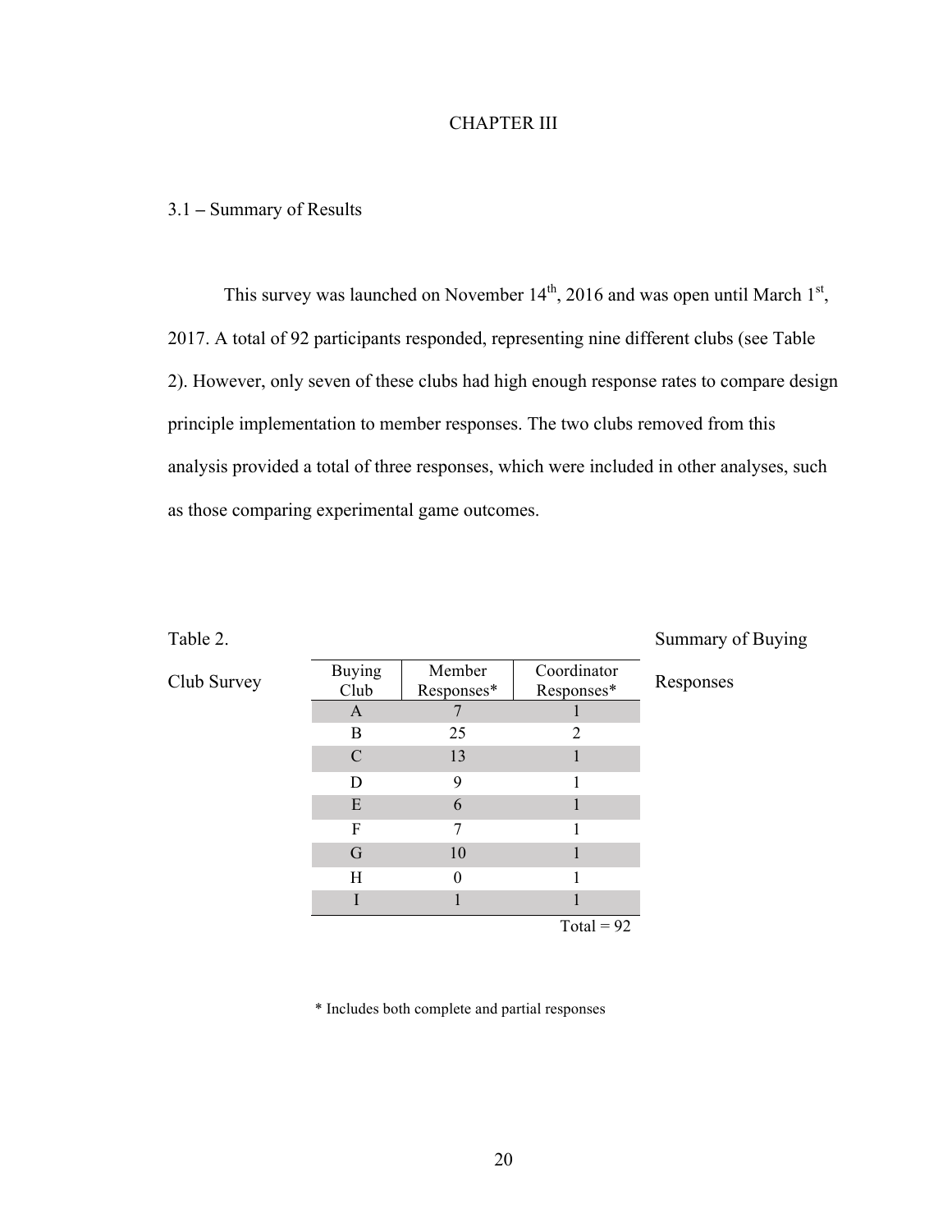# CHAPTER III

## 3.1 – Summary of Results

This survey was launched on November 14th, 2016 and was open until March 1st, 2017. A total of 92 participants responded, representing nine different clubs (see Table 2). However, only seven of these clubs had high enough response rates to compare design principle implementation to member responses. The two clubs removed from this analysis provided a total of three responses, which were included in other analyses, such as those comparing experimental game outcomes.

Table 2. Summary of Buying Club Survey Responses

| Buying Club | Member Responses* | Coordinator Responses* |
|---|---|---|
| A | 7 | 1 |
| B | 25 | 2 |
| C | 13 | 1 |
| D | 9 | 1 |
| E | 6 | 1 |
| F | 7 | 1 |
| G | 10 | 1 |
| H | 0 | 1 |
| I | 1 | 1 |
| | | Total = 92 |

* Includes both complete and partial responses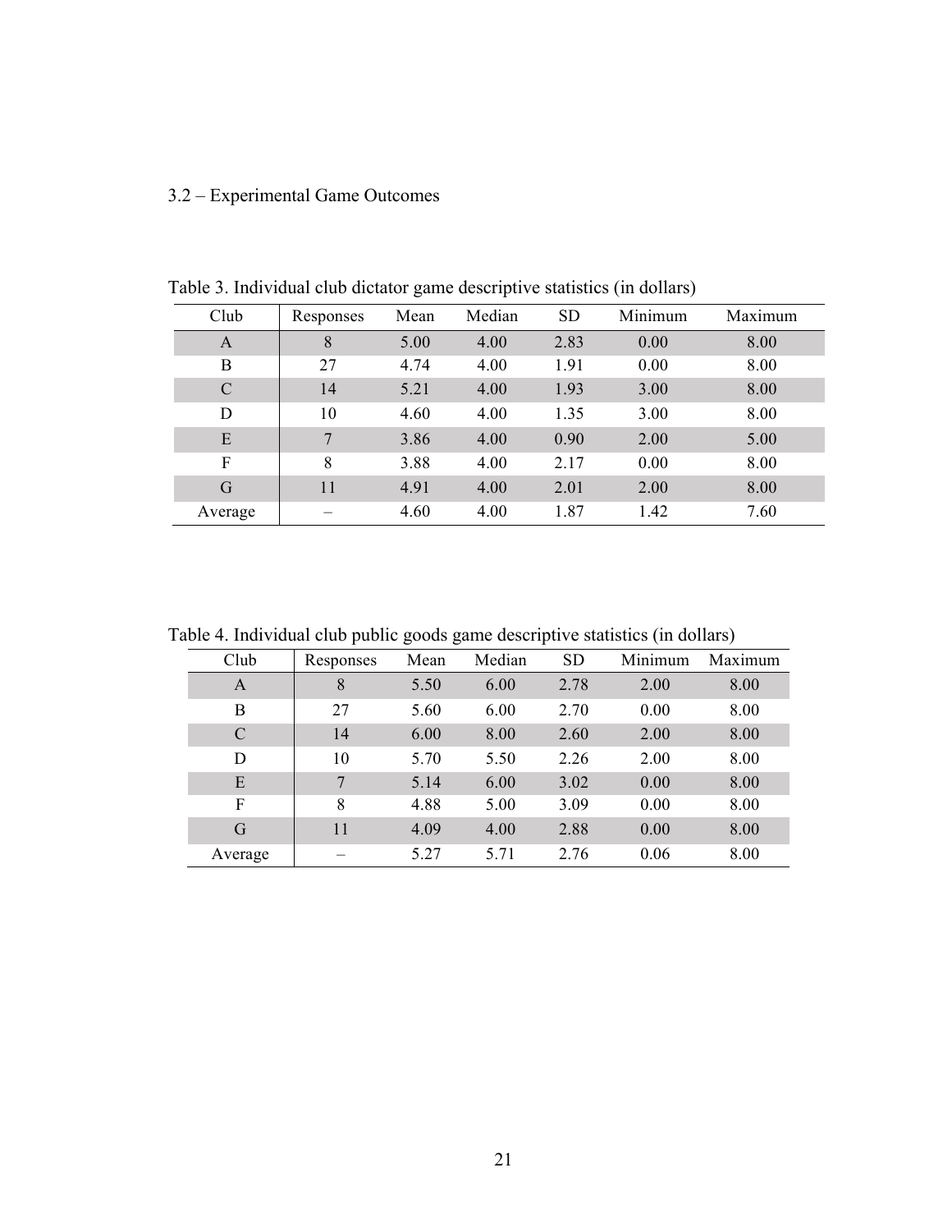### 3.2 – Experimental Game Outcomes

Table 3. Individual club dictator game descriptive statistics (in dollars)

| Club | Responses | Mean | Median | SD | Minimum | Maximum |
|---|---|---|---|---|---|---|
| A | 8 | 5.00 | 4.00 | 2.83 | 0.00 | 8.00 |
| B | 27 | 4.74 | 4.00 | 1.91 | 0.00 | 8.00 |
| C | 14 | 5.21 | 4.00 | 1.93 | 3.00 | 8.00 |
| D | 10 | 4.60 | 4.00 | 1.35 | 3.00 | 8.00 |
| E | 7 | 3.86 | 4.00 | 0.90 | 2.00 | 5.00 |
| F | 8 | 3.88 | 4.00 | 2.17 | 0.00 | 8.00 |
| G | 11 | 4.91 | 4.00 | 2.01 | 2.00 | 8.00 |
| Average | – | 4.60 | 4.00 | 1.87 | 1.42 | 7.60 |

Table 4. Individual club public goods game descriptive statistics (in dollars)

| Club | Responses | Mean | Median | SD | Minimum | Maximum |
|---|---|---|---|---|---|---|
| A | 8 | 5.50 | 6.00 | 2.78 | 2.00 | 8.00 |
| B | 27 | 5.60 | 6.00 | 2.70 | 0.00 | 8.00 |
| C | 14 | 6.00 | 8.00 | 2.60 | 2.00 | 8.00 |
| D | 10 | 5.70 | 5.50 | 2.26 | 2.00 | 8.00 |
| E | 7 | 5.14 | 6.00 | 3.02 | 0.00 | 8.00 |
| F | 8 | 4.88 | 5.00 | 3.09 | 0.00 | 8.00 |
| G | 11 | 4.09 | 4.00 | 2.88 | 0.00 | 8.00 |
| Average | – | 5.27 | 5.71 | 2.76 | 0.06 | 8.00 |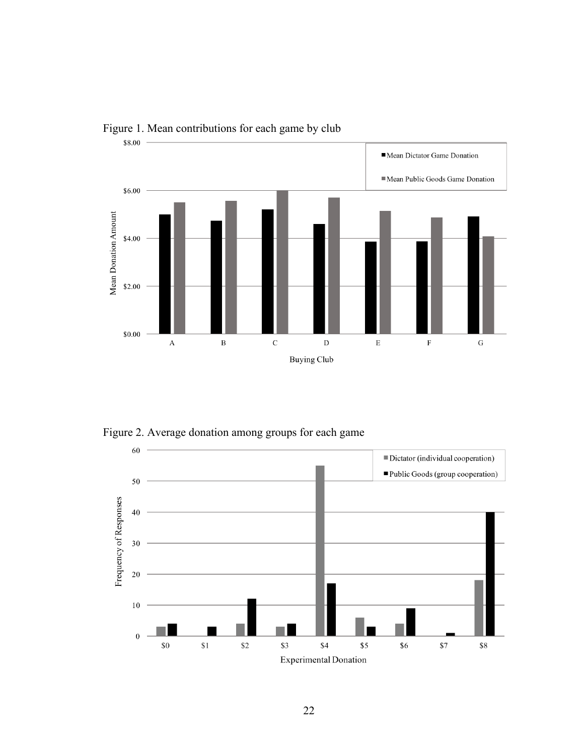Figure 1. Mean contributions for each game by club

Figure 2. Average donation among groups for each game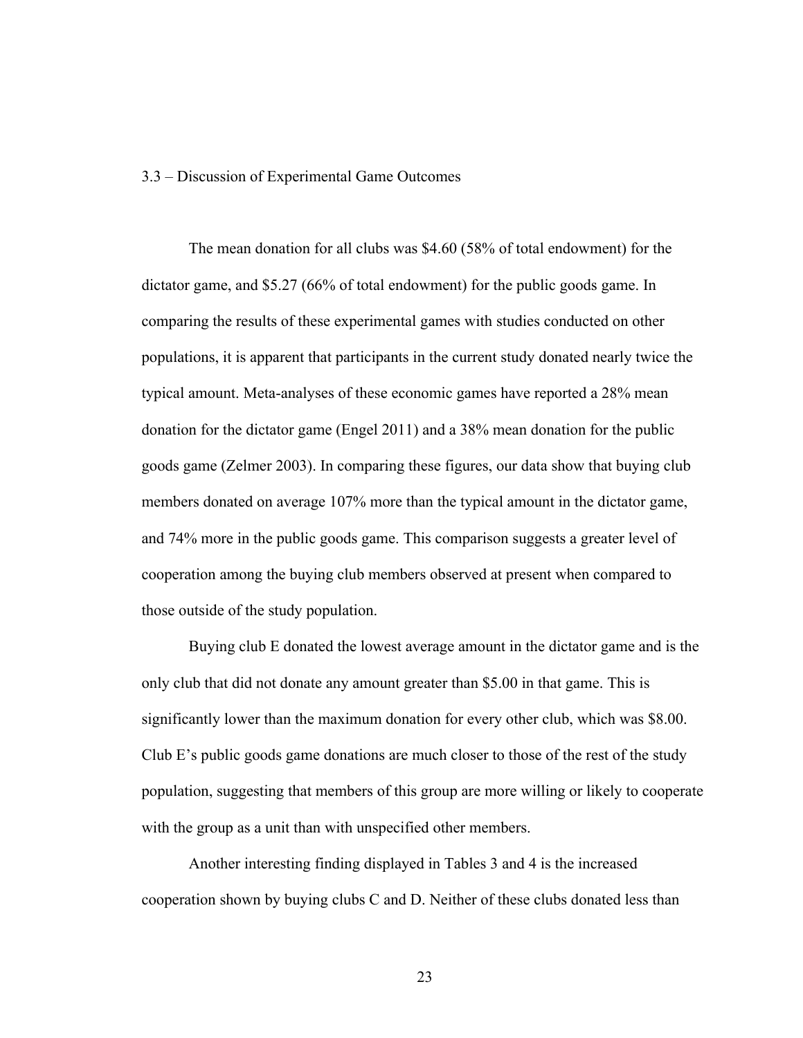### 3.3 – Discussion of Experimental Game Outcomes

The mean donation for all clubs was $4.60 (58% of total endowment) for the dictator game, and $5.27 (66% of total endowment) for the public goods game. In comparing the results of these experimental games with studies conducted on other populations, it is apparent that participants in the current study donated nearly twice the typical amount. Meta-analyses of these economic games have reported a 28% mean donation for the dictator game (Engel 2011) and a 38% mean donation for the public goods game (Zelmer 2003). In comparing these figures, our data show that buying club members donated on average 107% more than the typical amount in the dictator game, and 74% more in the public goods game. This comparison suggests a greater level of cooperation among the buying club members observed at present when compared to those outside of the study population.

Buying club E donated the lowest average amount in the dictator game and is the only club that did not donate any amount greater than $5.00 in that game. This is significantly lower than the maximum donation for every other club, which was $8.00. Club E's public goods game donations are much closer to those of the rest of the study population, suggesting that members of this group are more willing or likely to cooperate with the group as a unit than with unspecified other members.

Another interesting finding displayed in Tables 3 and 4 is the increased cooperation shown by buying clubs C and D. Neither of these clubs donated less than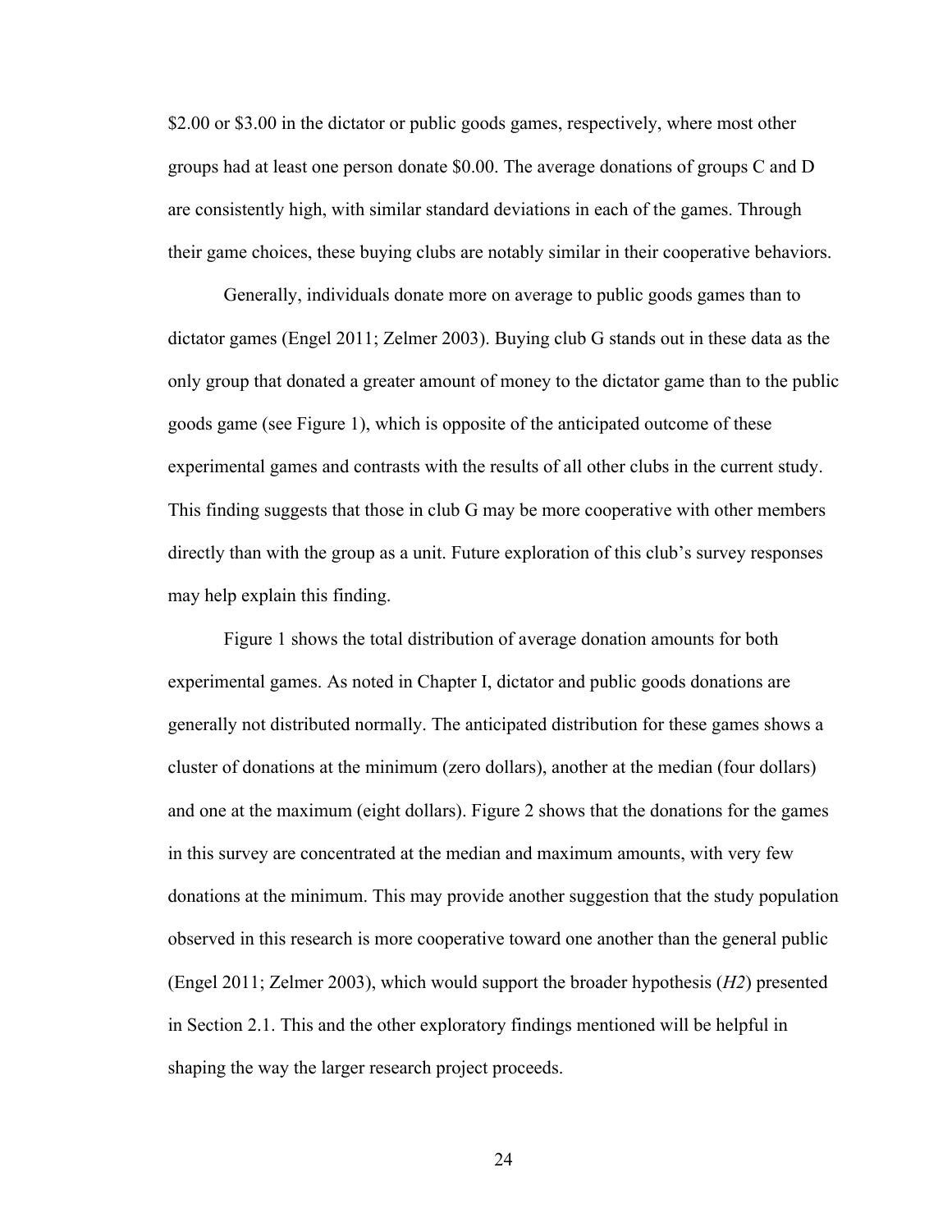$2.00 or $3.00 in the dictator or public goods games, respectively, where most other groups had at least one person donate $0.00. The average donations of groups C and D are consistently high, with similar standard deviations in each of the games. Through their game choices, these buying clubs are notably similar in their cooperative behaviors.

Generally, individuals donate more on average to public goods games than to dictator games (Engel 2011; Zelmer 2003). Buying club G stands out in these data as the only group that donated a greater amount of money to the dictator game than to the public goods game (see Figure 1), which is opposite of the anticipated outcome of these experimental games and contrasts with the results of all other clubs in the current study. This finding suggests that those in club G may be more cooperative with other members directly than with the group as a unit. Future exploration of this club's survey responses may help explain this finding.

Figure 1 shows the total distribution of average donation amounts for both experimental games. As noted in Chapter I, dictator and public goods donations are generally not distributed normally. The anticipated distribution for these games shows a cluster of donations at the minimum (zero dollars), another at the median (four dollars) and one at the maximum (eight dollars). Figure 2 shows that the donations for the games in this survey are concentrated at the median and maximum amounts, with very few donations at the minimum. This may provide another suggestion that the study population observed in this research is more cooperative toward one another than the general public (Engel 2011; Zelmer 2003), which would support the broader hypothesis (*H2*) presented in Section 2.1. This and the other exploratory findings mentioned will be helpful in shaping the way the larger research project proceeds.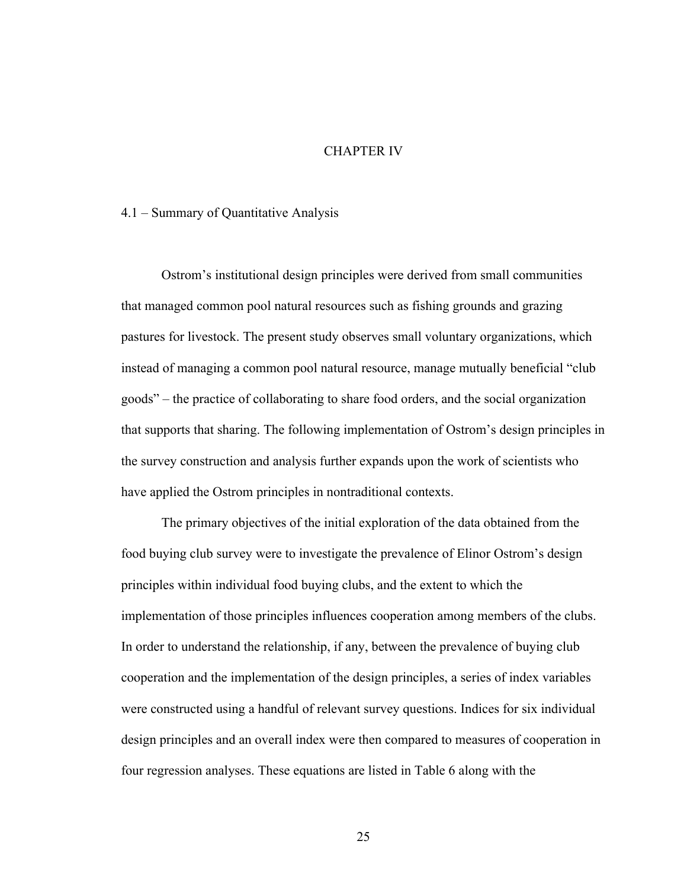# CHAPTER IV

## 4.1 – Summary of Quantitative Analysis

Ostrom's institutional design principles were derived from small communities that managed common pool natural resources such as fishing grounds and grazing pastures for livestock. The present study observes small voluntary organizations, which instead of managing a common pool natural resource, manage mutually beneficial "club goods" – the practice of collaborating to share food orders, and the social organization that supports that sharing. The following implementation of Ostrom's design principles in the survey construction and analysis further expands upon the work of scientists who have applied the Ostrom principles in nontraditional contexts.

The primary objectives of the initial exploration of the data obtained from the food buying club survey were to investigate the prevalence of Elinor Ostrom's design principles within individual food buying clubs, and the extent to which the implementation of those principles influences cooperation among members of the clubs. In order to understand the relationship, if any, between the prevalence of buying club cooperation and the implementation of the design principles, a series of index variables were constructed using a handful of relevant survey questions. Indices for six individual design principles and an overall index were then compared to measures of cooperation in four regression analyses. These equations are listed in Table 6 along with the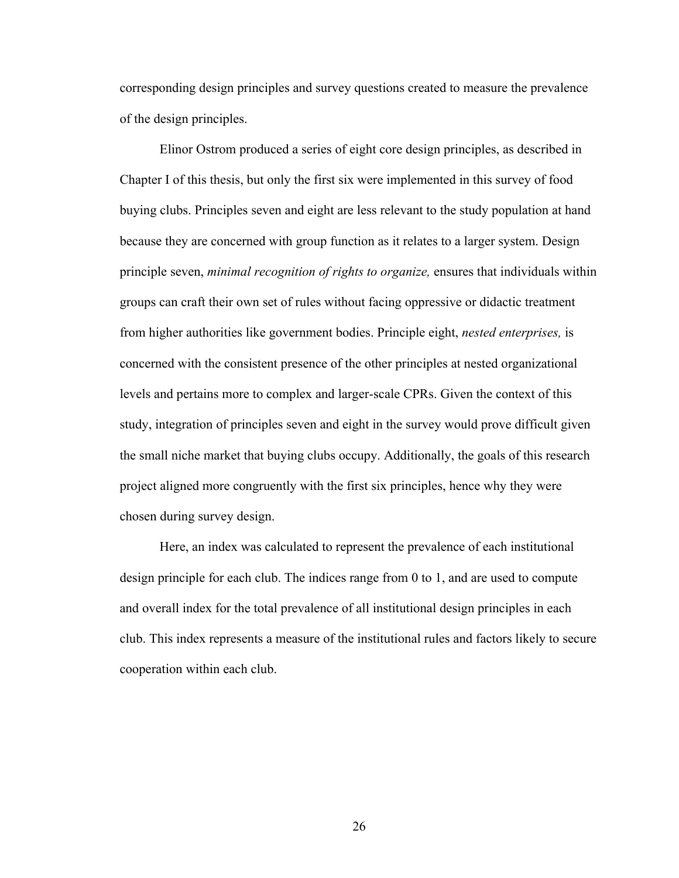corresponding design principles and survey questions created to measure the prevalence of the design principles.

Elinor Ostrom produced a series of eight core design principles, as described in Chapter I of this thesis, but only the first six were implemented in this survey of food buying clubs. Principles seven and eight are less relevant to the study population at hand because they are concerned with group function as it relates to a larger system. Design principle seven, *minimal recognition of rights to organize,* ensures that individuals within groups can craft their own set of rules without facing oppressive or didactic treatment from higher authorities like government bodies. Principle eight, *nested enterprises,* is concerned with the consistent presence of the other principles at nested organizational levels and pertains more to complex and larger-scale CPRs. Given the context of this study, integration of principles seven and eight in the survey would prove difficult given the small niche market that buying clubs occupy. Additionally, the goals of this research project aligned more congruently with the first six principles, hence why they were chosen during survey design.

Here, an index was calculated to represent the prevalence of each institutional design principle for each club. The indices range from 0 to 1, and are used to compute and overall index for the total prevalence of all institutional design principles in each club. This index represents a measure of the institutional rules and factors likely to secure cooperation within each club.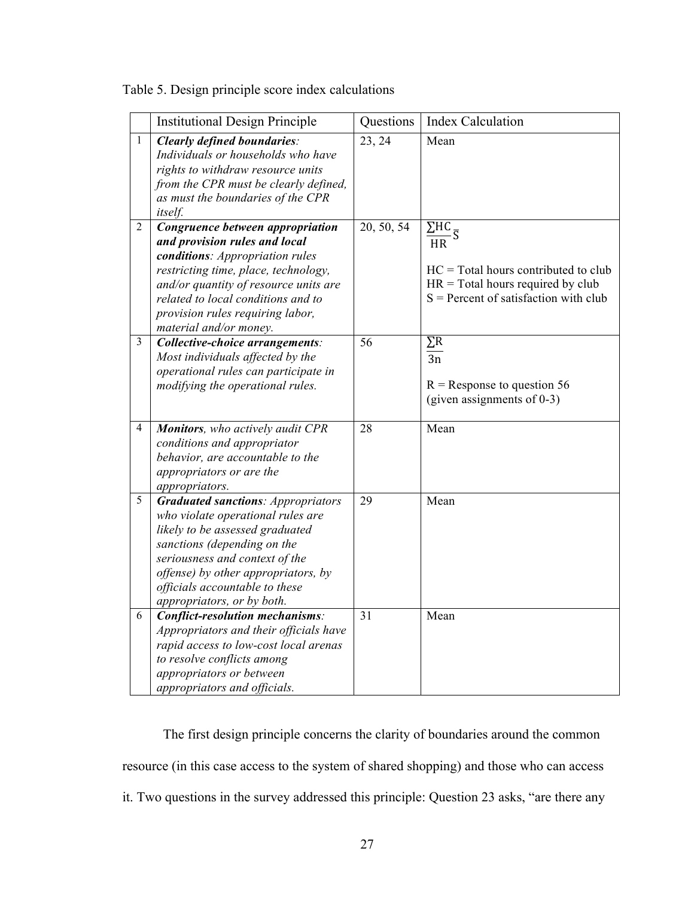Table 5. Design principle score index calculations

| | Institutional Design Principle | Questions | Index Calculation |
|---|---|---|---|
| 1 | ***Clearly defined boundaries**: Individuals or households who have rights to withdraw resource units from the CPR must be clearly defined, as must the boundaries of the CPR itself.* | 23, 24 | Mean |
| 2 | ***Congruence between appropriation and provision rules and local conditions**: Appropriation rules restricting time, place, technology, and/or quantity of resource units are related to local conditions and to provision rules requiring labor, material and/or money.* | 20, 50, 54 | $\frac{\sum HC}{HR}\bar{S}$<br><br>HC = Total hours contributed to club<br>HR = Total hours required by club<br>S = Percent of satisfaction with club |
| 3 | ***Collective-choice arrangements**: Most individuals affected by the operational rules can participate in modifying the operational rules.* | 56 | $\frac{\sum R}{3n}$<br><br>R = Response to question 56 (given assignments of 0-3) |
| 4 | ***Monitors**, who actively audit CPR conditions and appropriator behavior, are accountable to the appropriators or are the appropriators.* | 28 | Mean |
| 5 | ***Graduated sanctions**: Appropriators who violate operational rules are likely to be assessed graduated sanctions (depending on the seriousness and context of the offense) by other appropriators, by officials accountable to these appropriators, or by both.* | 29 | Mean |
| 6 | ***Conflict-resolution mechanisms**: Appropriators and their officials have rapid access to low-cost local arenas to resolve conflicts among appropriators or between appropriators and officials.* | 31 | Mean |

The first design principle concerns the clarity of boundaries around the common resource (in this case access to the system of shared shopping) and those who can access it. Two questions in the survey addressed this principle: Question 23 asks, "are there any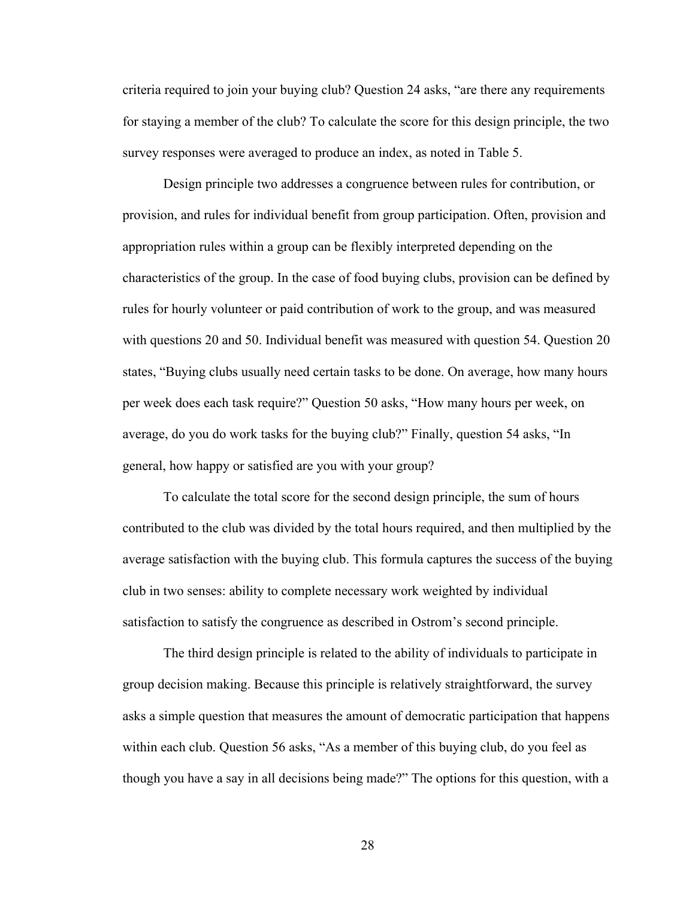criteria required to join your buying club? Question 24 asks, "are there any requirements for staying a member of the club? To calculate the score for this design principle, the two survey responses were averaged to produce an index, as noted in Table 5.

Design principle two addresses a congruence between rules for contribution, or provision, and rules for individual benefit from group participation. Often, provision and appropriation rules within a group can be flexibly interpreted depending on the characteristics of the group. In the case of food buying clubs, provision can be defined by rules for hourly volunteer or paid contribution of work to the group, and was measured with questions 20 and 50. Individual benefit was measured with question 54. Question 20 states, "Buying clubs usually need certain tasks to be done. On average, how many hours per week does each task require?" Question 50 asks, "How many hours per week, on average, do you do work tasks for the buying club?" Finally, question 54 asks, "In general, how happy or satisfied are you with your group?

To calculate the total score for the second design principle, the sum of hours contributed to the club was divided by the total hours required, and then multiplied by the average satisfaction with the buying club. This formula captures the success of the buying club in two senses: ability to complete necessary work weighted by individual satisfaction to satisfy the congruence as described in Ostrom's second principle.

The third design principle is related to the ability of individuals to participate in group decision making. Because this principle is relatively straightforward, the survey asks a simple question that measures the amount of democratic participation that happens within each club. Question 56 asks, "As a member of this buying club, do you feel as though you have a say in all decisions being made?" The options for this question, with a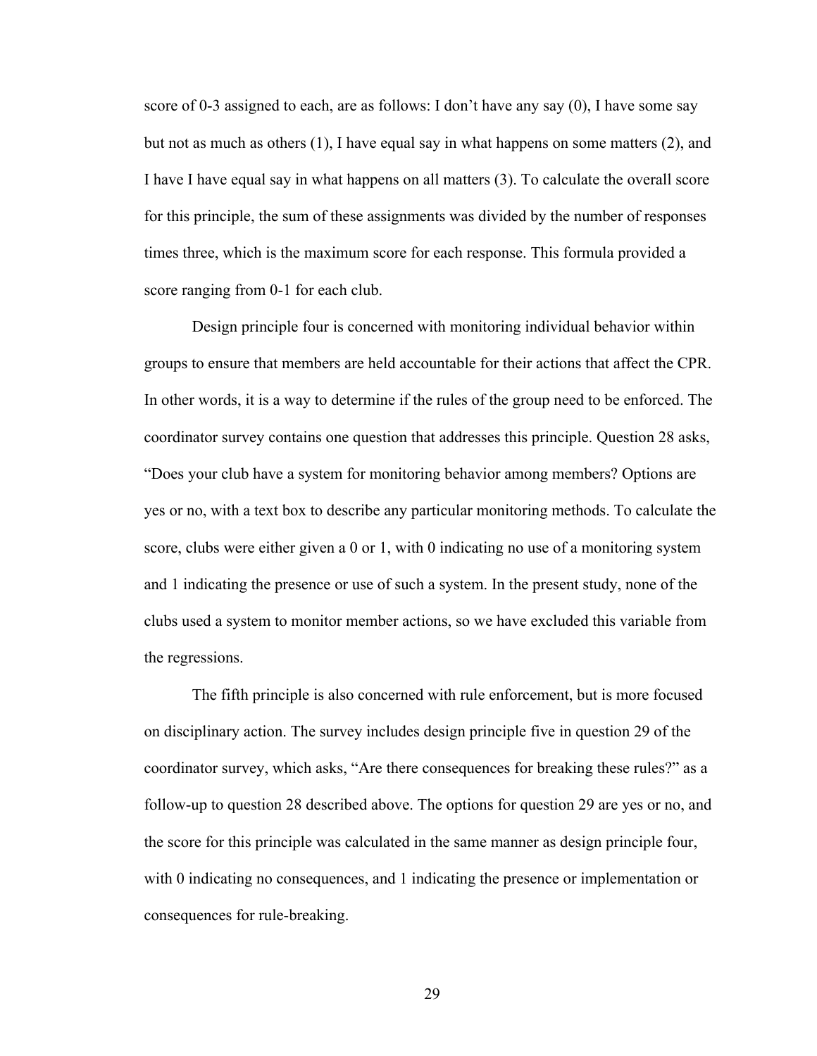score of 0-3 assigned to each, are as follows: I don't have any say (0), I have some say but not as much as others (1), I have equal say in what happens on some matters (2), and I have I have equal say in what happens on all matters (3). To calculate the overall score for this principle, the sum of these assignments was divided by the number of responses times three, which is the maximum score for each response. This formula provided a score ranging from 0-1 for each club.

Design principle four is concerned with monitoring individual behavior within groups to ensure that members are held accountable for their actions that affect the CPR. In other words, it is a way to determine if the rules of the group need to be enforced. The coordinator survey contains one question that addresses this principle. Question 28 asks, "Does your club have a system for monitoring behavior among members? Options are yes or no, with a text box to describe any particular monitoring methods. To calculate the score, clubs were either given a 0 or 1, with 0 indicating no use of a monitoring system and 1 indicating the presence or use of such a system. In the present study, none of the clubs used a system to monitor member actions, so we have excluded this variable from the regressions.

The fifth principle is also concerned with rule enforcement, but is more focused on disciplinary action. The survey includes design principle five in question 29 of the coordinator survey, which asks, "Are there consequences for breaking these rules?" as a follow-up to question 28 described above. The options for question 29 are yes or no, and the score for this principle was calculated in the same manner as design principle four, with 0 indicating no consequences, and 1 indicating the presence or implementation or consequences for rule-breaking.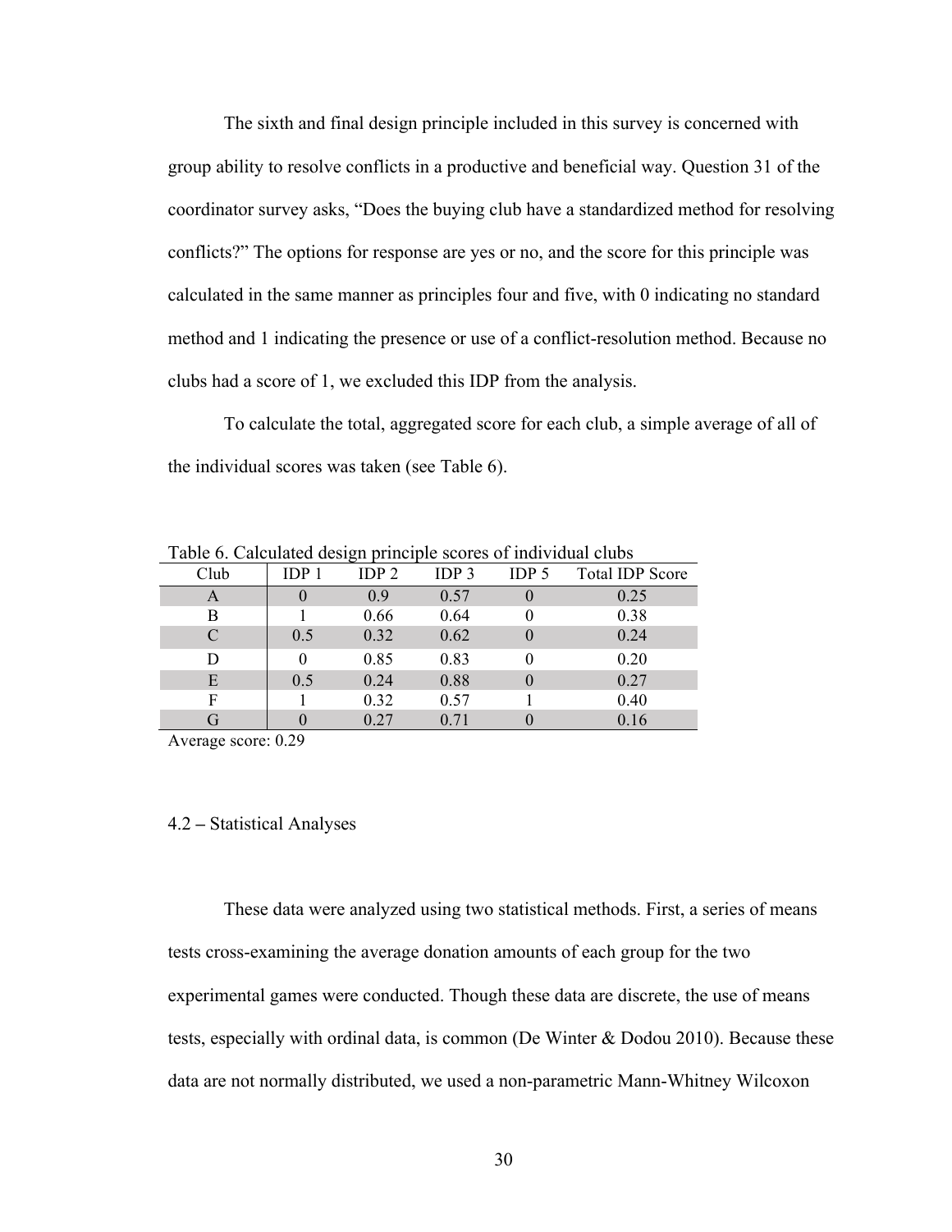The sixth and final design principle included in this survey is concerned with group ability to resolve conflicts in a productive and beneficial way. Question 31 of the coordinator survey asks, “Does the buying club have a standardized method for resolving conflicts?” The options for response are yes or no, and the score for this principle was calculated in the same manner as principles four and five, with 0 indicating no standard method and 1 indicating the presence or use of a conflict-resolution method. Because no clubs had a score of 1, we excluded this IDP from the analysis.

To calculate the total, aggregated score for each club, a simple average of all of the individual scores was taken (see Table 6).

Table 6. Calculated design principle scores of individual clubs

| Club | IDP 1 | IDP 2 | IDP 3 | IDP 5 | Total IDP Score |
|---|---|---|---|---|---|
| A | 0 | 0.9 | 0.57 | 0 | 0.25 |
| B | 1 | 0.66 | 0.64 | 0 | 0.38 |
| C | 0.5 | 0.32 | 0.62 | 0 | 0.24 |
| D | 0 | 0.85 | 0.83 | 0 | 0.20 |
| E | 0.5 | 0.24 | 0.88 | 0 | 0.27 |
| F | 1 | 0.32 | 0.57 | 1 | 0.40 |
| G | 0 | 0.27 | 0.71 | 0 | 0.16 |

Average score: 0.29

## 4.2 – Statistical Analyses

These data were analyzed using two statistical methods. First, a series of means tests cross-examining the average donation amounts of each group for the two experimental games were conducted. Though these data are discrete, the use of means tests, especially with ordinal data, is common (De Winter & Dodou 2010). Because these data are not normally distributed, we used a non-parametric Mann-Whitney Wilcoxon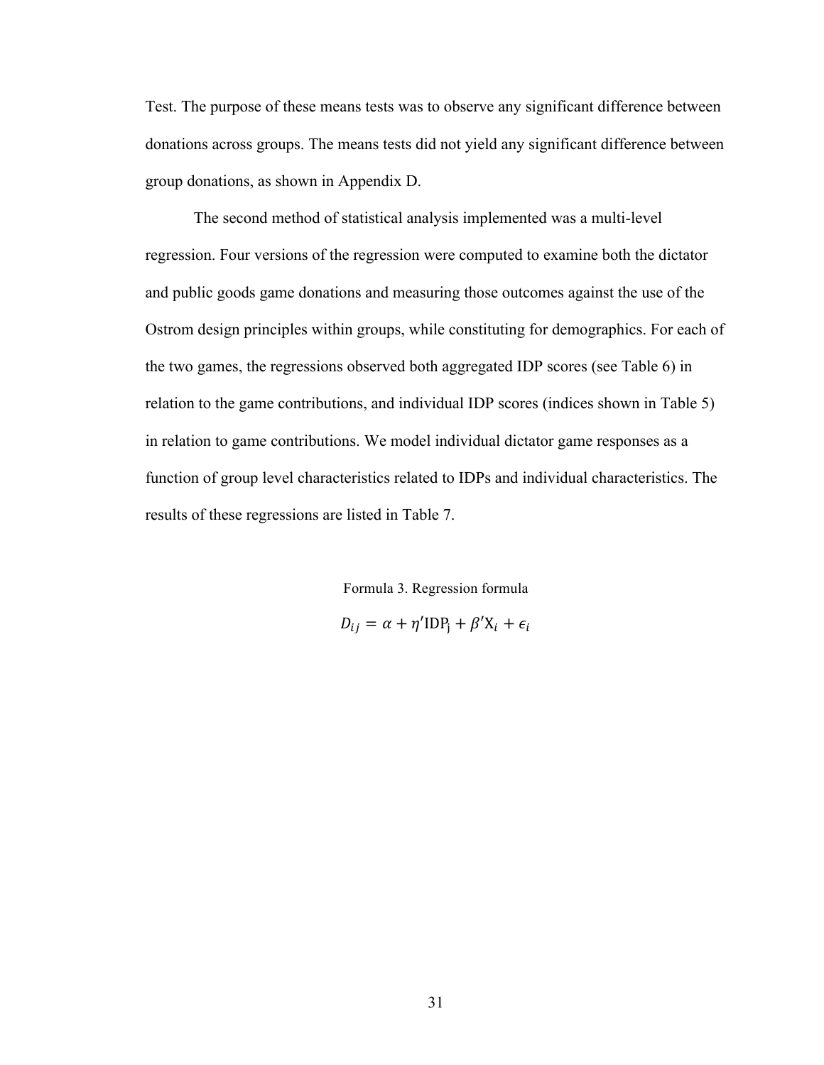Test. The purpose of these means tests was to observe any significant difference between donations across groups. The means tests did not yield any significant difference between group donations, as shown in Appendix D.

The second method of statistical analysis implemented was a multi-level regression. Four versions of the regression were computed to examine both the dictator and public goods game donations and measuring those outcomes against the use of the Ostrom design principles within groups, while constituting for demographics. For each of the two games, the regressions observed both aggregated IDP scores (see Table 6) in relation to the game contributions, and individual IDP scores (indices shown in Table 5) in relation to game contributions. We model individual dictator game responses as a function of group level characteristics related to IDPs and individual characteristics. The results of these regressions are listed in Table 7.

Formula 3. Regression formula

$$D_{ij} = \alpha + \eta' \mathrm{IDP_j} + \beta' \mathrm{X}_i + \epsilon_i$$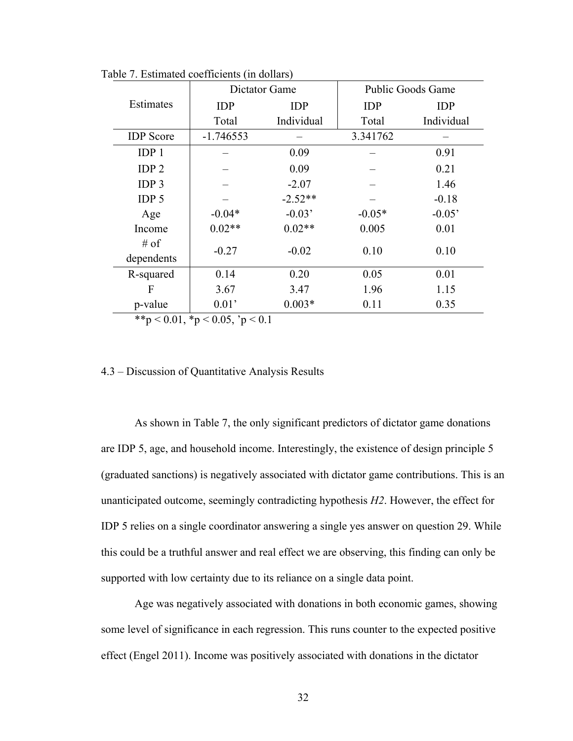Table 7. Estimated coefficients (in dollars)

| Estimates | Dictator Game | | Public Goods Game | |
|---|---|---|---|---|
| | IDP Total | IDP Individual | IDP Total | IDP Individual |
| IDP Score | -1.746553 | – | 3.341762 | – |
| IDP 1 | – | 0.09 | – | 0.91 |
| IDP 2 | – | 0.09 | – | 0.21 |
| IDP 3 | – | -2.07 | – | 1.46 |
| IDP 5 | – | -2.52** | – | -0.18 |
| Age | -0.04* | -0.03' | -0.05* | -0.05' |
| Income | 0.02** | 0.02** | 0.005 | 0.01 |
| # of dependents | -0.27 | -0.02 | 0.10 | 0.10 |
| R-squared | 0.14 | 0.20 | 0.05 | 0.01 |
| F | 3.67 | 3.47 | 1.96 | 1.15 |
| p-value | 0.01' | 0.003* | 0.11 | 0.35 |

**p < 0.01, *p < 0.05, 'p < 0.1

## 4.3 – Discussion of Quantitative Analysis Results

As shown in Table 7, the only significant predictors of dictator game donations are IDP 5, age, and household income. Interestingly, the existence of design principle 5 (graduated sanctions) is negatively associated with dictator game contributions. This is an unanticipated outcome, seemingly contradicting hypothesis *H2*. However, the effect for IDP 5 relies on a single coordinator answering a single yes answer on question 29. While this could be a truthful answer and real effect we are observing, this finding can only be supported with low certainty due to its reliance on a single data point.

Age was negatively associated with donations in both economic games, showing some level of significance in each regression. This runs counter to the expected positive effect (Engel 2011). Income was positively associated with donations in the dictator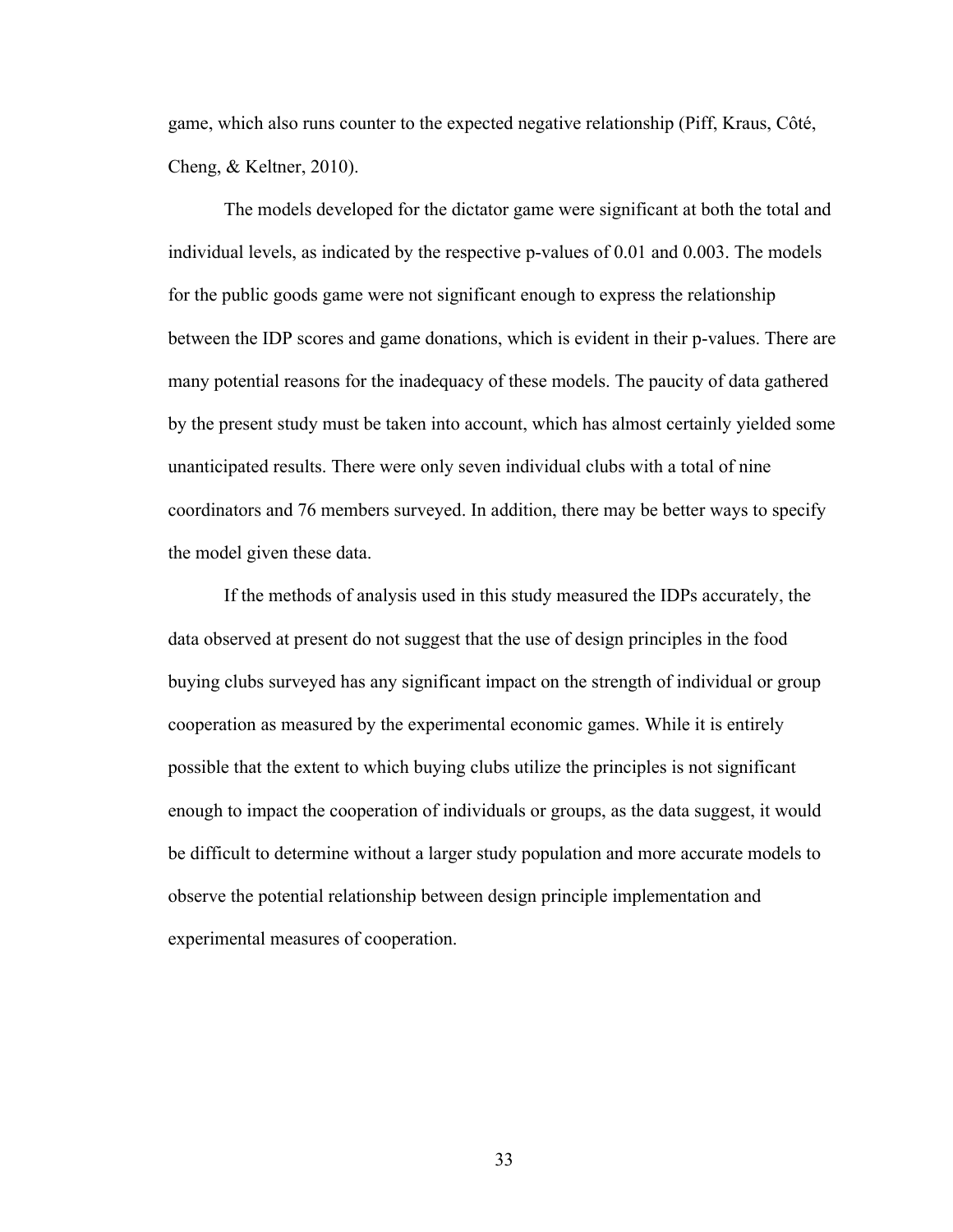game, which also runs counter to the expected negative relationship (Piff, Kraus, Côté, Cheng, & Keltner, 2010).

The models developed for the dictator game were significant at both the total and individual levels, as indicated by the respective p-values of 0.01 and 0.003. The models for the public goods game were not significant enough to express the relationship between the IDP scores and game donations, which is evident in their p-values. There are many potential reasons for the inadequacy of these models. The paucity of data gathered by the present study must be taken into account, which has almost certainly yielded some unanticipated results. There were only seven individual clubs with a total of nine coordinators and 76 members surveyed. In addition, there may be better ways to specify the model given these data.

If the methods of analysis used in this study measured the IDPs accurately, the data observed at present do not suggest that the use of design principles in the food buying clubs surveyed has any significant impact on the strength of individual or group cooperation as measured by the experimental economic games. While it is entirely possible that the extent to which buying clubs utilize the principles is not significant enough to impact the cooperation of individuals or groups, as the data suggest, it would be difficult to determine without a larger study population and more accurate models to observe the potential relationship between design principle implementation and experimental measures of cooperation.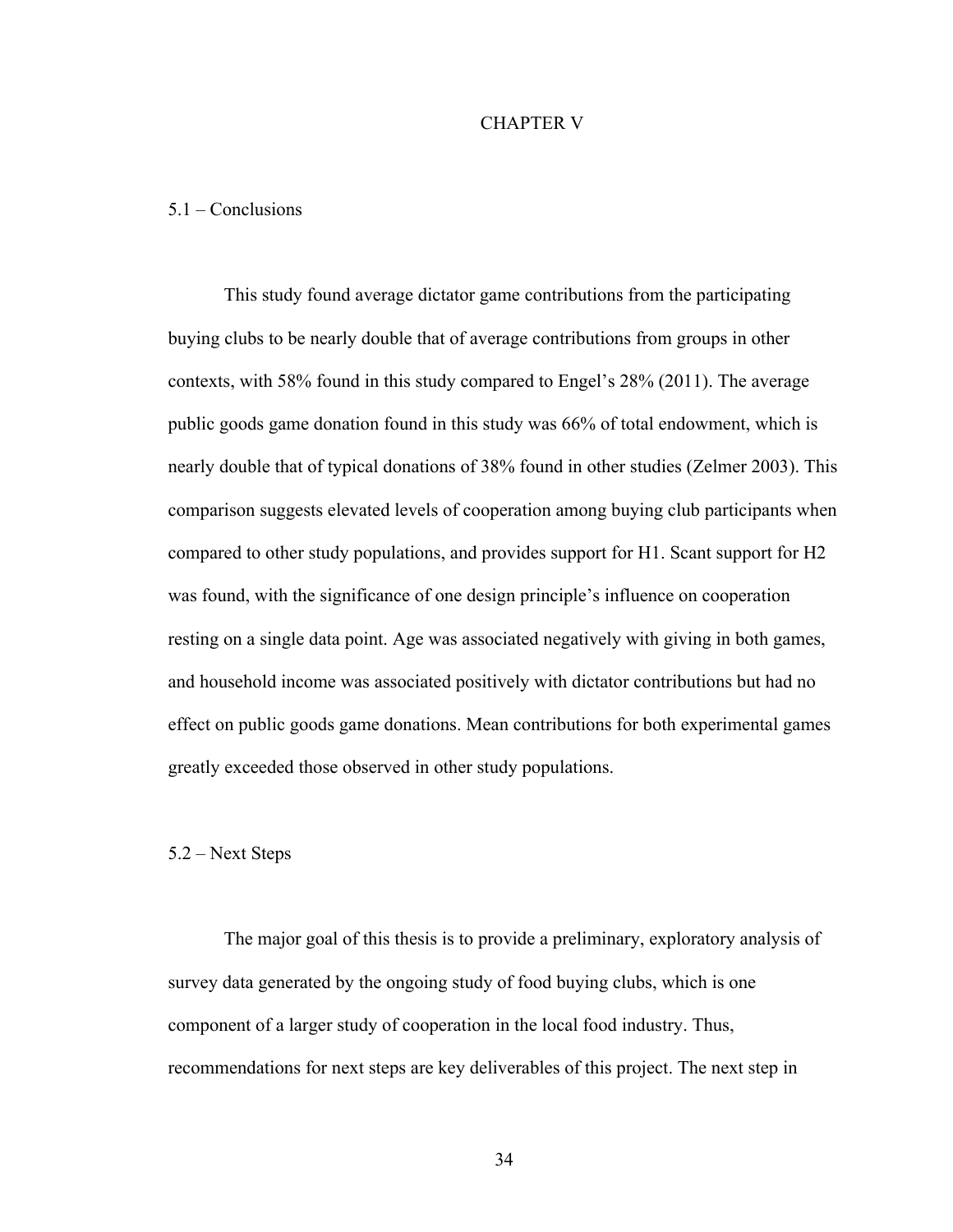# CHAPTER V

## 5.1 – Conclusions

This study found average dictator game contributions from the participating buying clubs to be nearly double that of average contributions from groups in other contexts, with 58% found in this study compared to Engel's 28% (2011). The average public goods game donation found in this study was 66% of total endowment, which is nearly double that of typical donations of 38% found in other studies (Zelmer 2003). This comparison suggests elevated levels of cooperation among buying club participants when compared to other study populations, and provides support for H1. Scant support for H2 was found, with the significance of one design principle's influence on cooperation resting on a single data point. Age was associated negatively with giving in both games, and household income was associated positively with dictator contributions but had no effect on public goods game donations. Mean contributions for both experimental games greatly exceeded those observed in other study populations.

## 5.2 – Next Steps

The major goal of this thesis is to provide a preliminary, exploratory analysis of survey data generated by the ongoing study of food buying clubs, which is one component of a larger study of cooperation in the local food industry. Thus, recommendations for next steps are key deliverables of this project. The next step in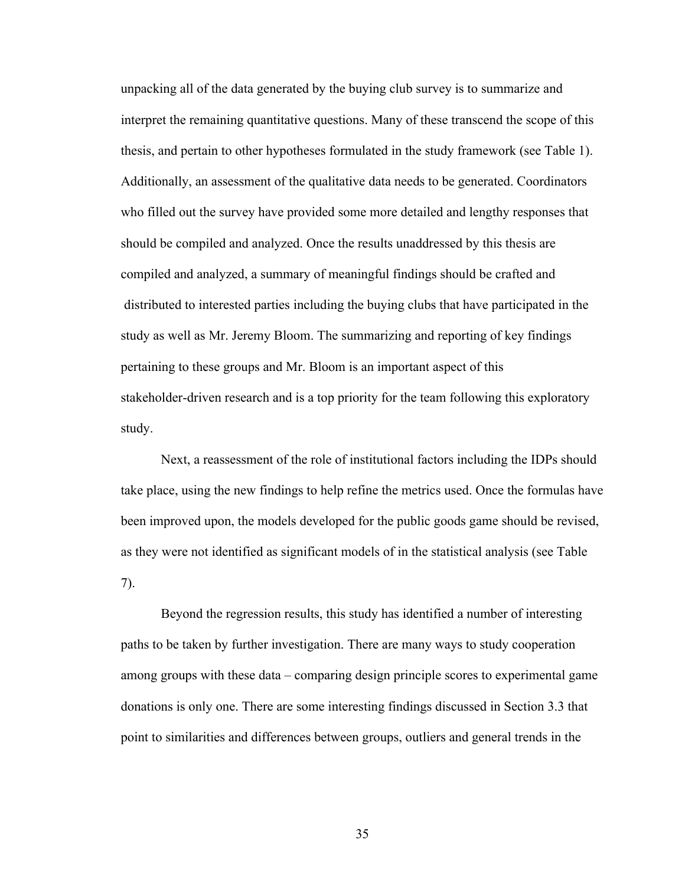unpacking all of the data generated by the buying club survey is to summarize and interpret the remaining quantitative questions. Many of these transcend the scope of this thesis, and pertain to other hypotheses formulated in the study framework (see Table 1). Additionally, an assessment of the qualitative data needs to be generated. Coordinators who filled out the survey have provided some more detailed and lengthy responses that should be compiled and analyzed. Once the results unaddressed by this thesis are compiled and analyzed, a summary of meaningful findings should be crafted and distributed to interested parties including the buying clubs that have participated in the study as well as Mr. Jeremy Bloom. The summarizing and reporting of key findings pertaining to these groups and Mr. Bloom is an important aspect of this stakeholder-driven research and is a top priority for the team following this exploratory study.

Next, a reassessment of the role of institutional factors including the IDPs should take place, using the new findings to help refine the metrics used. Once the formulas have been improved upon, the models developed for the public goods game should be revised, as they were not identified as significant models of in the statistical analysis (see Table 7).

Beyond the regression results, this study has identified a number of interesting paths to be taken by further investigation. There are many ways to study cooperation among groups with these data – comparing design principle scores to experimental game donations is only one. There are some interesting findings discussed in Section 3.3 that point to similarities and differences between groups, outliers and general trends in the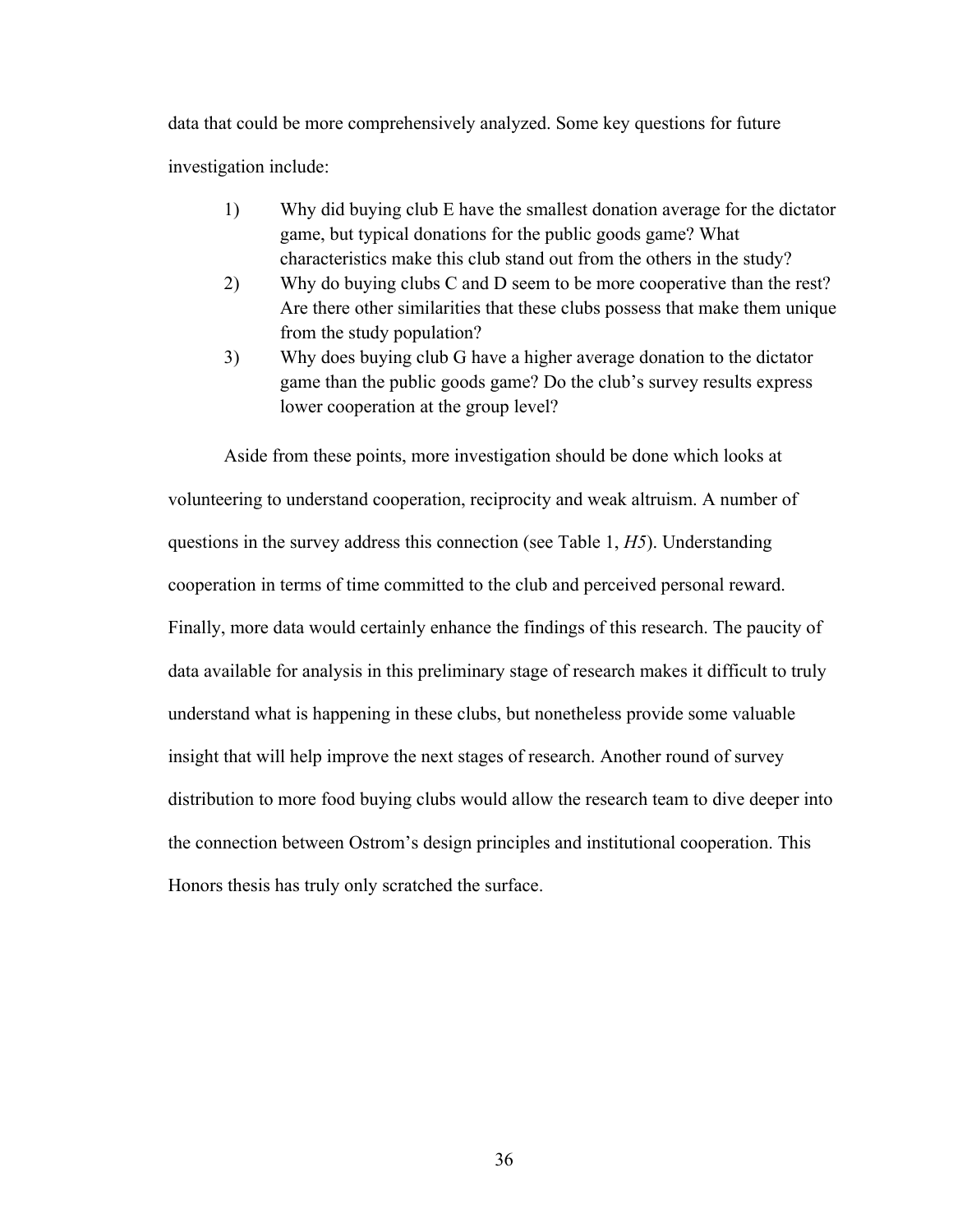data that could be more comprehensively analyzed. Some key questions for future investigation include:

1) Why did buying club E have the smallest donation average for the dictator game, but typical donations for the public goods game? What characteristics make this club stand out from the others in the study?
2) Why do buying clubs C and D seem to be more cooperative than the rest? Are there other similarities that these clubs possess that make them unique from the study population?
3) Why does buying club G have a higher average donation to the dictator game than the public goods game? Do the club's survey results express lower cooperation at the group level?

Aside from these points, more investigation should be done which looks at volunteering to understand cooperation, reciprocity and weak altruism. A number of questions in the survey address this connection (see Table 1, *H5*). Understanding cooperation in terms of time committed to the club and perceived personal reward. Finally, more data would certainly enhance the findings of this research. The paucity of data available for analysis in this preliminary stage of research makes it difficult to truly understand what is happening in these clubs, but nonetheless provide some valuable insight that will help improve the next stages of research. Another round of survey distribution to more food buying clubs would allow the research team to dive deeper into the connection between Ostrom's design principles and institutional cooperation. This Honors thesis has truly only scratched the surface.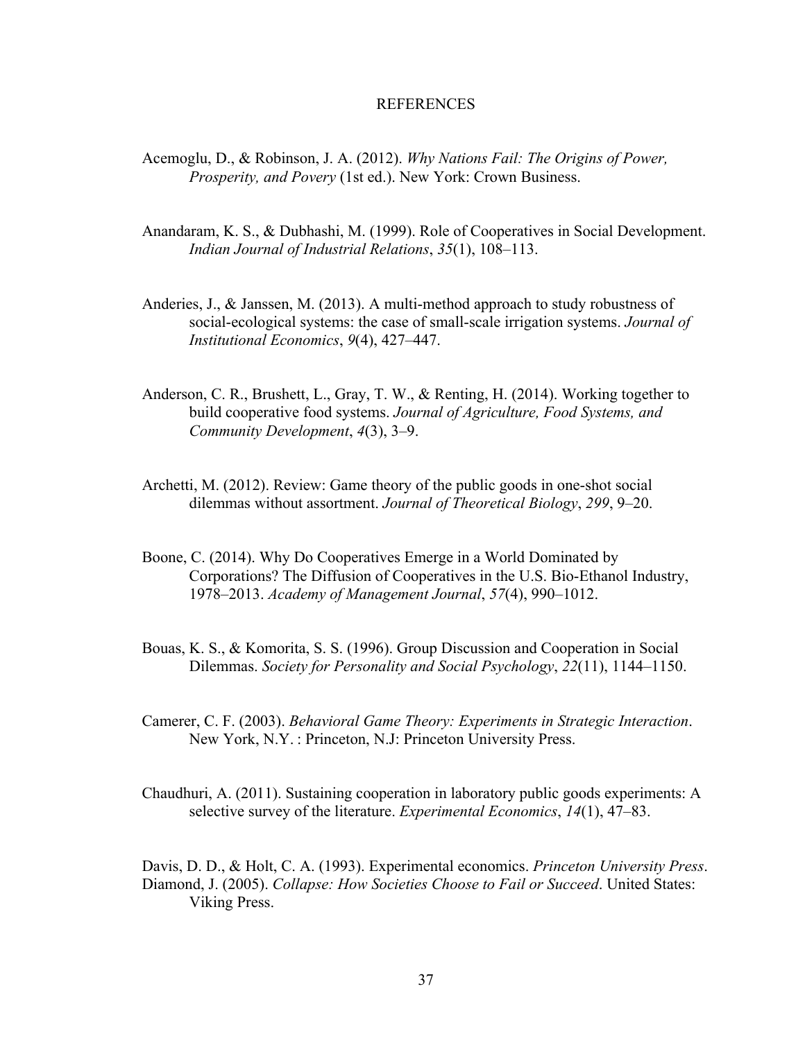# REFERENCES

Acemoglu, D., & Robinson, J. A. (2012). *Why Nations Fail: The Origins of Power, Prosperity, and Povery* (1st ed.). New York: Crown Business.

Anandaram, K. S., & Dubhashi, M. (1999). Role of Cooperatives in Social Development. *Indian Journal of Industrial Relations*, *35*(1), 108–113.

Anderies, J., & Janssen, M. (2013). A multi-method approach to study robustness of social-ecological systems: the case of small-scale irrigation systems. *Journal of Institutional Economics*, *9*(4), 427–447.

Anderson, C. R., Brushett, L., Gray, T. W., & Renting, H. (2014). Working together to build cooperative food systems. *Journal of Agriculture, Food Systems, and Community Development*, *4*(3), 3–9.

Archetti, M. (2012). Review: Game theory of the public goods in one-shot social dilemmas without assortment. *Journal of Theoretical Biology*, *299*, 9–20.

Boone, C. (2014). Why Do Cooperatives Emerge in a World Dominated by Corporations? The Diffusion of Cooperatives in the U.S. Bio-Ethanol Industry, 1978–2013. *Academy of Management Journal*, *57*(4), 990–1012.

Bouas, K. S., & Komorita, S. S. (1996). Group Discussion and Cooperation in Social Dilemmas. *Society for Personality and Social Psychology*, *22*(11), 1144–1150.

Camerer, C. F. (2003). *Behavioral Game Theory: Experiments in Strategic Interaction*. New York, N.Y. : Princeton, N.J: Princeton University Press.

Chaudhuri, A. (2011). Sustaining cooperation in laboratory public goods experiments: A selective survey of the literature. *Experimental Economics*, *14*(1), 47–83.

Davis, D. D., & Holt, C. A. (1993). Experimental economics. *Princeton University Press*.

Diamond, J. (2005). *Collapse: How Societies Choose to Fail or Succeed*. United States: Viking Press.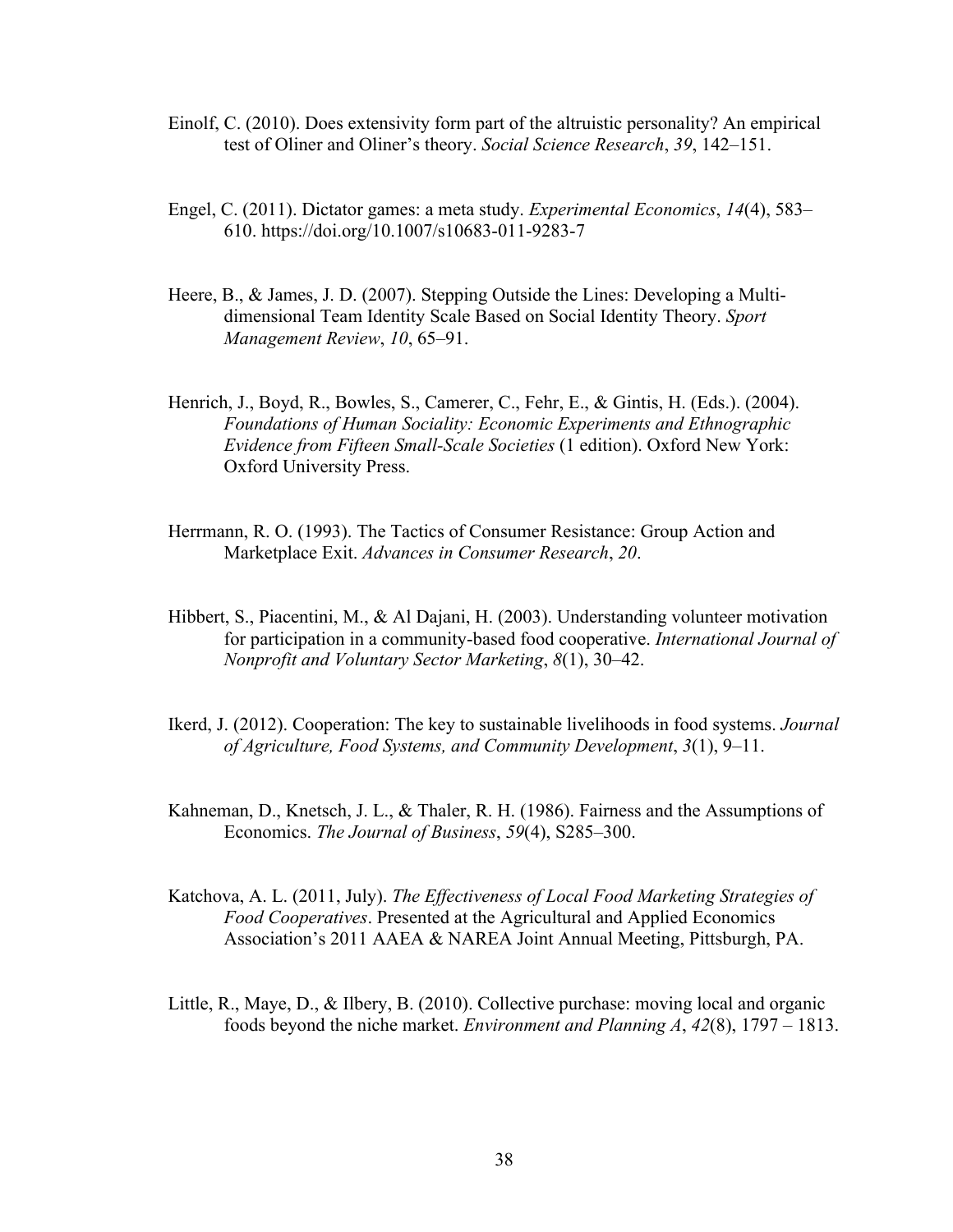Einolf, C. (2010). Does extensivity form part of the altruistic personality? An empirical test of Oliner and Oliner's theory. *Social Science Research*, *39*, 142–151.

Engel, C. (2011). Dictator games: a meta study. *Experimental Economics*, *14*(4), 583–610. https://doi.org/10.1007/s10683-011-9283-7

Heere, B., & James, J. D. (2007). Stepping Outside the Lines: Developing a Multi-dimensional Team Identity Scale Based on Social Identity Theory. *Sport Management Review*, *10*, 65–91.

Henrich, J., Boyd, R., Bowles, S., Camerer, C., Fehr, E., & Gintis, H. (Eds.). (2004). *Foundations of Human Sociality: Economic Experiments and Ethnographic Evidence from Fifteen Small-Scale Societies* (1 edition). Oxford New York: Oxford University Press.

Herrmann, R. O. (1993). The Tactics of Consumer Resistance: Group Action and Marketplace Exit. *Advances in Consumer Research*, *20*.

Hibbert, S., Piacentini, M., & Al Dajani, H. (2003). Understanding volunteer motivation for participation in a community-based food cooperative. *International Journal of Nonprofit and Voluntary Sector Marketing*, *8*(1), 30–42.

Ikerd, J. (2012). Cooperation: The key to sustainable livelihoods in food systems. *Journal of Agriculture, Food Systems, and Community Development*, *3*(1), 9–11.

Kahneman, D., Knetsch, J. L., & Thaler, R. H. (1986). Fairness and the Assumptions of Economics. *The Journal of Business*, *59*(4), S285–300.

Katchova, A. L. (2011, July). *The Effectiveness of Local Food Marketing Strategies of Food Cooperatives*. Presented at the Agricultural and Applied Economics Association's 2011 AAEA & NAREA Joint Annual Meeting, Pittsburgh, PA.

Little, R., Maye, D., & Ilbery, B. (2010). Collective purchase: moving local and organic foods beyond the niche market. *Environment and Planning A*, *42*(8), 1797 – 1813.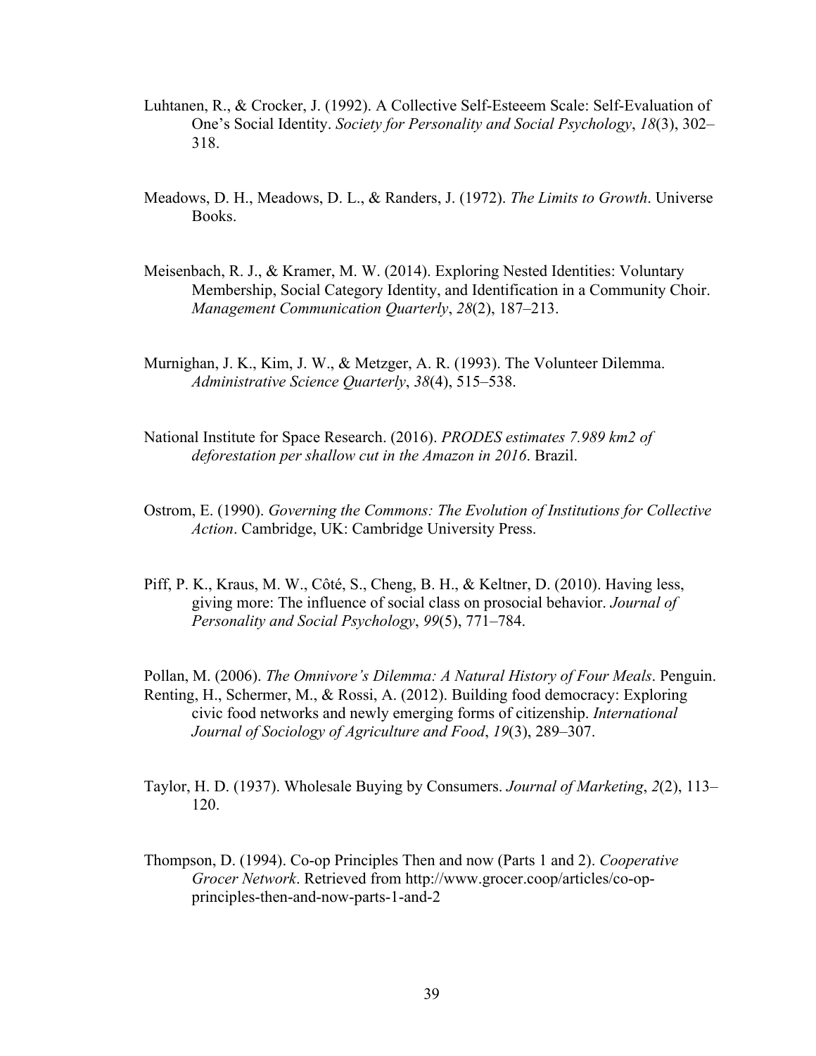Luhtanen, R., & Crocker, J. (1992). A Collective Self-Esteeem Scale: Self-Evaluation of One's Social Identity. *Society for Personality and Social Psychology*, *18*(3), 302–318.

Meadows, D. H., Meadows, D. L., & Randers, J. (1972). *The Limits to Growth*. Universe Books.

Meisenbach, R. J., & Kramer, M. W. (2014). Exploring Nested Identities: Voluntary Membership, Social Category Identity, and Identification in a Community Choir. *Management Communication Quarterly*, *28*(2), 187–213.

Murnighan, J. K., Kim, J. W., & Metzger, A. R. (1993). The Volunteer Dilemma. *Administrative Science Quarterly*, *38*(4), 515–538.

National Institute for Space Research. (2016). *PRODES estimates 7.989 km2 of deforestation per shallow cut in the Amazon in 2016*. Brazil.

Ostrom, E. (1990). *Governing the Commons: The Evolution of Institutions for Collective Action*. Cambridge, UK: Cambridge University Press.

Piff, P. K., Kraus, M. W., Côté, S., Cheng, B. H., & Keltner, D. (2010). Having less, giving more: The influence of social class on prosocial behavior. *Journal of Personality and Social Psychology*, *99*(5), 771–784.

Pollan, M. (2006). *The Omnivore's Dilemma: A Natural History of Four Meals*. Penguin.

Renting, H., Schermer, M., & Rossi, A. (2012). Building food democracy: Exploring civic food networks and newly emerging forms of citizenship. *International Journal of Sociology of Agriculture and Food*, *19*(3), 289–307.

Taylor, H. D. (1937). Wholesale Buying by Consumers. *Journal of Marketing*, *2*(2), 113–120.

Thompson, D. (1994). Co-op Principles Then and now (Parts 1 and 2). *Cooperative Grocer Network*. Retrieved from http://www.grocer.coop/articles/co-op-principles-then-and-now-parts-1-and-2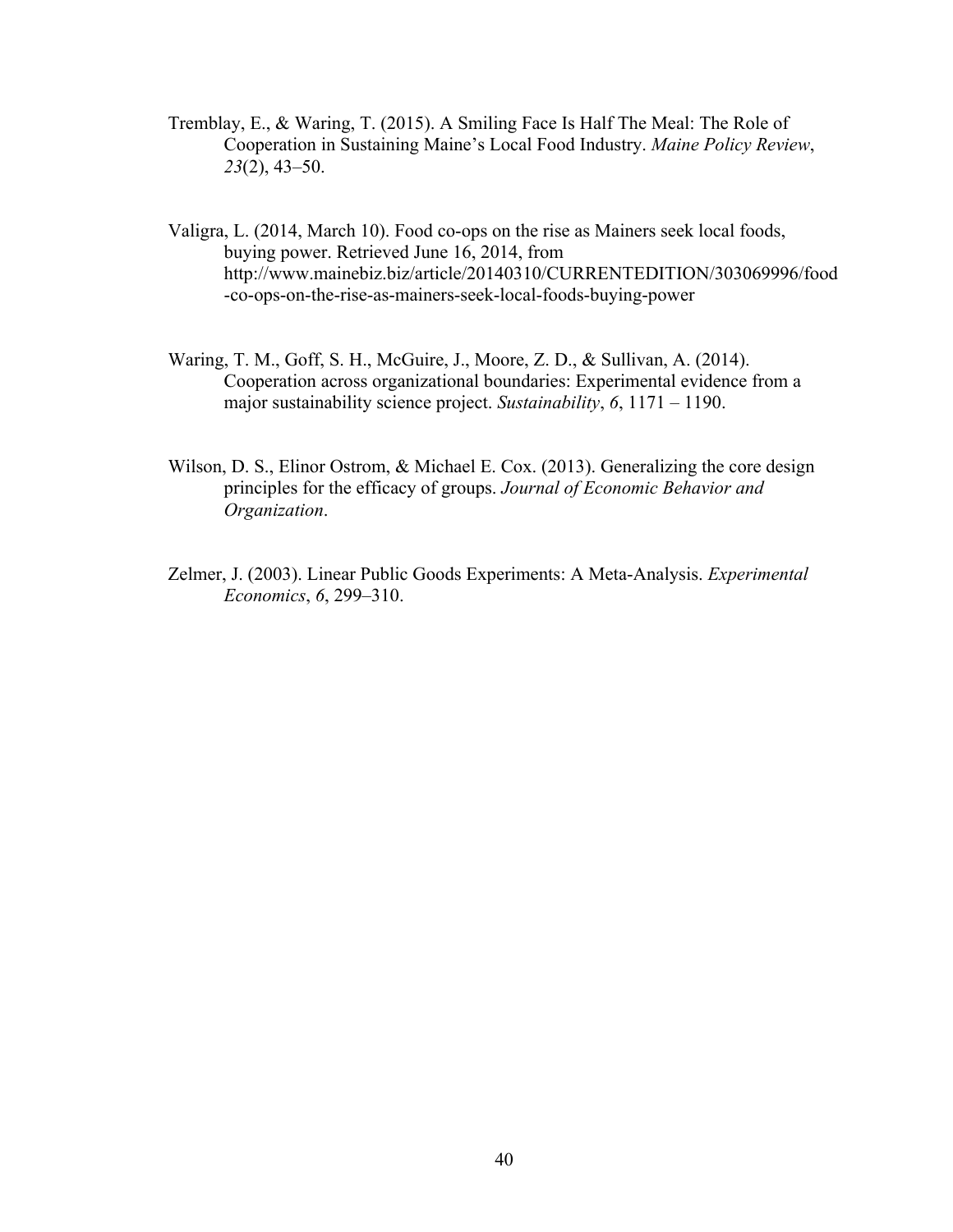Tremblay, E., & Waring, T. (2015). A Smiling Face Is Half The Meal: The Role of Cooperation in Sustaining Maine's Local Food Industry. *Maine Policy Review*, *23*(2), 43–50.

Valigra, L. (2014, March 10). Food co-ops on the rise as Mainers seek local foods, buying power. Retrieved June 16, 2014, from http://www.mainebiz.biz/article/20140310/CURRENTEDITION/303069996/food-co-ops-on-the-rise-as-mainers-seek-local-foods-buying-power

Waring, T. M., Goff, S. H., McGuire, J., Moore, Z. D., & Sullivan, A. (2014). Cooperation across organizational boundaries: Experimental evidence from a major sustainability science project. *Sustainability*, *6*, 1171 – 1190.

Wilson, D. S., Elinor Ostrom, & Michael E. Cox. (2013). Generalizing the core design principles for the efficacy of groups. *Journal of Economic Behavior and Organization*.

Zelmer, J. (2003). Linear Public Goods Experiments: A Meta-Analysis. *Experimental Economics*, *6*, 299–310.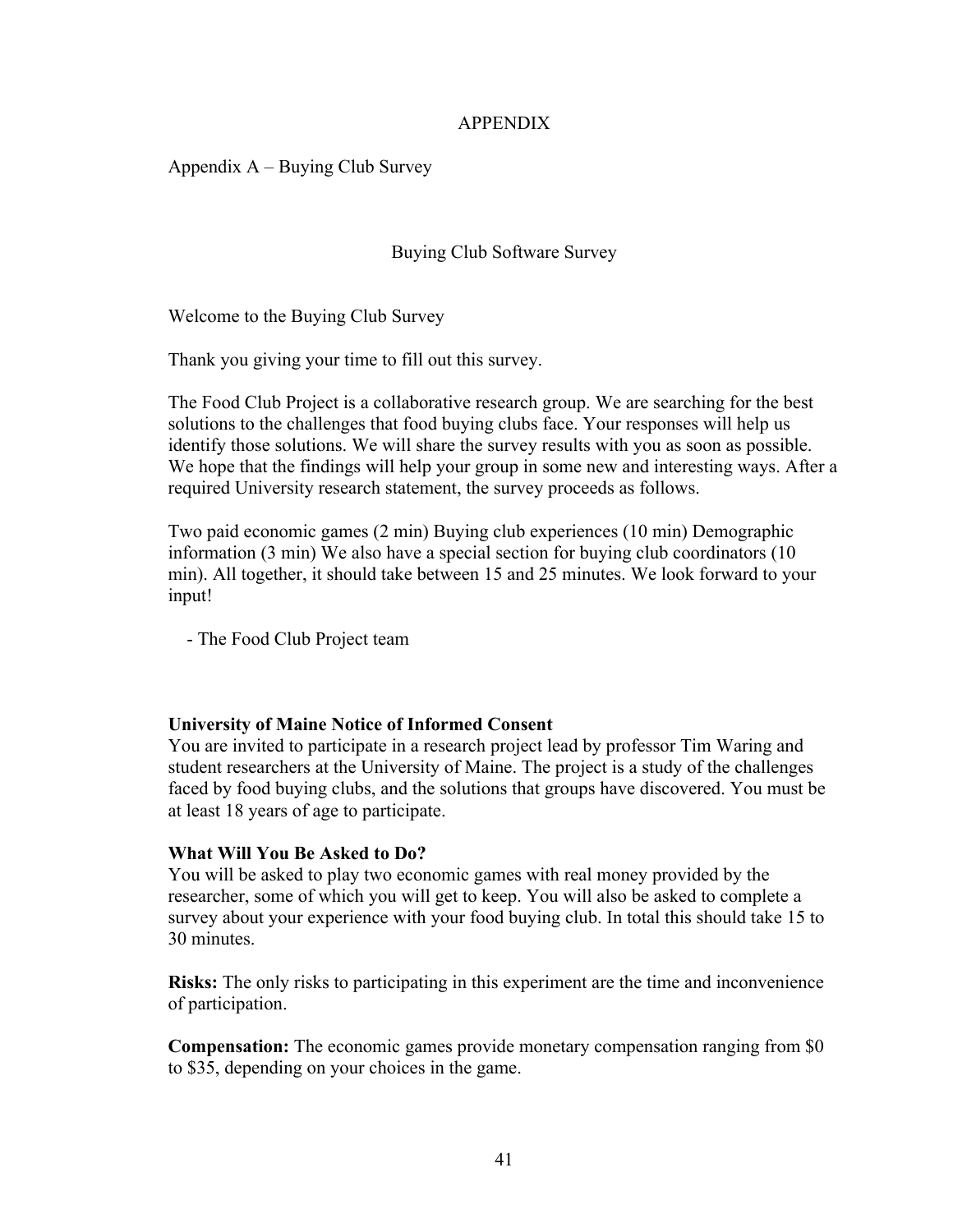# APPENDIX

## Appendix A – Buying Club Survey

### Buying Club Software Survey

Welcome to the Buying Club Survey

Thank you giving your time to fill out this survey.

The Food Club Project is a collaborative research group. We are searching for the best solutions to the challenges that food buying clubs face. Your responses will help us identify those solutions. We will share the survey results with you as soon as possible. We hope that the findings will help your group in some new and interesting ways. After a required University research statement, the survey proceeds as follows.

Two paid economic games (2 min) Buying club experiences (10 min) Demographic information (3 min) We also have a special section for buying club coordinators (10 min). All together, it should take between 15 and 25 minutes. We look forward to your input!

- The Food Club Project team

**University of Maine Notice of Informed Consent**
You are invited to participate in a research project lead by professor Tim Waring and student researchers at the University of Maine. The project is a study of the challenges faced by food buying clubs, and the solutions that groups have discovered. You must be at least 18 years of age to participate.

**What Will You Be Asked to Do?**
You will be asked to play two economic games with real money provided by the researcher, some of which you will get to keep. You will also be asked to complete a survey about your experience with your food buying club. In total this should take 15 to 30 minutes.

**Risks:** The only risks to participating in this experiment are the time and inconvenience of participation.

**Compensation:** The economic games provide monetary compensation ranging from $0 to $35, depending on your choices in the game.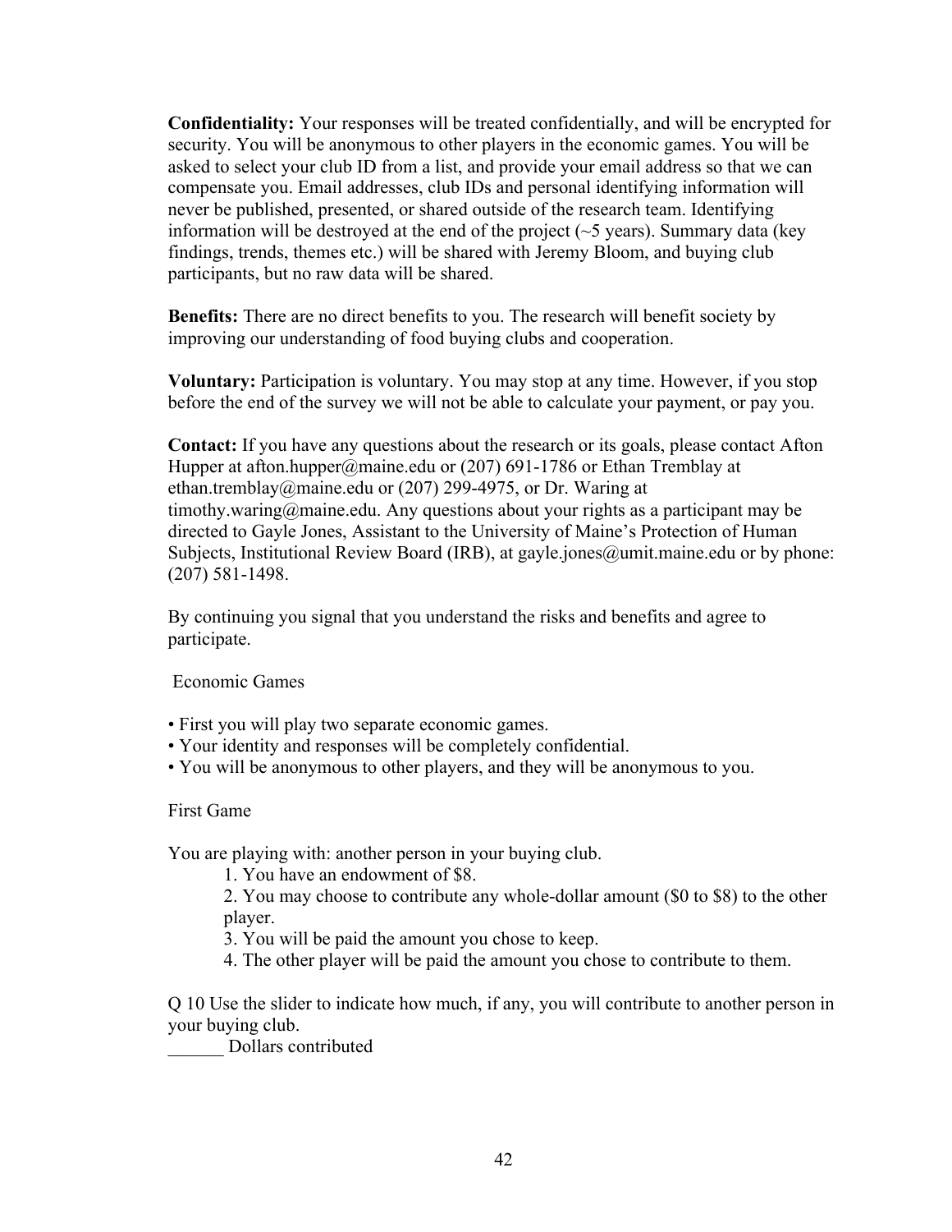**Confidentiality:** Your responses will be treated confidentially, and will be encrypted for security. You will be anonymous to other players in the economic games. You will be asked to select your club ID from a list, and provide your email address so that we can compensate you. Email addresses, club IDs and personal identifying information will never be published, presented, or shared outside of the research team. Identifying information will be destroyed at the end of the project (~5 years). Summary data (key findings, trends, themes etc.) will be shared with Jeremy Bloom, and buying club participants, but no raw data will be shared.

**Benefits:** There are no direct benefits to you. The research will benefit society by improving our understanding of food buying clubs and cooperation.

**Voluntary:** Participation is voluntary. You may stop at any time. However, if you stop before the end of the survey we will not be able to calculate your payment, or pay you.

**Contact:** If you have any questions about the research or its goals, please contact Afton Hupper at afton.hupper@maine.edu or (207) 691-1786 or Ethan Tremblay at ethan.tremblay@maine.edu or (207) 299-4975, or Dr. Waring at timothy.waring@maine.edu. Any questions about your rights as a participant may be directed to Gayle Jones, Assistant to the University of Maine's Protection of Human Subjects, Institutional Review Board (IRB), at gayle.jones@umit.maine.edu or by phone: (207) 581-1498.

By continuing you signal that you understand the risks and benefits and agree to participate.

Economic Games

- First you will play two separate economic games.
- Your identity and responses will be completely confidential.
- You will be anonymous to other players, and they will be anonymous to you.

First Game

You are playing with: another person in your buying club.

1. You have an endowment of $8.
2. You may choose to contribute any whole-dollar amount ($0 to $8) to the other player.
3. You will be paid the amount you chose to keep.
4. The other player will be paid the amount you chose to contribute to them.

Q 10 Use the slider to indicate how much, if any, you will contribute to another person in your buying club.

______ Dollars contributed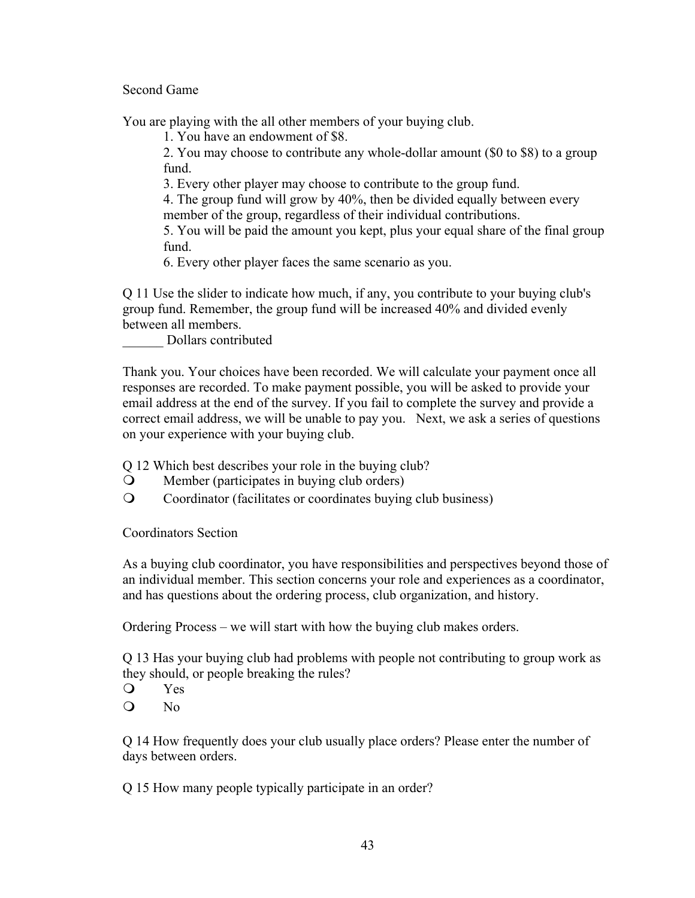Second Game

You are playing with the all other members of your buying club.

1. You have an endowment of $8.
2. You may choose to contribute any whole-dollar amount ($0 to $8) to a group fund.
3. Every other player may choose to contribute to the group fund.
4. The group fund will grow by 40%, then be divided equally between every member of the group, regardless of their individual contributions.
5. You will be paid the amount you kept, plus your equal share of the final group fund.
6. Every other player faces the same scenario as you.

Q 11 Use the slider to indicate how much, if any, you contribute to your buying club's group fund. Remember, the group fund will be increased 40% and divided evenly between all members.

______ Dollars contributed

Thank you. Your choices have been recorded. We will calculate your payment once all responses are recorded. To make payment possible, you will be asked to provide your email address at the end of the survey. If you fail to complete the survey and provide a correct email address, we will be unable to pay you.   Next, we ask a series of questions on your experience with your buying club.

Q 12 Which best describes your role in the buying club?

- ❍ Member (participates in buying club orders)
- ❍ Coordinator (facilitates or coordinates buying club business)

Coordinators Section

As a buying club coordinator, you have responsibilities and perspectives beyond those of an individual member. This section concerns your role and experiences as a coordinator, and has questions about the ordering process, club organization, and history.

Ordering Process – we will start with how the buying club makes orders.

Q 13 Has your buying club had problems with people not contributing to group work as they should, or people breaking the rules?

- ❍ Yes
- ❍ No

Q 14 How frequently does your club usually place orders? Please enter the number of days between orders.

Q 15 How many people typically participate in an order?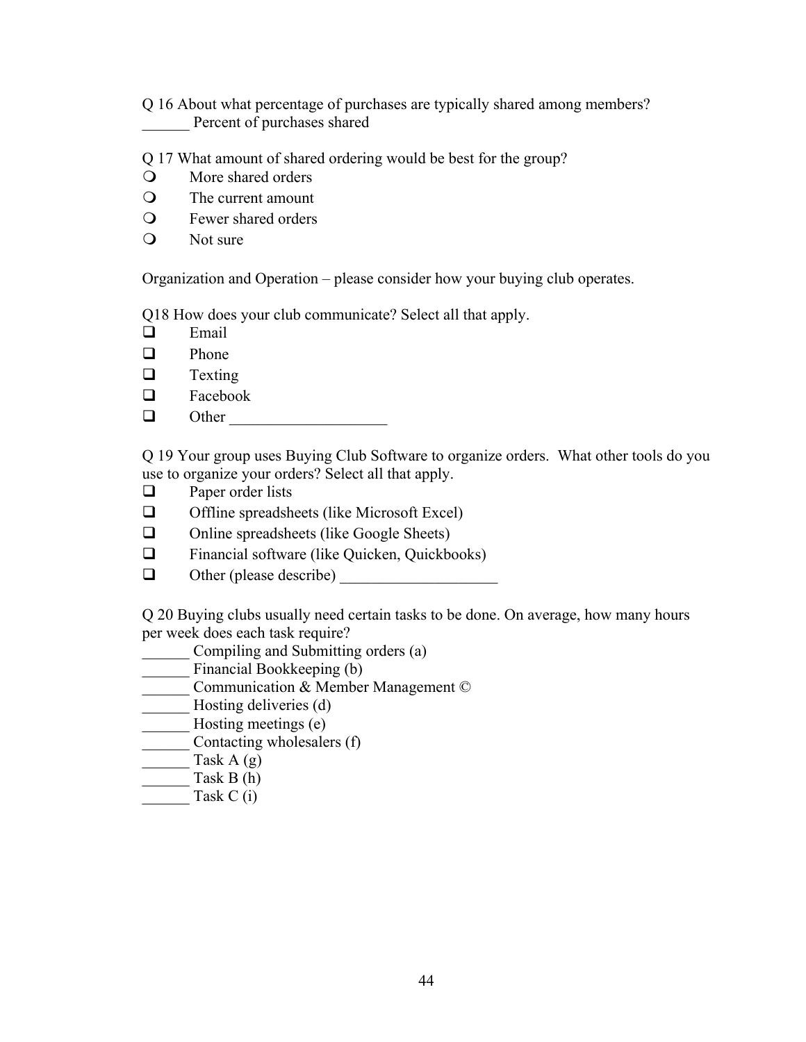Q 16 About what percentage of purchases are typically shared among members?
______ Percent of purchases shared

Q 17 What amount of shared ordering would be best for the group?

- ❍ More shared orders
- ❍ The current amount
- ❍ Fewer shared orders
- ❍ Not sure

Organization and Operation – please consider how your buying club operates.

Q18 How does your club communicate? Select all that apply.

- ❑ Email
- ❑ Phone
- ❑ Texting
- ❑ Facebook
- ❑ Other ____________________

Q 19 Your group uses Buying Club Software to organize orders. What other tools do you use to organize your orders? Select all that apply.

- ❑ Paper order lists
- ❑ Offline spreadsheets (like Microsoft Excel)
- ❑ Online spreadsheets (like Google Sheets)
- ❑ Financial software (like Quicken, Quickbooks)
- ❑ Other (please describe) ____________________

Q 20 Buying clubs usually need certain tasks to be done. On average, how many hours per week does each task require?

______ Compiling and Submitting orders (a)
______ Financial Bookkeeping (b)
______ Communication & Member Management ©
______ Hosting deliveries (d)
______ Hosting meetings (e)
______ Contacting wholesalers (f)
______ Task A (g)
______ Task B (h)
______ Task C (i)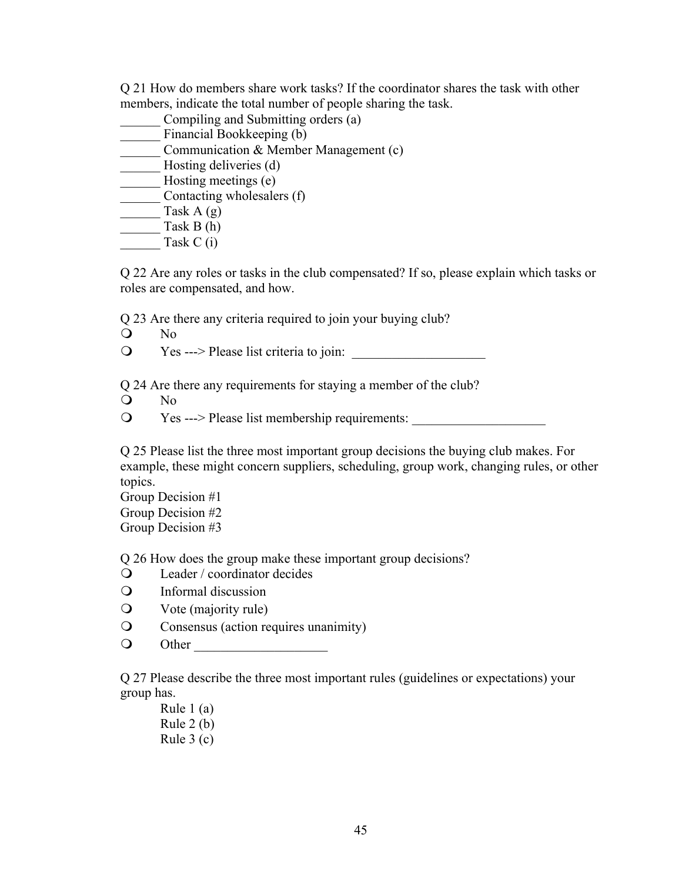Q 21 How do members share work tasks? If the coordinator shares the task with other members, indicate the total number of people sharing the task.

______ Compiling and Submitting orders (a)
______ Financial Bookkeeping (b)
______ Communication & Member Management (c)
______ Hosting deliveries (d)
______ Hosting meetings (e)
______ Contacting wholesalers (f)
______ Task A (g)
______ Task B (h)
______ Task C (i)

Q 22 Are any roles or tasks in the club compensated? If so, please explain which tasks or roles are compensated, and how.

Q 23 Are there any criteria required to join your buying club?

- ❍ No
- ❍ Yes ---> Please list criteria to join: ____________________

Q 24 Are there any requirements for staying a member of the club?

- ❍ No
- ❍ Yes ---> Please list membership requirements: ____________________

Q 25 Please list the three most important group decisions the buying club makes. For example, these might concern suppliers, scheduling, group work, changing rules, or other topics.

Group Decision #1
Group Decision #2
Group Decision #3

Q 26 How does the group make these important group decisions?

- ❍ Leader / coordinator decides
- ❍ Informal discussion
- ❍ Vote (majority rule)
- ❍ Consensus (action requires unanimity)
- ❍ Other ____________________

Q 27 Please describe the three most important rules (guidelines or expectations) your group has.

Rule 1 (a)
Rule 2 (b)
Rule 3 (c)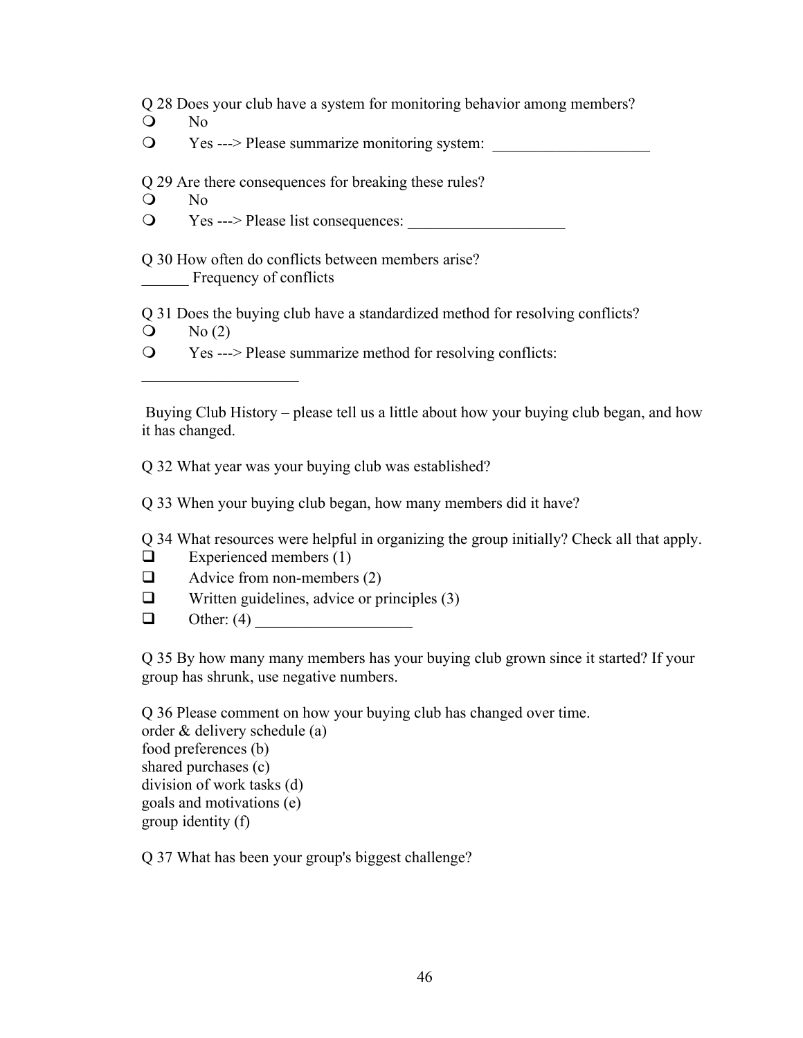Q 28 Does your club have a system for monitoring behavior among members?

- No
- Yes ---> Please summarize monitoring system: ____________________

Q 29 Are there consequences for breaking these rules?

- No
- Yes ---> Please list consequences: ____________________

Q 30 How often do conflicts between members arise?

______ Frequency of conflicts

Q 31 Does the buying club have a standardized method for resolving conflicts?

- No (2)
- Yes ---> Please summarize method for resolving conflicts:

____________________

Buying Club History – please tell us a little about how your buying club began, and how it has changed.

Q 32 What year was your buying club was established?

Q 33 When your buying club began, how many members did it have?

Q 34 What resources were helpful in organizing the group initially? Check all that apply.

- Experienced members (1)
- Advice from non-members (2)
- Written guidelines, advice or principles (3)
- Other: (4) ____________________

Q 35 By how many many members has your buying club grown since it started? If your group has shrunk, use negative numbers.

Q 36 Please comment on how your buying club has changed over time.

order & delivery schedule (a)
food preferences (b)
shared purchases (c)
division of work tasks (d)
goals and motivations (e)
group identity (f)

Q 37 What has been your group's biggest challenge?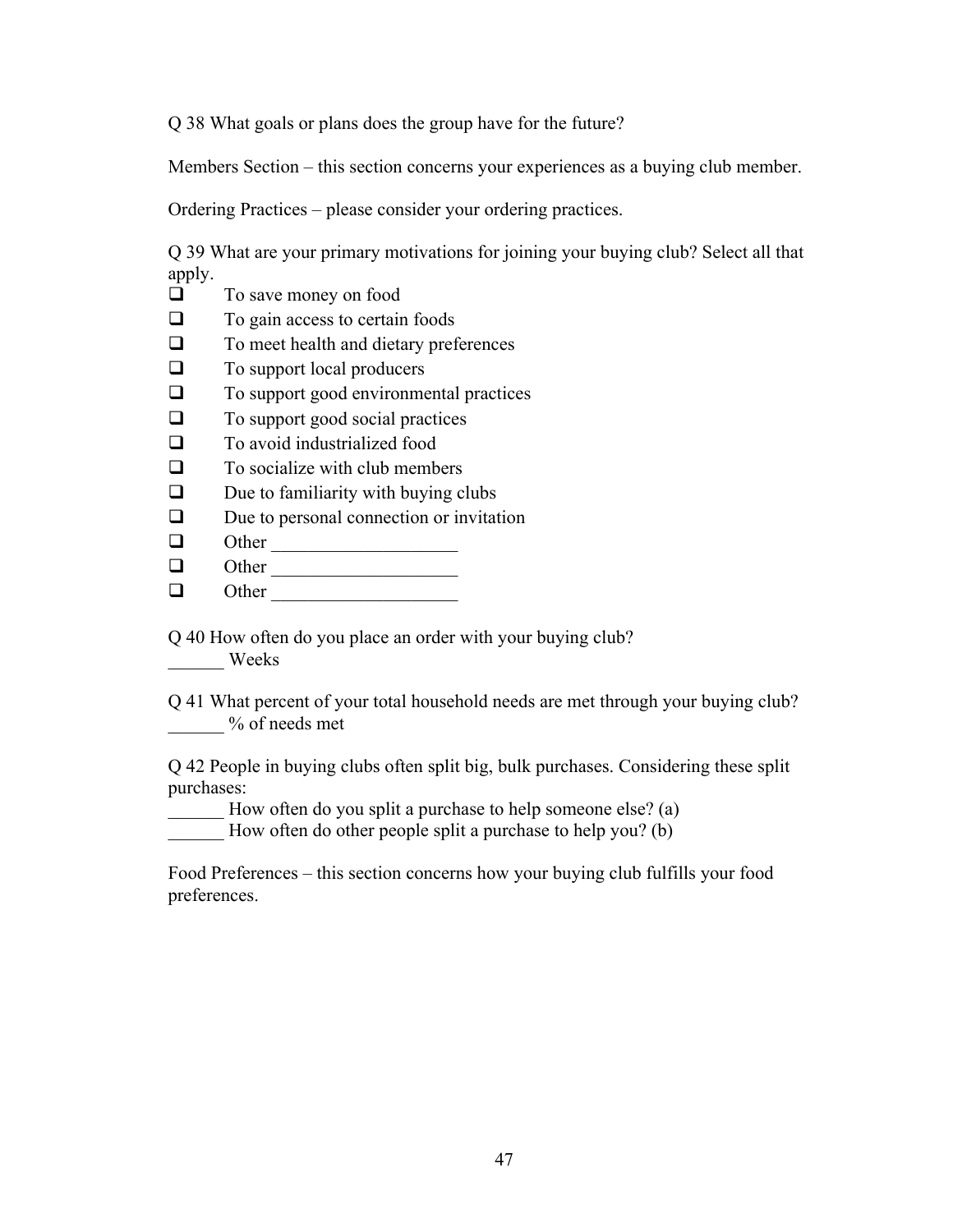Q 38 What goals or plans does the group have for the future?

Members Section – this section concerns your experiences as a buying club member.

Ordering Practices – please consider your ordering practices.

Q 39 What are your primary motivations for joining your buying club? Select all that apply.

- ❑ To save money on food
- ❑ To gain access to certain foods
- ❑ To meet health and dietary preferences
- ❑ To support local producers
- ❑ To support good environmental practices
- ❑ To support good social practices
- ❑ To avoid industrialized food
- ❑ To socialize with club members
- ❑ Due to familiarity with buying clubs
- ❑ Due to personal connection or invitation
- ❑ Other ____________________
- ❑ Other ____________________
- ❑ Other ____________________

Q 40 How often do you place an order with your buying club?
______ Weeks

Q 41 What percent of your total household needs are met through your buying club?
______ % of needs met

Q 42 People in buying clubs often split big, bulk purchases. Considering these split purchases:
______ How often do you split a purchase to help someone else? (a)
______ How often do other people split a purchase to help you? (b)

Food Preferences – this section concerns how your buying club fulfills your food preferences.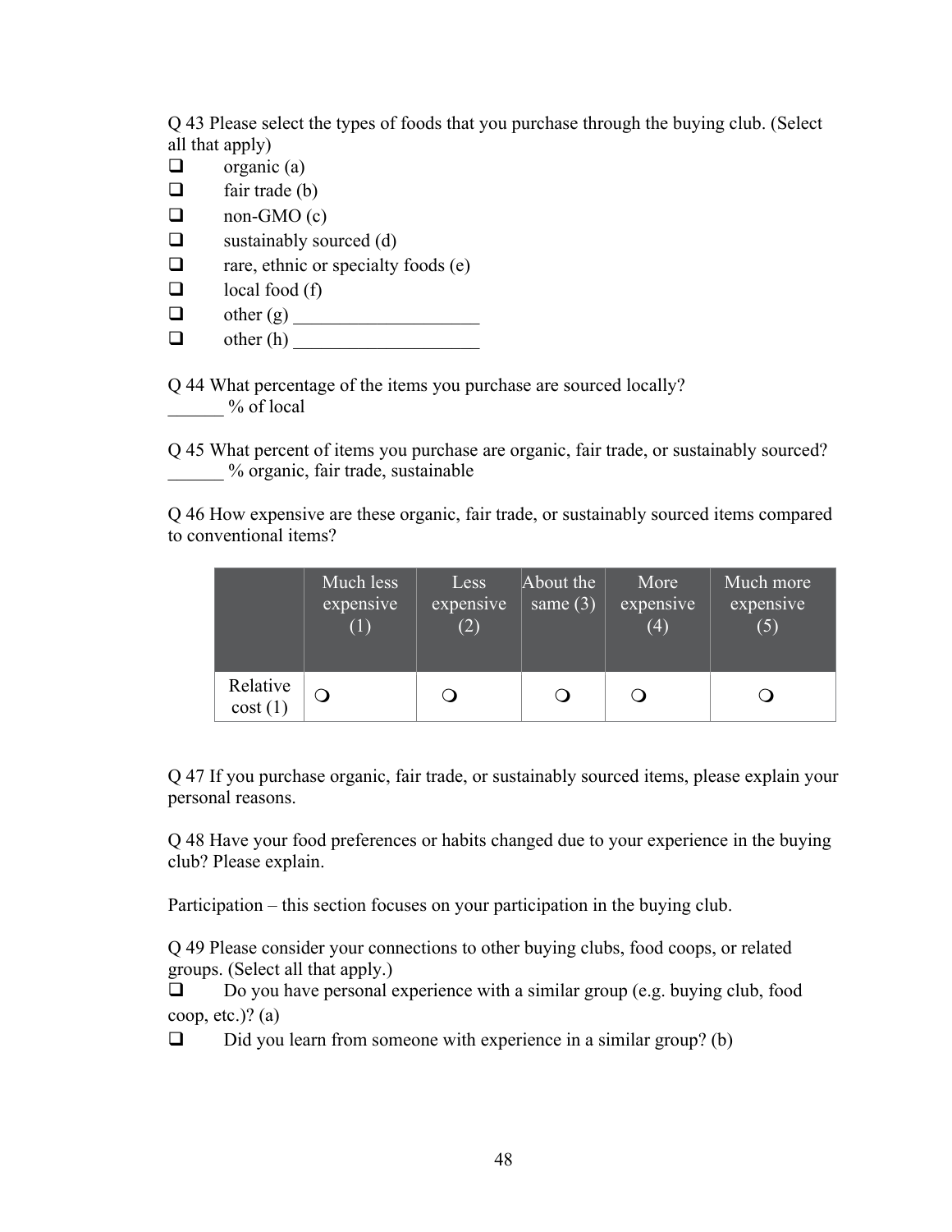Q 43 Please select the types of foods that you purchase through the buying club. (Select all that apply)

- ❑ organic (a)
- ❑ fair trade (b)
- ❑ non-GMO (c)
- ❑ sustainably sourced (d)
- ❑ rare, ethnic or specialty foods (e)
- ❑ local food (f)
- ❑ other (g) ____________________
- ❑ other (h) ____________________

Q 44 What percentage of the items you purchase are sourced locally?
______ % of local

Q 45 What percent of items you purchase are organic, fair trade, or sustainably sourced?
______ % organic, fair trade, sustainable

Q 46 How expensive are these organic, fair trade, or sustainably sourced items compared to conventional items?

| | Much less expensive (1) | Less expensive (2) | About the same (3) | More expensive (4) | Much more expensive (5) |
|---|---|---|---|---|---|
| Relative cost (1) | ❍ | ❍ | ❍ | ❍ | ❍ |

Q 47 If you purchase organic, fair trade, or sustainably sourced items, please explain your personal reasons.

Q 48 Have your food preferences or habits changed due to your experience in the buying club? Please explain.

Participation – this section focuses on your participation in the buying club.

Q 49 Please consider your connections to other buying clubs, food coops, or related groups. (Select all that apply.)

- ❑ Do you have personal experience with a similar group (e.g. buying club, food coop, etc.)? (a)
- ❑ Did you learn from someone with experience in a similar group? (b)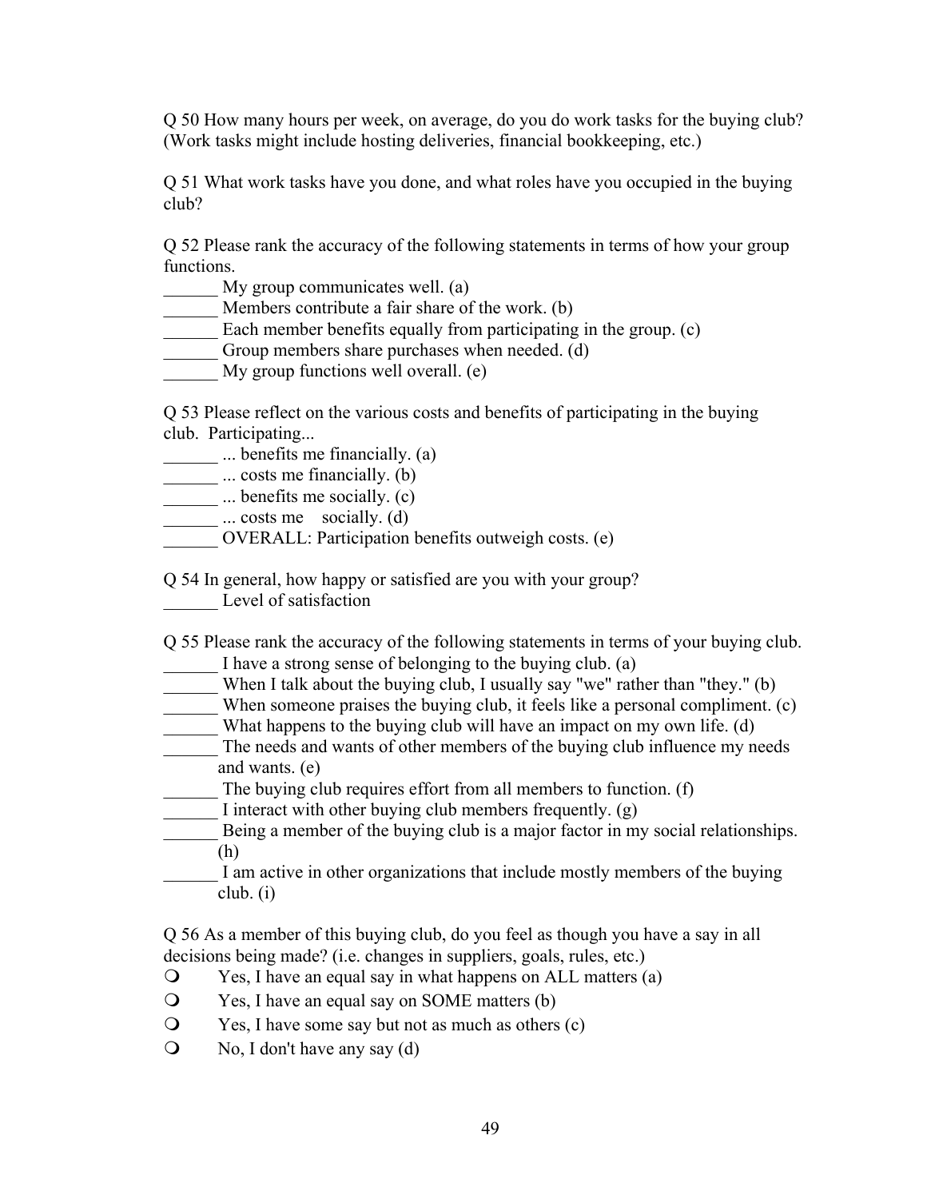Q 50 How many hours per week, on average, do you do work tasks for the buying club? (Work tasks might include hosting deliveries, financial bookkeeping, etc.)

Q 51 What work tasks have you done, and what roles have you occupied in the buying club?

Q 52 Please rank the accuracy of the following statements in terms of how your group functions.

______ My group communicates well. (a)
______ Members contribute a fair share of the work. (b)
______ Each member benefits equally from participating in the group. (c)
______ Group members share purchases when needed. (d)
______ My group functions well overall. (e)

Q 53 Please reflect on the various costs and benefits of participating in the buying club. Participating...

______ ... benefits me financially. (a)
______ ... costs me financially. (b)
______ ... benefits me socially. (c)
______ ... costs me socially. (d)
______ OVERALL: Participation benefits outweigh costs. (e)

Q 54 In general, how happy or satisfied are you with your group?

______ Level of satisfaction

Q 55 Please rank the accuracy of the following statements in terms of your buying club.

______ I have a strong sense of belonging to the buying club. (a)
______ When I talk about the buying club, I usually say "we" rather than "they." (b)
______ When someone praises the buying club, it feels like a personal compliment. (c)
______ What happens to the buying club will have an impact on my own life. (d)
______ The needs and wants of other members of the buying club influence my needs and wants. (e)
______ The buying club requires effort from all members to function. (f)
______ I interact with other buying club members frequently. (g)
______ Being a member of the buying club is a major factor in my social relationships. (h)
______ I am active in other organizations that include mostly members of the buying club. (i)

Q 56 As a member of this buying club, do you feel as though you have a say in all decisions being made? (i.e. changes in suppliers, goals, rules, etc.)

- ❍ Yes, I have an equal say in what happens on ALL matters (a)
- ❍ Yes, I have an equal say on SOME matters (b)
- ❍ Yes, I have some say but not as much as others (c)
- ❍ No, I don't have any say (d)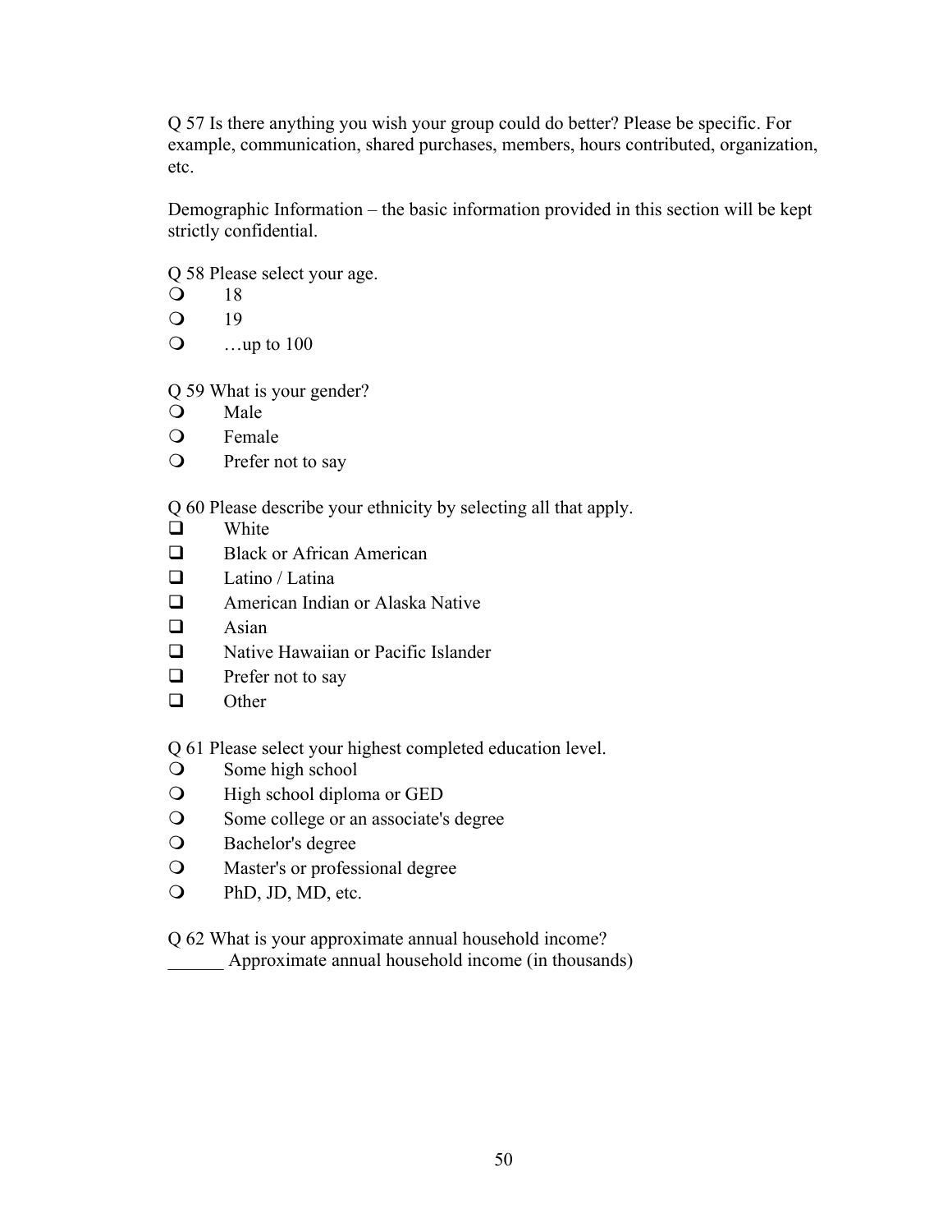Q 57 Is there anything you wish your group could do better? Please be specific. For example, communication, shared purchases, members, hours contributed, organization, etc.

Demographic Information – the basic information provided in this section will be kept strictly confidential.

Q 58 Please select your age.

- ○ 18
- ○ 19
- ○ …up to 100

Q 59 What is your gender?

- ○ Male
- ○ Female
- ○ Prefer not to say

Q 60 Please describe your ethnicity by selecting all that apply.

- ☐ White
- ☐ Black or African American
- ☐ Latino / Latina
- ☐ American Indian or Alaska Native
- ☐ Asian
- ☐ Native Hawaiian or Pacific Islander
- ☐ Prefer not to say
- ☐ Other

Q 61 Please select your highest completed education level.

- ○ Some high school
- ○ High school diploma or GED
- ○ Some college or an associate's degree
- ○ Bachelor's degree
- ○ Master's or professional degree
- ○ PhD, JD, MD, etc.

Q 62 What is your approximate annual household income?

______ Approximate annual household income (in thousands)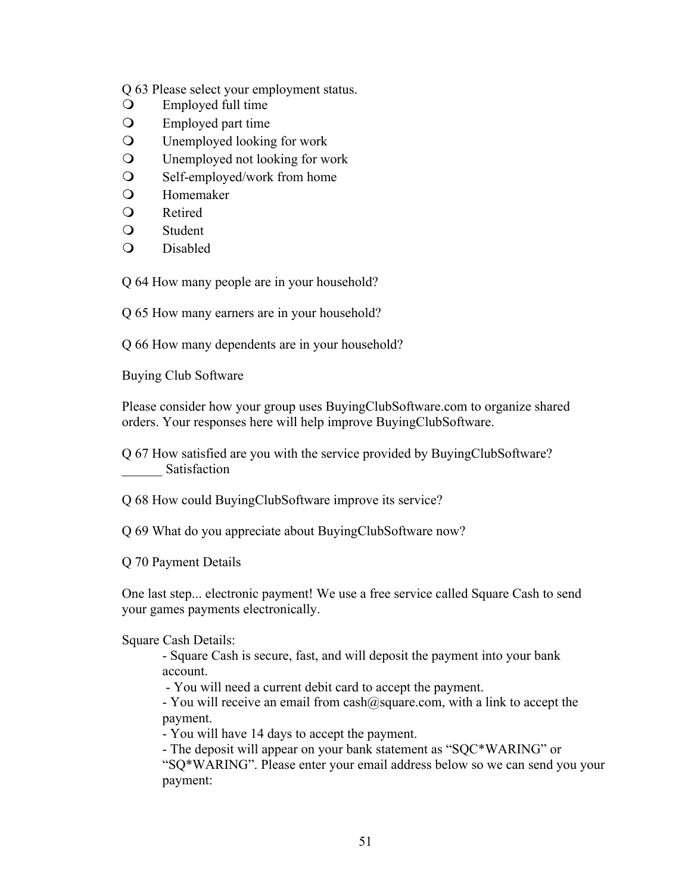Q 63 Please select your employment status.

- Employed full time
- Employed part time
- Unemployed looking for work
- Unemployed not looking for work
- Self-employed/work from home
- Homemaker
- Retired
- Student
- Disabled

Q 64 How many people are in your household?

Q 65 How many earners are in your household?

Q 66 How many dependents are in your household?

Buying Club Software

Please consider how your group uses BuyingClubSoftware.com to organize shared orders. Your responses here will help improve BuyingClubSoftware.

Q 67 How satisfied are you with the service provided by BuyingClubSoftware?
______ Satisfaction

Q 68 How could BuyingClubSoftware improve its service?

Q 69 What do you appreciate about BuyingClubSoftware now?

Q 70 Payment Details

One last step... electronic payment! We use a free service called Square Cash to send your games payments electronically.

Square Cash Details:

- Square Cash is secure, fast, and will deposit the payment into your bank account.
- You will need a current debit card to accept the payment.
- You will receive an email from cash@square.com, with a link to accept the payment.
- You will have 14 days to accept the payment.
- The deposit will appear on your bank statement as "SQC*WARING" or "SQ*WARING". Please enter your email address below so we can send you your payment: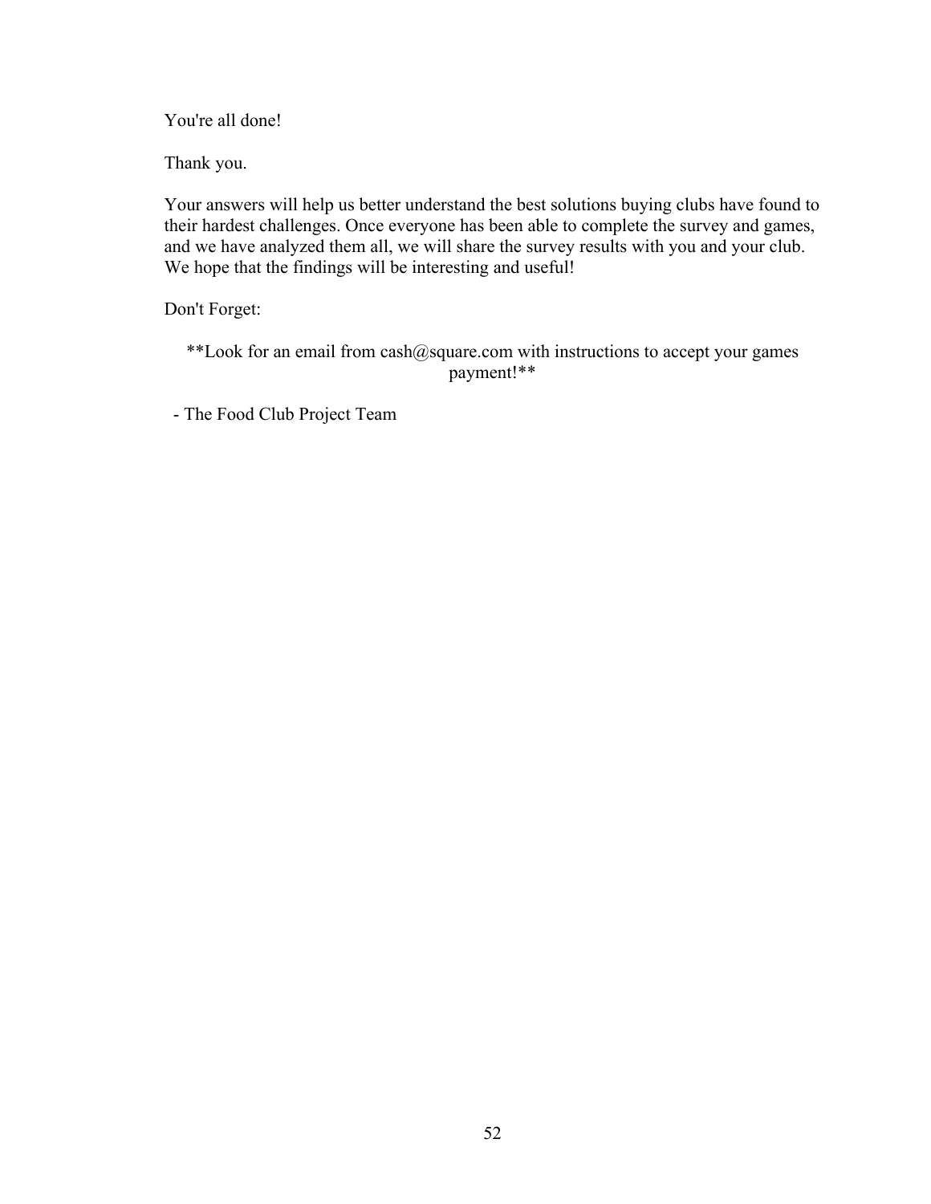You're all done!

Thank you.

Your answers will help us better understand the best solutions buying clubs have found to their hardest challenges. Once everyone has been able to complete the survey and games, and we have analyzed them all, we will share the survey results with you and your club. We hope that the findings will be interesting and useful!

Don't Forget:

**Look for an email from cash@square.com with instructions to accept your games payment!**

- The Food Club Project Team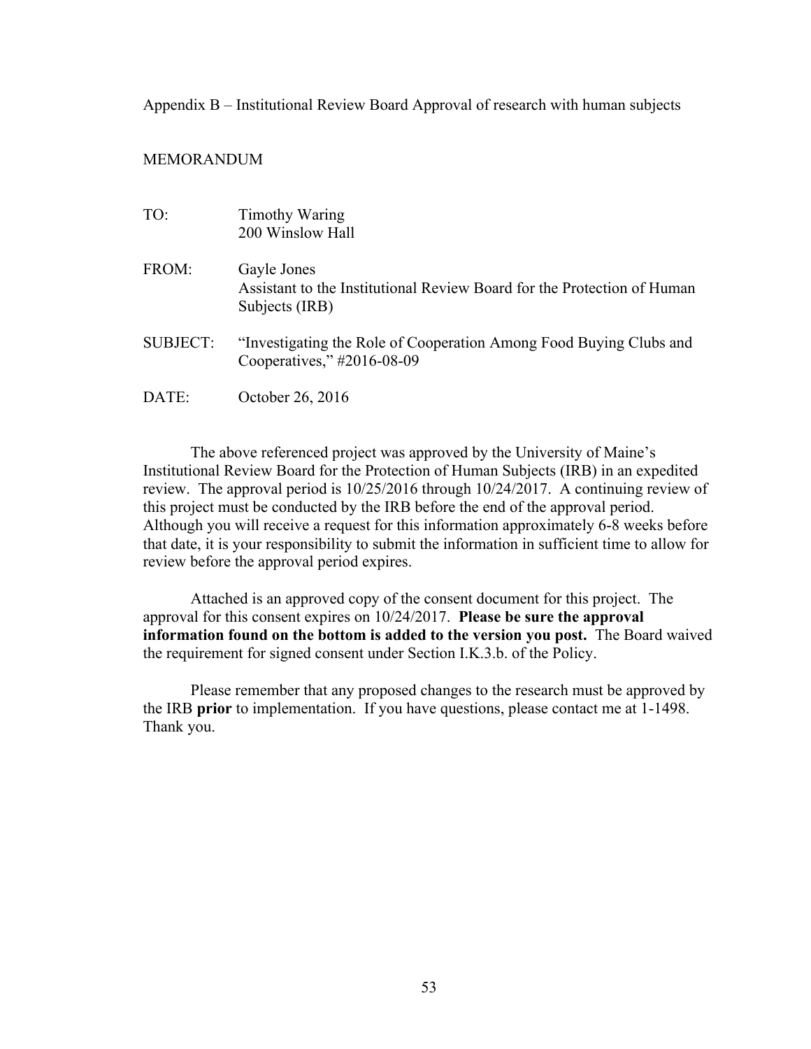Appendix B – Institutional Review Board Approval of research with human subjects

MEMORANDUM

TO: Timothy Waring
200 Winslow Hall

FROM: Gayle Jones
Assistant to the Institutional Review Board for the Protection of Human Subjects (IRB)

SUBJECT: "Investigating the Role of Cooperation Among Food Buying Clubs and Cooperatives," #2016-08-09

DATE: October 26, 2016

The above referenced project was approved by the University of Maine's Institutional Review Board for the Protection of Human Subjects (IRB) in an expedited review. The approval period is 10/25/2016 through 10/24/2017. A continuing review of this project must be conducted by the IRB before the end of the approval period. Although you will receive a request for this information approximately 6-8 weeks before that date, it is your responsibility to submit the information in sufficient time to allow for review before the approval period expires.

Attached is an approved copy of the consent document for this project. The approval for this consent expires on 10/24/2017. **Please be sure the approval information found on the bottom is added to the version you post.** The Board waived the requirement for signed consent under Section I.K.3.b. of the Policy.

Please remember that any proposed changes to the research must be approved by the IRB **prior** to implementation. If you have questions, please contact me at 1-1498. Thank you.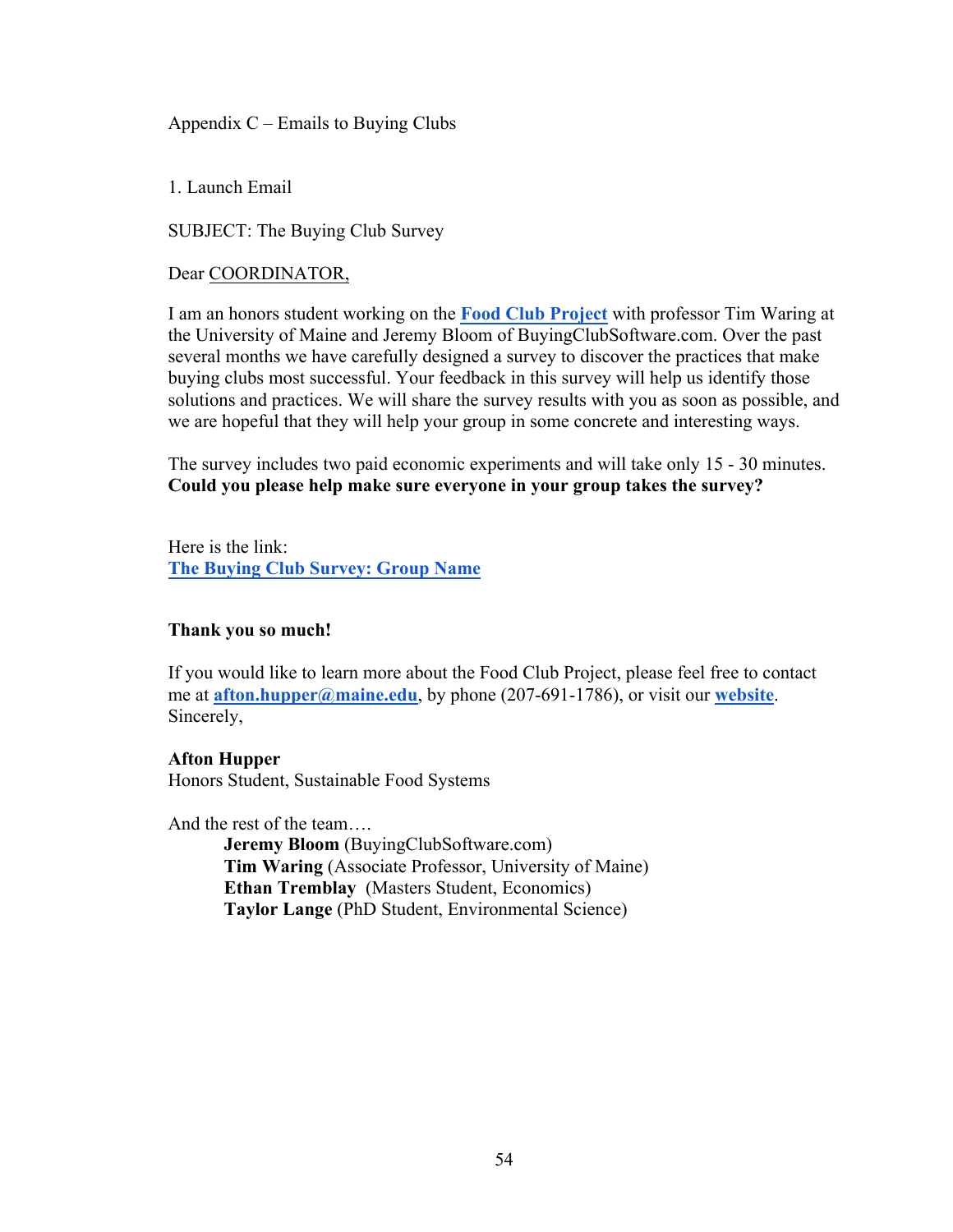Appendix C – Emails to Buying Clubs

1. Launch Email

SUBJECT: The Buying Club Survey

Dear COORDINATOR,

I am an honors student working on the **Food Club Project** with professor Tim Waring at the University of Maine and Jeremy Bloom of BuyingClubSoftware.com. Over the past several months we have carefully designed a survey to discover the practices that make buying clubs most successful. Your feedback in this survey will help us identify those solutions and practices. We will share the survey results with you as soon as possible, and we are hopeful that they will help your group in some concrete and interesting ways.

The survey includes two paid economic experiments and will take only 15 - 30 minutes. **Could you please help make sure everyone in your group takes the survey?**

Here is the link:
**The Buying Club Survey: Group Name**

**Thank you so much!**

If you would like to learn more about the Food Club Project, please feel free to contact me at **afton.hupper@maine.edu**, by phone (207-691-1786), or visit our **website**.
Sincerely,

**Afton Hupper**
Honors Student, Sustainable Food Systems

And the rest of the team….

- **Jeremy Bloom** (BuyingClubSoftware.com)
- **Tim Waring** (Associate Professor, University of Maine)
- **Ethan Tremblay** (Masters Student, Economics)
- **Taylor Lange** (PhD Student, Environmental Science)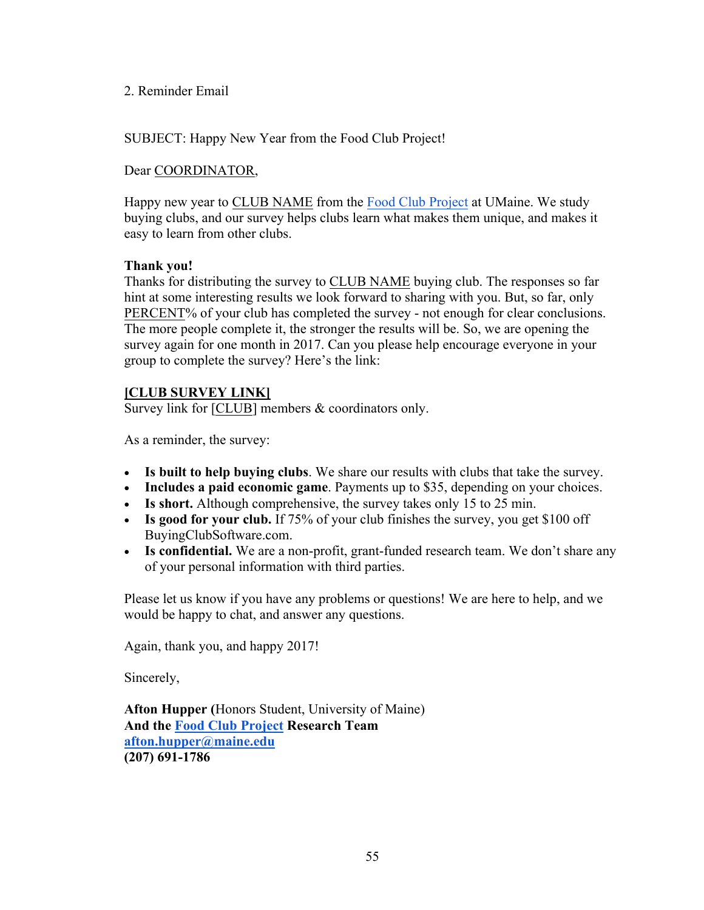2. Reminder Email

SUBJECT: Happy New Year from the Food Club Project!

Dear COORDINATOR,

Happy new year to CLUB NAME from the Food Club Project at UMaine. We study buying clubs, and our survey helps clubs learn what makes them unique, and makes it easy to learn from other clubs.

**Thank you!**
Thanks for distributing the survey to CLUB NAME buying club. The responses so far hint at some interesting results we look forward to sharing with you. But, so far, only PERCENT% of your club has completed the survey - not enough for clear conclusions. The more people complete it, the stronger the results will be. So, we are opening the survey again for one month in 2017. Can you please help encourage everyone in your group to complete the survey? Here's the link:

**[CLUB SURVEY LINK]**
Survey link for [CLUB] members & coordinators only.

As a reminder, the survey:

- **Is built to help buying clubs**. We share our results with clubs that take the survey.
- **Includes a paid economic game**. Payments up to $35, depending on your choices.
- **Is short.** Although comprehensive, the survey takes only 15 to 25 min.
- **Is good for your club.** If 75% of your club finishes the survey, you get $100 off BuyingClubSoftware.com.
- **Is confidential.** We are a non-profit, grant-funded research team. We don't share any of your personal information with third parties.

Please let us know if you have any problems or questions! We are here to help, and we would be happy to chat, and answer any questions.

Again, thank you, and happy 2017!

Sincerely,

**Afton Hupper (**Honors Student, University of Maine)
**And the Food Club Project Research Team**
**afton.hupper@maine.edu**
**(207) 691-1786**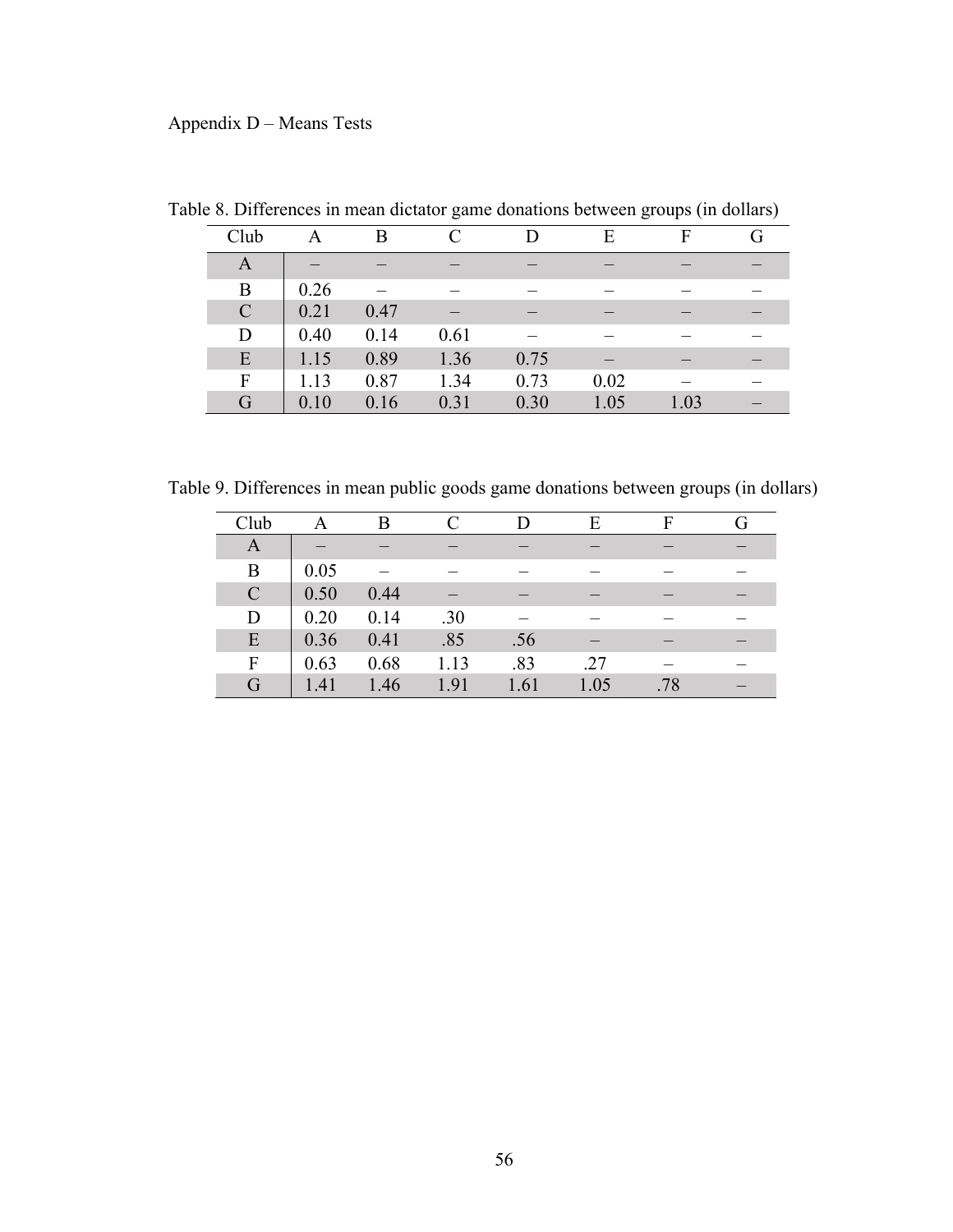Appendix D – Means Tests

Table 8. Differences in mean dictator game donations between groups (in dollars)

| Club | A | B | C | D | E | F | G |
|---|---|---|---|---|---|---|---|
| A | – | – | – | – | – | – | – |
| B | 0.26 | – | – | – | – | – | – |
| C | 0.21 | 0.47 | – | – | – | – | – |
| D | 0.40 | 0.14 | 0.61 | – | – | – | – |
| E | 1.15 | 0.89 | 1.36 | 0.75 | – | – | – |
| F | 1.13 | 0.87 | 1.34 | 0.73 | 0.02 | – | – |
| G | 0.10 | 0.16 | 0.31 | 0.30 | 1.05 | 1.03 | – |

Table 9. Differences in mean public goods game donations between groups (in dollars)

| Club | A | B | C | D | E | F | G |
|---|---|---|---|---|---|---|---|
| A | – | – | – | – | – | – | – |
| B | 0.05 | – | – | – | – | – | – |
| C | 0.50 | 0.44 | – | – | – | – | – |
| D | 0.20 | 0.14 | .30 | – | – | – | – |
| E | 0.36 | 0.41 | .85 | .56 | – | – | – |
| F | 0.63 | 0.68 | 1.13 | .83 | .27 | – | – |
| G | 1.41 | 1.46 | 1.91 | 1.61 | 1.05 | .78 | – |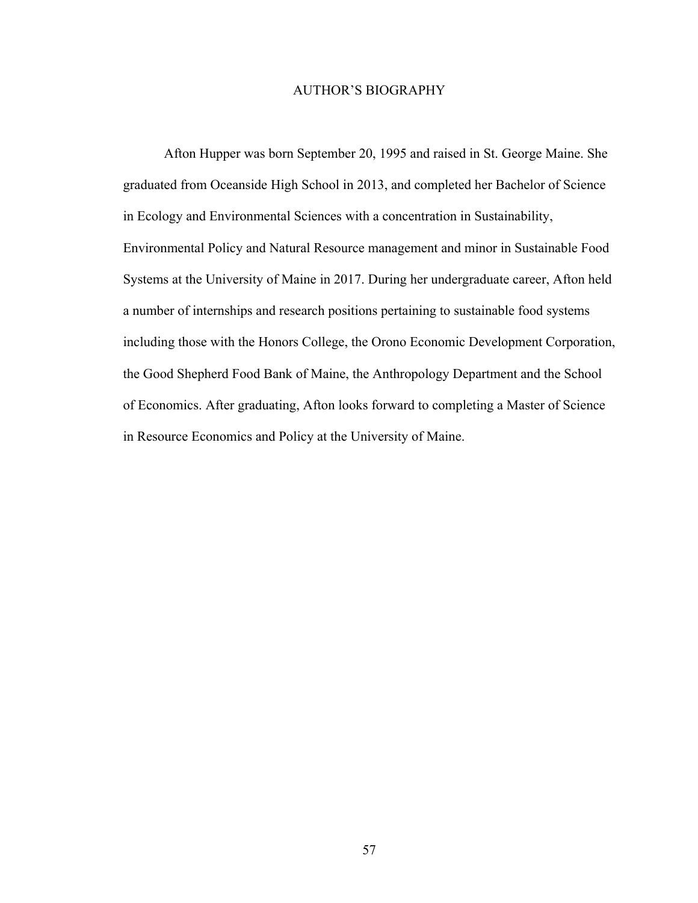# AUTHOR'S BIOGRAPHY

Afton Hupper was born September 20, 1995 and raised in St. George Maine. She graduated from Oceanside High School in 2013, and completed her Bachelor of Science in Ecology and Environmental Sciences with a concentration in Sustainability, Environmental Policy and Natural Resource management and minor in Sustainable Food Systems at the University of Maine in 2017. During her undergraduate career, Afton held a number of internships and research positions pertaining to sustainable food systems including those with the Honors College, the Orono Economic Development Corporation, the Good Shepherd Food Bank of Maine, the Anthropology Department and the School of Economics. After graduating, Afton looks forward to completing a Master of Science in Resource Economics and Policy at the University of Maine.